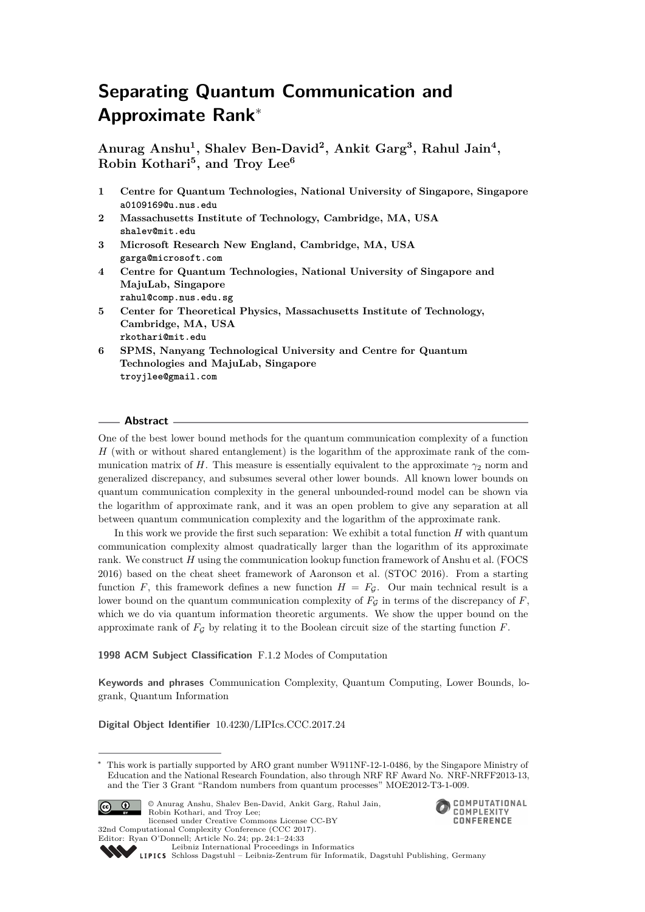# Separating Quantum Communication and Approximate Rank*

**Anurag Anshu[1], Shalev Ben-David[2], Ankit Garg[3], Rahul Jain[4], Robin Kothari[5], and Troy Lee[6]**

1. **Centre for Quantum Technologies, National University of Singapore, Singapore**
   a0109169@u.nus.edu
2. **Massachusetts Institute of Technology, Cambridge, MA, USA**
   shalev@mit.edu
3. **Microsoft Research New England, Cambridge, MA, USA**
   garga@microsoft.com
4. **Centre for Quantum Technologies, National University of Singapore and MajuLab, Singapore**
   rahul@comp.nus.edu.sg
5. **Center for Theoretical Physics, Massachusetts Institute of Technology, Cambridge, MA, USA**
   rkothari@mit.edu
6. **SPMS, Nanyang Technological University and Centre for Quantum Technologies and MajuLab, Singapore**
   troyjlee@gmail.com

## Abstract

One of the best lower bound methods for the quantum communication complexity of a function $H$ (with or without shared entanglement) is the logarithm of the approximate rank of the communication matrix of $H$. This measure is essentially equivalent to the approximate $\gamma_2$ norm and generalized discrepancy, and subsumes several other lower bounds. All known lower bounds on quantum communication complexity in the general unbounded-round model can be shown via the logarithm of approximate rank, and it was an open problem to give any separation at all between quantum communication complexity and the logarithm of the approximate rank.

In this work we provide the first such separation: We exhibit a total function $H$ with quantum communication complexity almost quadratically larger than the logarithm of its approximate rank. We construct $H$ using the communication lookup function framework of Anshu et al. (FOCS 2016) based on the cheat sheet framework of Aaronson et al. (STOC 2016). From a starting function $F$, this framework defines a new function $H = F_{\mathcal{G}}$. Our main technical result is a lower bound on the quantum communication complexity of $F_{\mathcal{G}}$ in terms of the discrepancy of $F$, which we do via quantum information theoretic arguments. We show the upper bound on the approximate rank of $F_{\mathcal{G}}$ by relating it to the Boolean circuit size of the starting function $F$.

**1998 ACM Subject Classification** F.1.2 Modes of Computation

**Keywords and phrases** Communication Complexity, Quantum Computing, Lower Bounds, log-rank, Quantum Information

**Digital Object Identifier** 10.4230/LIPIcs.CCC.2017.24

---

* This work is partially supported by ARO grant number W911NF-12-1-0486, by the Singapore Ministry of Education and the National Research Foundation, also through NRF RF Award No. NRF-NRFF2013-13, and the Tier 3 Grant "Random numbers from quantum processes" MOE2012-T3-1-009.

© Anurag Anshu, Shalev Ben-David, Ankit Garg, Rahul Jain, Robin Kothari, and Troy Lee; licensed under Creative Commons License CC-BY
32nd Computational Complexity Conference (CCC 2017).
Editor: Ryan O'Donnell; Article No. 24; pp. 24:1–24:33
Leibniz International Proceedings in Informatics
Schloss Dagstuhl – Leibniz-Zentrum für Informatik, Dagstuhl Publishing, Germany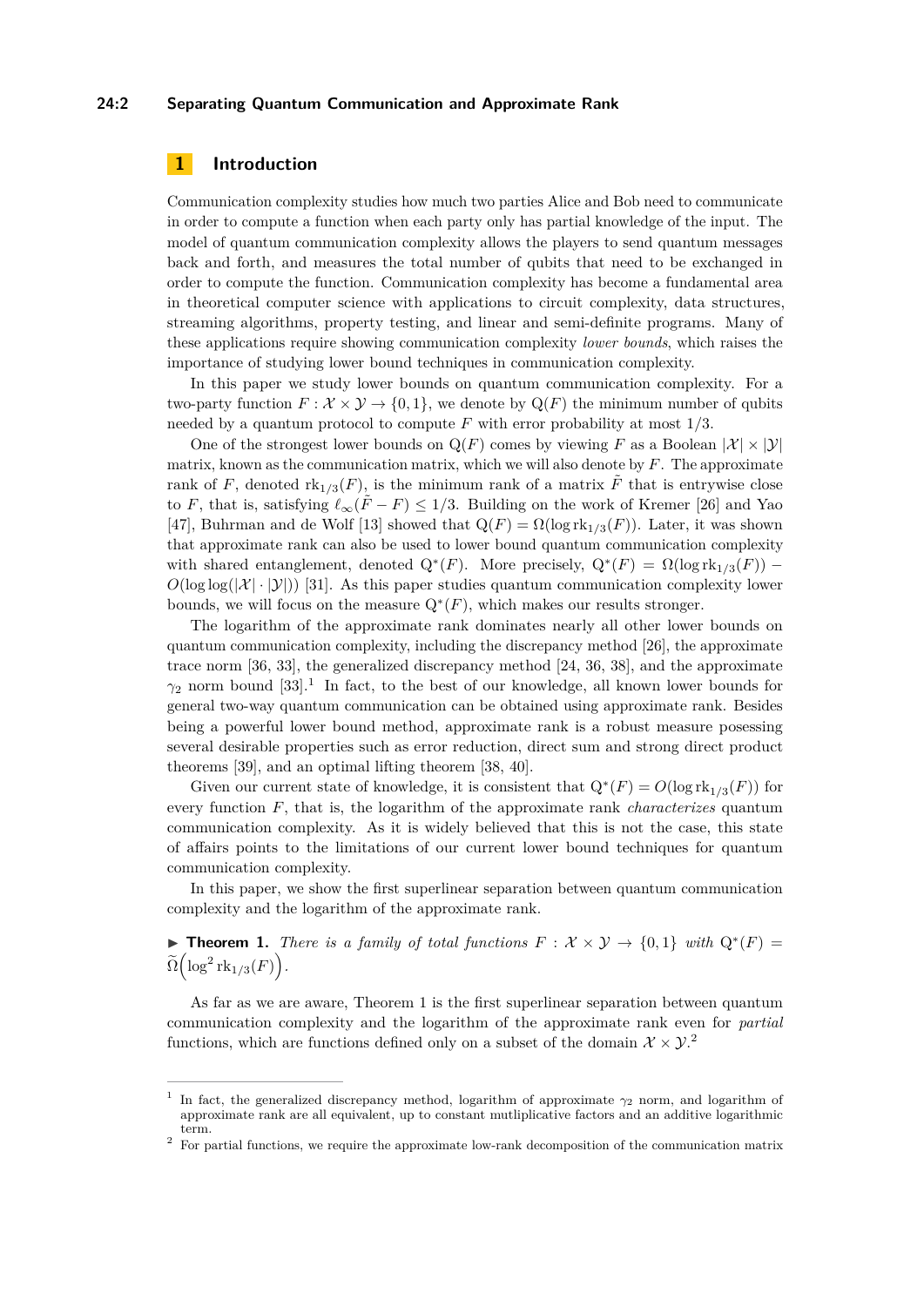## 1 Introduction

Communication complexity studies how much two parties Alice and Bob need to communicate in order to compute a function when each party only has partial knowledge of the input. The model of quantum communication complexity allows the players to send quantum messages back and forth, and measures the total number of qubits that need to be exchanged in order to compute the function. Communication complexity has become a fundamental area in theoretical computer science with applications to circuit complexity, data structures, streaming algorithms, property testing, and linear and semi-definite programs. Many of these applications require showing communication complexity *lower bounds*, which raises the importance of studying lower bound techniques in communication complexity.

In this paper we study lower bounds on quantum communication complexity. For a two-party function $F : \mathcal{X} \times \mathcal{Y} \to \{0,1\}$, we denote by $\mathrm{Q}(F)$ the minimum number of qubits needed by a quantum protocol to compute $F$ with error probability at most $1/3$.

One of the strongest lower bounds on $\mathrm{Q}(F)$ comes by viewing $F$ as a Boolean $|\mathcal{X}| \times |\mathcal{Y}|$ matrix, known as the communication matrix, which we will also denote by $F$. The approximate rank of $F$, denoted $\mathrm{rk}_{1/3}(F)$, is the minimum rank of a matrix $\tilde{F}$ that is entrywise close to $F$, that is, satisfying $\ell_\infty(\tilde{F} - F) \leq 1/3$. Building on the work of Kremer [26] and Yao [47], Buhrman and de Wolf [13] showed that $\mathrm{Q}(F) = \Omega(\log \mathrm{rk}_{1/3}(F))$. Later, it was shown that approximate rank can also be used to lower bound quantum communication complexity with shared entanglement, denoted $\mathrm{Q}^*(F)$. More precisely, $\mathrm{Q}^*(F) = \Omega(\log \mathrm{rk}_{1/3}(F)) - O(\log\log(|\mathcal{X}| \cdot |\mathcal{Y}|))$ [31]. As this paper studies quantum communication complexity lower bounds, we will focus on the measure $\mathrm{Q}^*(F)$, which makes our results stronger.

The logarithm of the approximate rank dominates nearly all other lower bounds on quantum communication complexity, including the discrepancy method [26], the approximate trace norm [36, 33], the generalized discrepancy method [24, 36, 38], and the approximate $\gamma_2$ norm bound [33].[1] In fact, to the best of our knowledge, all known lower bounds for general two-way quantum communication can be obtained using approximate rank. Besides being a powerful lower bound method, approximate rank is a robust measure posessing several desirable properties such as error reduction, direct sum and strong direct product theorems [39], and an optimal lifting theorem [38, 40].

Given our current state of knowledge, it is consistent that $\mathrm{Q}^*(F) = O(\log \mathrm{rk}_{1/3}(F))$ for every function $F$, that is, the logarithm of the approximate rank *characterizes* quantum communication complexity. As it is widely believed that this is not the case, this state of affairs points to the limitations of our current lower bound techniques for quantum communication complexity.

In this paper, we show the first superlinear separation between quantum communication complexity and the logarithm of the approximate rank.

▶ **Theorem 1.** *There is a family of total functions* $F : \mathcal{X} \times \mathcal{Y} \to \{0,1\}$ *with* $\mathrm{Q}^*(F) = \widetilde{\Omega}\left(\log^2 \mathrm{rk}_{1/3}(F)\right)$.

As far as we are aware, Theorem 1 is the first superlinear separation between quantum communication complexity and the logarithm of the approximate rank even for *partial* functions, which are functions defined only on a subset of the domain $\mathcal{X} \times \mathcal{Y}$.[2]

---

[1] In fact, the generalized discrepancy method, logarithm of approximate $\gamma_2$ norm, and logarithm of approximate rank are all equivalent, up to constant mutliplicative factors and an additive logarithmic term.

[2] For partial functions, we require the approximate low-rank decomposition of the communication matrix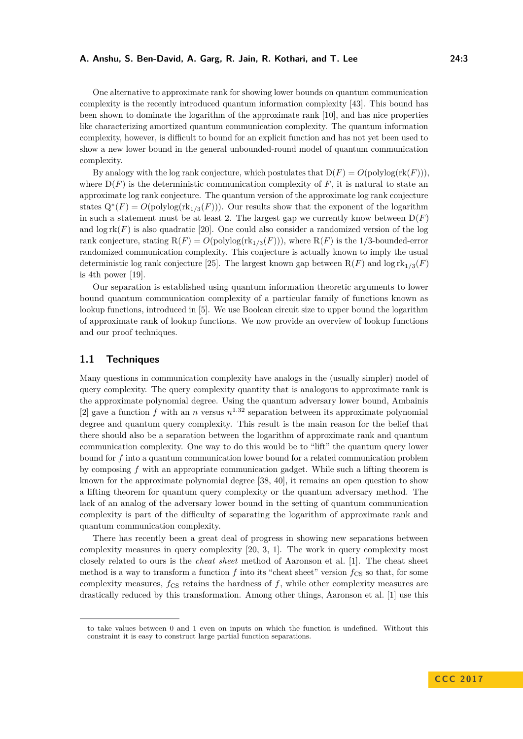One alternative to approximate rank for showing lower bounds on quantum communication complexity is the recently introduced quantum information complexity [43]. This bound has been shown to dominate the logarithm of the approximate rank [10], and has nice properties like characterizing amortized quantum communication complexity. The quantum information complexity, however, is difficult to bound for an explicit function and has not yet been used to show a new lower bound in the general unbounded-round model of quantum communication complexity.

By analogy with the log rank conjecture, which postulates that $\mathrm{D}(F) = O(\mathrm{polylog}(\mathrm{rk}(F)))$, where $\mathrm{D}(F)$ is the deterministic communication complexity of $F$, it is natural to state an approximate log rank conjecture. The quantum version of the approximate log rank conjecture states $\mathrm{Q}^*(F) = O(\mathrm{polylog}(\mathrm{rk}_{1/3}(F)))$. Our results show that the exponent of the logarithm in such a statement must be at least 2. The largest gap we currently know between $\mathrm{D}(F)$ and $\log \mathrm{rk}(F)$ is also quadratic [20]. One could also consider a randomized version of the log rank conjecture, stating $\mathrm{R}(F) = O(\mathrm{polylog}(\mathrm{rk}_{1/3}(F)))$, where $\mathrm{R}(F)$ is the $1/3$-bounded-error randomized communication complexity. This conjecture is actually known to imply the usual deterministic log rank conjecture [25]. The largest known gap between $\mathrm{R}(F)$ and $\log \mathrm{rk}_{1/3}(F)$ is 4th power [19].

Our separation is established using quantum information theoretic arguments to lower bound quantum communication complexity of a particular family of functions known as lookup functions, introduced in [5]. We use Boolean circuit size to upper bound the logarithm of approximate rank of lookup functions. We now provide an overview of lookup functions and our proof techniques.

## 1.1 Techniques

Many questions in communication complexity have analogs in the (usually simpler) model of query complexity. The query complexity quantity that is analogous to approximate rank is the approximate polynomial degree. Using the quantum adversary lower bound, Ambainis [2] gave a function $f$ with an $n$ versus $n^{1.32}$ separation between its approximate polynomial degree and quantum query complexity. This result is the main reason for the belief that there should also be a separation between the logarithm of approximate rank and quantum communication complexity. One way to do this would be to "lift" the quantum query lower bound for $f$ into a quantum communication lower bound for a related communication problem by composing $f$ with an appropriate communication gadget. While such a lifting theorem is known for the approximate polynomial degree [38, 40], it remains an open question to show a lifting theorem for quantum query complexity or the quantum adversary method. The lack of an analog of the adversary lower bound in the setting of quantum communication complexity is part of the difficulty of separating the logarithm of approximate rank and quantum communication complexity.

There has recently been a great deal of progress in showing new separations between complexity measures in query complexity [20, 3, 1]. The work in query complexity most closely related to ours is the *cheat sheet* method of Aaronson et al. [1]. The cheat sheet method is a way to transform a function $f$ into its "cheat sheet" version $f_{\mathrm{CS}}$ so that, for some complexity measures, $f_{\mathrm{CS}}$ retains the hardness of $f$, while other complexity measures are drastically reduced by this transformation. Among other things, Aaronson et al. [1] use this

to take values between 0 and 1 even on inputs on which the function is undefined. Without this constraint it is easy to construct large partial function separations.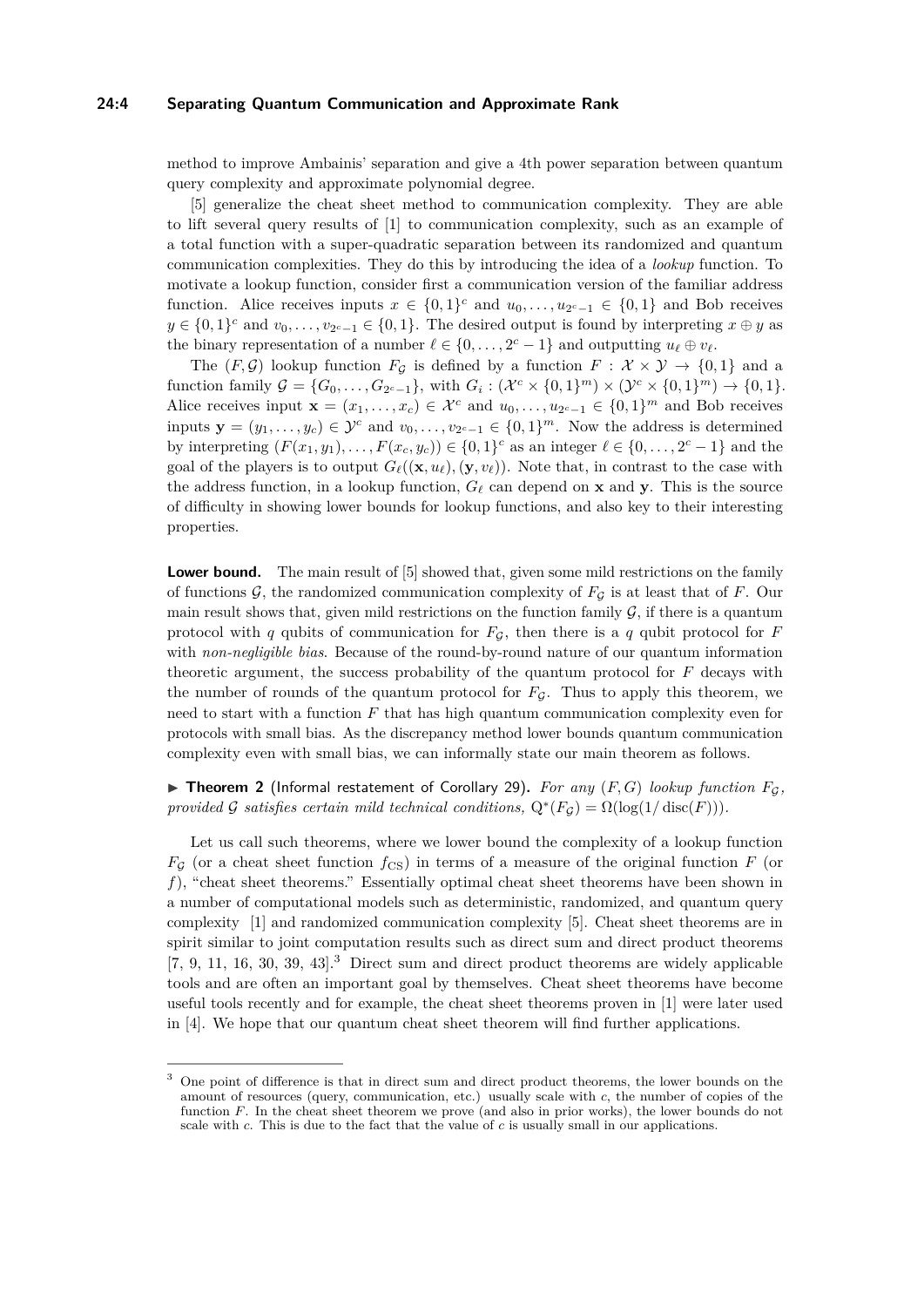method to improve Ambainis' separation and give a 4th power separation between quantum query complexity and approximate polynomial degree.

[5] generalize the cheat sheet method to communication complexity. They are able to lift several query results of [1] to communication complexity, such as an example of a total function with a super-quadratic separation between its randomized and quantum communication complexities. They do this by introducing the idea of a *lookup* function. To motivate a lookup function, consider first a communication version of the familiar address function. Alice receives inputs $x \in \{0,1\}^c$ and $u_0, \dots, u_{2^c-1} \in \{0,1\}$ and Bob receives $y \in \{0,1\}^c$ and $v_0, \dots, v_{2^c-1} \in \{0,1\}$. The desired output is found by interpreting $x \oplus y$ as the binary representation of a number $\ell \in \{0, \dots, 2^c - 1\}$ and outputting $u_\ell \oplus v_\ell$.

The $(F, \mathcal{G})$ lookup function $F_\mathcal{G}$ is defined by a function $F : \mathcal{X} \times \mathcal{Y} \to \{0,1\}$ and a function family $\mathcal{G} = \{G_0, \dots, G_{2^c-1}\}$, with $G_i : (\mathcal{X}^c \times \{0,1\}^m) \times (\mathcal{Y}^c \times \{0,1\}^m) \to \{0,1\}$. Alice receives input $\mathbf{x} = (x_1, \dots, x_c) \in \mathcal{X}^c$ and $u_0, \dots, u_{2^c-1} \in \{0,1\}^m$ and Bob receives inputs $\mathbf{y} = (y_1, \dots, y_c) \in \mathcal{Y}^c$ and $v_0, \dots, v_{2^c-1} \in \{0,1\}^m$. Now the address is determined by interpreting $(F(x_1, y_1), \dots, F(x_c, y_c)) \in \{0,1\}^c$ as an integer $\ell \in \{0, \dots, 2^c - 1\}$ and the goal of the players is to output $G_\ell((\mathbf{x}, u_\ell), (\mathbf{y}, v_\ell))$. Note that, in contrast to the case with the address function, in a lookup function, $G_\ell$ can depend on $\mathbf{x}$ and $\mathbf{y}$. This is the source of difficulty in showing lower bounds for lookup functions, and also key to their interesting properties.

**Lower bound.** The main result of [5] showed that, given some mild restrictions on the family of functions $\mathcal{G}$, the randomized communication complexity of $F_\mathcal{G}$ is at least that of $F$. Our main result shows that, given mild restrictions on the function family $\mathcal{G}$, if there is a quantum protocol with $q$ qubits of communication for $F_\mathcal{G}$, then there is a $q$ qubit protocol for $F$ with *non-negligible bias*. Because of the round-by-round nature of our quantum information theoretic argument, the success probability of the quantum protocol for $F$ decays with the number of rounds of the quantum protocol for $F_\mathcal{G}$. Thus to apply this theorem, we need to start with a function $F$ that has high quantum communication complexity even for protocols with small bias. As the discrepancy method lower bounds quantum communication complexity even with small bias, we can informally state our main theorem as follows.

► **Theorem 2** (Informal restatement of Corollary 29)**.** *For any $(F, G)$ lookup function $F_\mathcal{G}$, provided $\mathcal{G}$ satisfies certain mild technical conditions,* $\mathrm{Q}^*(F_\mathcal{G}) = \Omega(\log(1/\operatorname{disc}(F)))$.

Let us call such theorems, where we lower bound the complexity of a lookup function $F_\mathcal{G}$ (or a cheat sheet function $f_{\mathrm{CS}}$) in terms of a measure of the original function $F$ (or $f$), "cheat sheet theorems." Essentially optimal cheat sheet theorems have been shown in a number of computational models such as deterministic, randomized, and quantum query complexity [1] and randomized communication complexity [5]. Cheat sheet theorems are in spirit similar to joint computation results such as direct sum and direct product theorems [7, 9, 11, 16, 30, 39, 43].[3] Direct sum and direct product theorems are widely applicable tools and are often an important goal by themselves. Cheat sheet theorems have become useful tools recently and for example, the cheat sheet theorems proven in [1] were later used in [4]. We hope that our quantum cheat sheet theorem will find further applications.

[3] One point of difference is that in direct sum and direct product theorems, the lower bounds on the amount of resources (query, communication, etc.) usually scale with $c$, the number of copies of the function $F$. In the cheat sheet theorem we prove (and also in prior works), the lower bounds do not scale with $c$. This is due to the fact that the value of $c$ is usually small in our applications.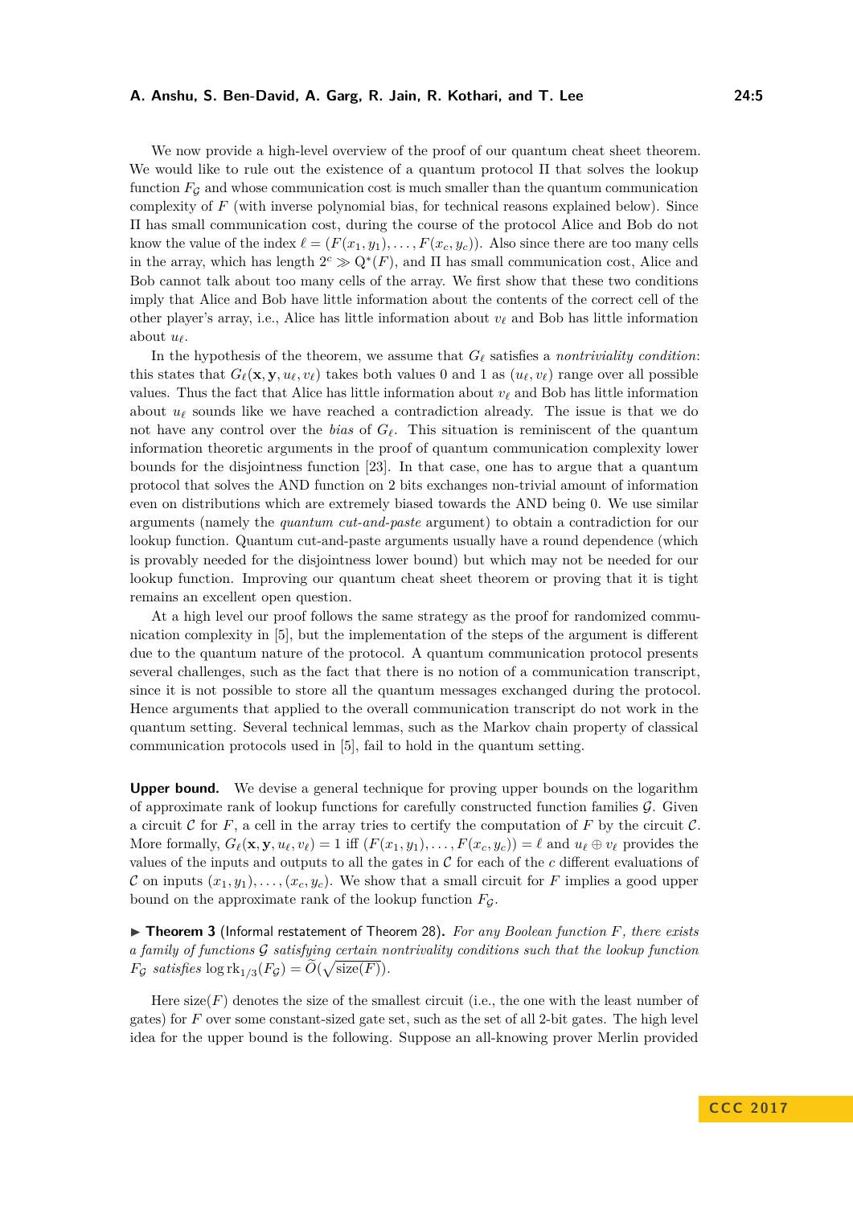We now provide a high-level overview of the proof of our quantum cheat sheet theorem. We would like to rule out the existence of a quantum protocol $\Pi$ that solves the lookup function $F_{\mathcal{G}}$ and whose communication cost is much smaller than the quantum communication complexity of $F$ (with inverse polynomial bias, for technical reasons explained below). Since $\Pi$ has small communication cost, during the course of the protocol Alice and Bob do not know the value of the index $\ell = (F(x_1, y_1), \ldots, F(x_c, y_c))$. Also since there are too many cells in the array, which has length $2^c \gg \mathrm{Q}^*(F)$, and $\Pi$ has small communication cost, Alice and Bob cannot talk about too many cells of the array. We first show that these two conditions imply that Alice and Bob have little information about the contents of the correct cell of the other player's array, i.e., Alice has little information about $v_\ell$ and Bob has little information about $u_\ell$.

In the hypothesis of the theorem, we assume that $G_\ell$ satisfies a *nontriviality condition*: this states that $G_\ell(\mathbf{x}, \mathbf{y}, u_\ell, v_\ell)$ takes both values 0 and 1 as $(u_\ell, v_\ell)$ range over all possible values. Thus the fact that Alice has little information about $v_\ell$ and Bob has little information about $u_\ell$ sounds like we have reached a contradiction already. The issue is that we do not have any control over the *bias* of $G_\ell$. This situation is reminiscent of the quantum information theoretic arguments in the proof of quantum communication complexity lower bounds for the disjointness function [23]. In that case, one has to argue that a quantum protocol that solves the AND function on 2 bits exchanges non-trivial amount of information even on distributions which are extremely biased towards the AND being 0. We use similar arguments (namely the *quantum cut-and-paste* argument) to obtain a contradiction for our lookup function. Quantum cut-and-paste arguments usually have a round dependence (which is provably needed for the disjointness lower bound) but which may not be needed for our lookup function. Improving our quantum cheat sheet theorem or proving that it is tight remains an excellent open question.

At a high level our proof follows the same strategy as the proof for randomized communication complexity in [5], but the implementation of the steps of the argument is different due to the quantum nature of the protocol. A quantum communication protocol presents several challenges, such as the fact that there is no notion of a communication transcript, since it is not possible to store all the quantum messages exchanged during the protocol. Hence arguments that applied to the overall communication transcript do not work in the quantum setting. Several technical lemmas, such as the Markov chain property of classical communication protocols used in [5], fail to hold in the quantum setting.

**Upper bound.** We devise a general technique for proving upper bounds on the logarithm of approximate rank of lookup functions for carefully constructed function families $\mathcal{G}$. Given a circuit $\mathcal{C}$ for $F$, a cell in the array tries to certify the computation of $F$ by the circuit $\mathcal{C}$. More formally, $G_\ell(\mathbf{x}, \mathbf{y}, u_\ell, v_\ell) = 1$ iff $(F(x_1, y_1), \ldots, F(x_c, y_c)) = \ell$ and $u_\ell \oplus v_\ell$ provides the values of the inputs and outputs to all the gates in $\mathcal{C}$ for each of the $c$ different evaluations of $\mathcal{C}$ on inputs $(x_1, y_1), \ldots, (x_c, y_c)$. We show that a small circuit for $F$ implies a good upper bound on the approximate rank of the lookup function $F_{\mathcal{G}}$.

▶ **Theorem 3** (Informal restatement of Theorem 28). *For any Boolean function $F$, there exists a family of functions $\mathcal{G}$ satisfying certain nontriviality conditions such that the lookup function $F_{\mathcal{G}}$ satisfies $\log \mathrm{rk}_{1/3}(F_{\mathcal{G}}) = \widetilde{O}(\sqrt{\mathrm{size}(F)})$.*

Here $\mathrm{size}(F)$ denotes the size of the smallest circuit (i.e., the one with the least number of gates) for $F$ over some constant-sized gate set, such as the set of all 2-bit gates. The high level idea for the upper bound is the following. Suppose an all-knowing prover Merlin provided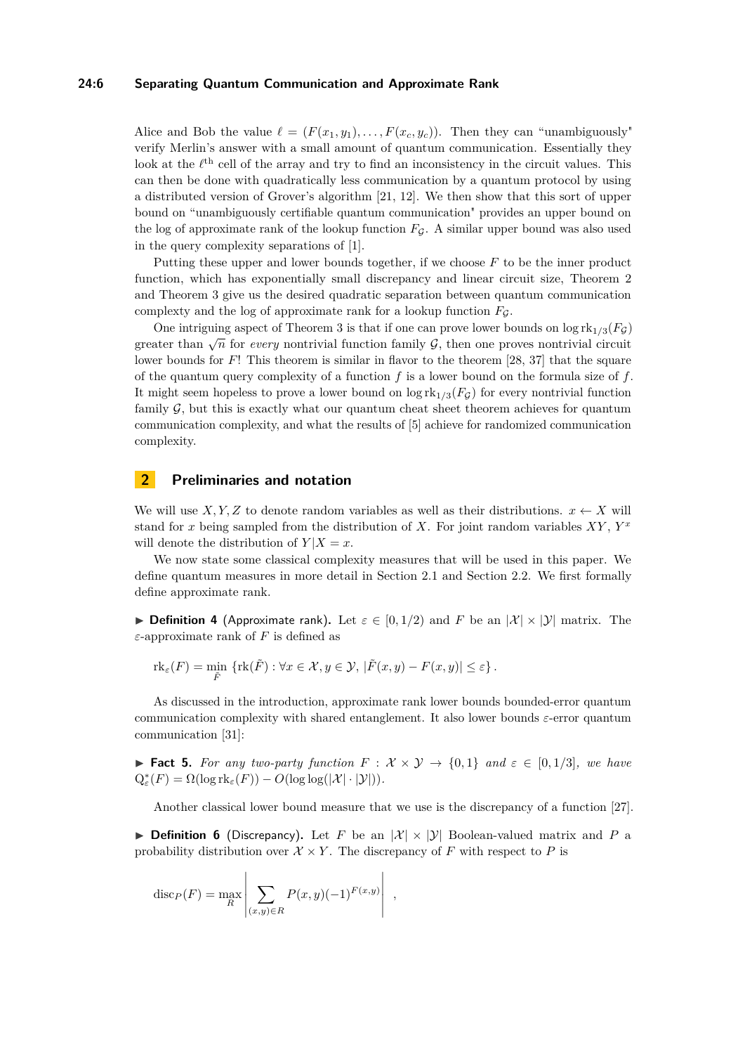Alice and Bob the value $\ell = (F(x_1, y_1), \ldots, F(x_c, y_c))$. Then they can "unambiguously" verify Merlin's answer with a small amount of quantum communication. Essentially they look at the $\ell^{\text{th}}$ cell of the array and try to find an inconsistency in the circuit values. This can then be done with quadratically less communication by a quantum protocol by using a distributed version of Grover's algorithm [21, 12]. We then show that this sort of upper bound on "unambiguously certifiable quantum communication" provides an upper bound on the log of approximate rank of the lookup function $F_{\mathcal{G}}$. A similar upper bound was also used in the query complexity separations of [1].

Putting these upper and lower bounds together, if we choose $F$ to be the inner product function, which has exponentially small discrepancy and linear circuit size, Theorem 2 and Theorem 3 give us the desired quadratic separation between quantum communication complexty and the log of approximate rank for a lookup function $F_{\mathcal{G}}$.

One intriguing aspect of Theorem 3 is that if one can prove lower bounds on $\log \mathrm{rk}_{1/3}(F_{\mathcal{G}})$ greater than $\sqrt{n}$ for *every* nontrivial function family $\mathcal{G}$, then one proves nontrivial circuit lower bounds for $F$! This theorem is similar in flavor to the theorem [28, 37] that the square of the quantum query complexity of a function $f$ is a lower bound on the formula size of $f$. It might seem hopeless to prove a lower bound on $\log \mathrm{rk}_{1/3}(F_{\mathcal{G}})$ for every nontrivial function family $\mathcal{G}$, but this is exactly what our quantum cheat sheet theorem achieves for quantum communication complexity, and what the results of [5] achieve for randomized communication complexity.

## 2 Preliminaries and notation

We will use $X, Y, Z$ to denote random variables as well as their distributions. $x \leftarrow X$ will stand for $x$ being sampled from the distribution of $X$. For joint random variables $XY$, $Y^x$ will denote the distribution of $Y|X = x$.

We now state some classical complexity measures that will be used in this paper. We define quantum measures in more detail in Section 2.1 and Section 2.2. We first formally define approximate rank.

▶ **Definition 4** (Approximate rank). Let $\varepsilon \in [0, 1/2)$ and $F$ be an $|\mathcal{X}| \times |\mathcal{Y}|$ matrix. The $\varepsilon$-approximate rank of $F$ is defined as

$$\mathrm{rk}_\varepsilon(F) = \min_{\tilde{F}} \{\mathrm{rk}(\tilde{F}) : \forall x \in \mathcal{X}, y \in \mathcal{Y},\ |\tilde{F}(x, y) - F(x, y)| \leq \varepsilon\}.$$

As discussed in the introduction, approximate rank lower bounds bounded-error quantum communication complexity with shared entanglement. It also lower bounds $\varepsilon$-error quantum communication [31]:

▶ **Fact 5.** *For any two-party function $F : \mathcal{X} \times \mathcal{Y} \to \{0, 1\}$ and $\varepsilon \in [0, 1/3]$, we have $\mathrm{Q}^*_\varepsilon(F) = \Omega(\log \mathrm{rk}_\varepsilon(F)) - O(\log \log(|\mathcal{X}| \cdot |\mathcal{Y}|))$.*

Another classical lower bound measure that we use is the discrepancy of a function [27].

▶ **Definition 6** (Discrepancy). Let $F$ be an $|\mathcal{X}| \times |\mathcal{Y}|$ Boolean-valued matrix and $P$ a probability distribution over $\mathcal{X} \times Y$. The discrepancy of $F$ with respect to $P$ is

$$\mathrm{disc}_P(F) = \max_R \left| \sum_{(x,y) \in R} P(x, y)(-1)^{F(x,y)} \right| ,$$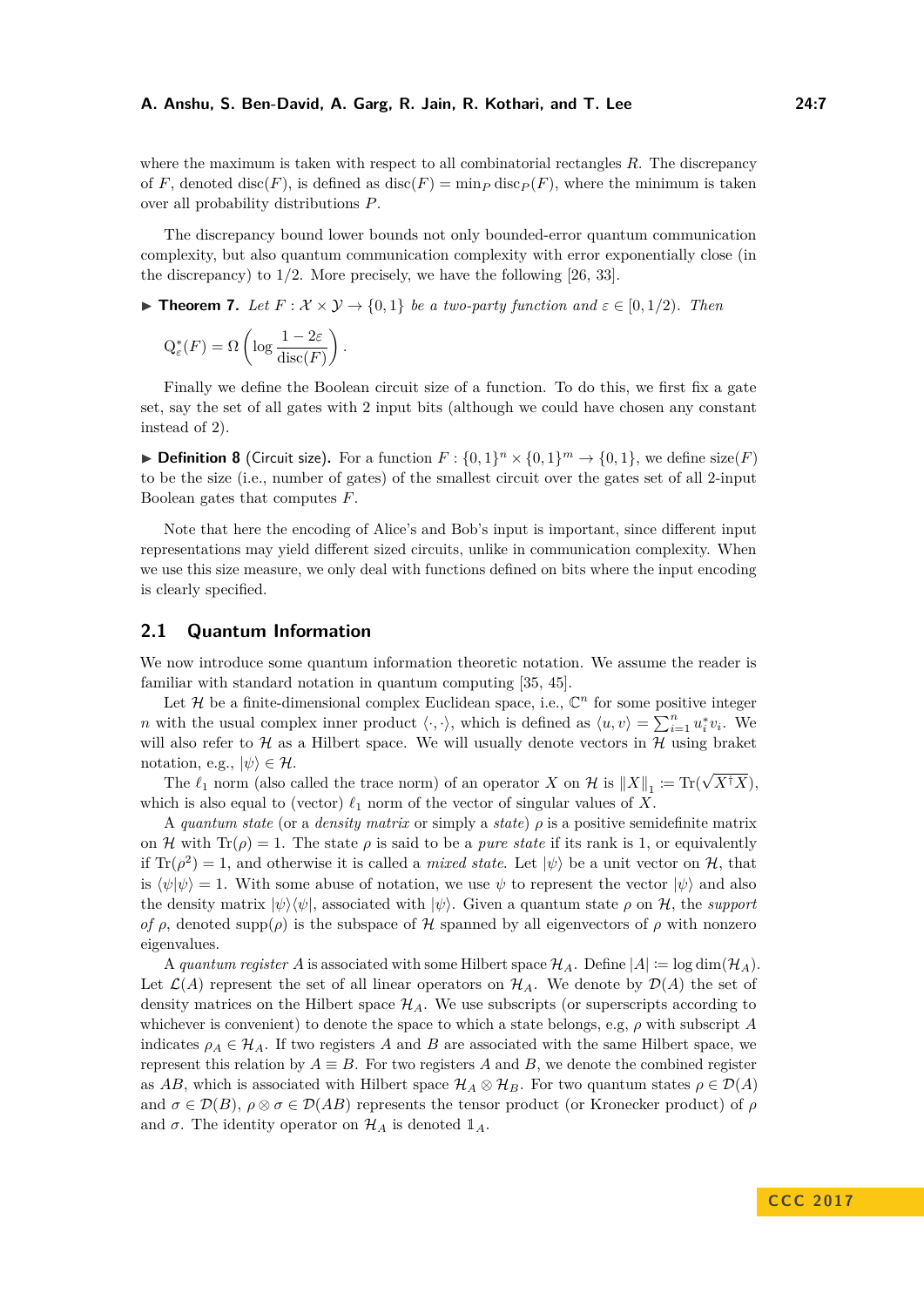where the maximum is taken with respect to all combinatorial rectangles $R$. The discrepancy of $F$, denoted $\operatorname{disc}(F)$, is defined as $\operatorname{disc}(F) = \min_P \operatorname{disc}_P(F)$, where the minimum is taken over all probability distributions $P$.

The discrepancy bound lower bounds not only bounded-error quantum communication complexity, but also quantum communication complexity with error exponentially close (in the discrepancy) to 1/2. More precisely, we have the following [26, 33].

▶ **Theorem 7.** *Let $F : \mathcal{X} \times \mathcal{Y} \to \{0,1\}$ be a two-party function and $\varepsilon \in [0, 1/2)$. Then*

$$\mathrm{Q}^*_\varepsilon(F) = \Omega\left(\log \frac{1-2\varepsilon}{\operatorname{disc}(F)}\right).$$

Finally we define the Boolean circuit size of a function. To do this, we first fix a gate set, say the set of all gates with 2 input bits (although we could have chosen any constant instead of 2).

▶ **Definition 8** (Circuit size). For a function $F : \{0,1\}^n \times \{0,1\}^m \to \{0,1\}$, we define $\operatorname{size}(F)$ to be the size (i.e., number of gates) of the smallest circuit over the gates set of all 2-input Boolean gates that computes $F$.

Note that here the encoding of Alice's and Bob's input is important, since different input representations may yield different sized circuits, unlike in communication complexity. When we use this size measure, we only deal with functions defined on bits where the input encoding is clearly specified.

## 2.1 Quantum Information

We now introduce some quantum information theoretic notation. We assume the reader is familiar with standard notation in quantum computing [35, 45].

Let $\mathcal{H}$ be a finite-dimensional complex Euclidean space, i.e., $\mathbb{C}^n$ for some positive integer $n$ with the usual complex inner product $\langle \cdot, \cdot \rangle$, which is defined as $\langle u, v \rangle = \sum_{i=1}^n u_i^* v_i$. We will also refer to $\mathcal{H}$ as a Hilbert space. We will usually denote vectors in $\mathcal{H}$ using braket notation, e.g., $|\psi\rangle \in \mathcal{H}$.

The $\ell_1$ norm (also called the trace norm) of an operator $X$ on $\mathcal{H}$ is $\|X\|_1 := \operatorname{Tr}(\sqrt{X^\dagger X})$, which is also equal to (vector) $\ell_1$ norm of the vector of singular values of $X$.

A *quantum state* (or a *density matrix* or simply a *state*) $\rho$ is a positive semidefinite matrix on $\mathcal{H}$ with $\operatorname{Tr}(\rho) = 1$. The state $\rho$ is said to be a *pure state* if its rank is 1, or equivalently if $\operatorname{Tr}(\rho^2) = 1$, and otherwise it is called a *mixed state*. Let $|\psi\rangle$ be a unit vector on $\mathcal{H}$, that is $\langle \psi | \psi \rangle = 1$. With some abuse of notation, we use $\psi$ to represent the vector $|\psi\rangle$ and also the density matrix $|\psi\rangle\langle\psi|$, associated with $|\psi\rangle$. Given a quantum state $\rho$ on $\mathcal{H}$, the *support of* $\rho$, denoted $\operatorname{supp}(\rho)$ is the subspace of $\mathcal{H}$ spanned by all eigenvectors of $\rho$ with nonzero eigenvalues.

A *quantum register* $A$ is associated with some Hilbert space $\mathcal{H}_A$. Define $|A| := \log \dim(\mathcal{H}_A)$. Let $\mathcal{L}(A)$ represent the set of all linear operators on $\mathcal{H}_A$. We denote by $\mathcal{D}(A)$ the set of density matrices on the Hilbert space $\mathcal{H}_A$. We use subscripts (or superscripts according to whichever is convenient) to denote the space to which a state belongs, e.g, $\rho$ with subscript $A$ indicates $\rho_A \in \mathcal{H}_A$. If two registers $A$ and $B$ are associated with the same Hilbert space, we represent this relation by $A \equiv B$. For two registers $A$ and $B$, we denote the combined register as $AB$, which is associated with Hilbert space $\mathcal{H}_A \otimes \mathcal{H}_B$. For two quantum states $\rho \in \mathcal{D}(A)$ and $\sigma \in \mathcal{D}(B)$, $\rho \otimes \sigma \in \mathcal{D}(AB)$ represents the tensor product (or Kronecker product) of $\rho$ and $\sigma$. The identity operator on $\mathcal{H}_A$ is denoted $\mathbb{1}_A$.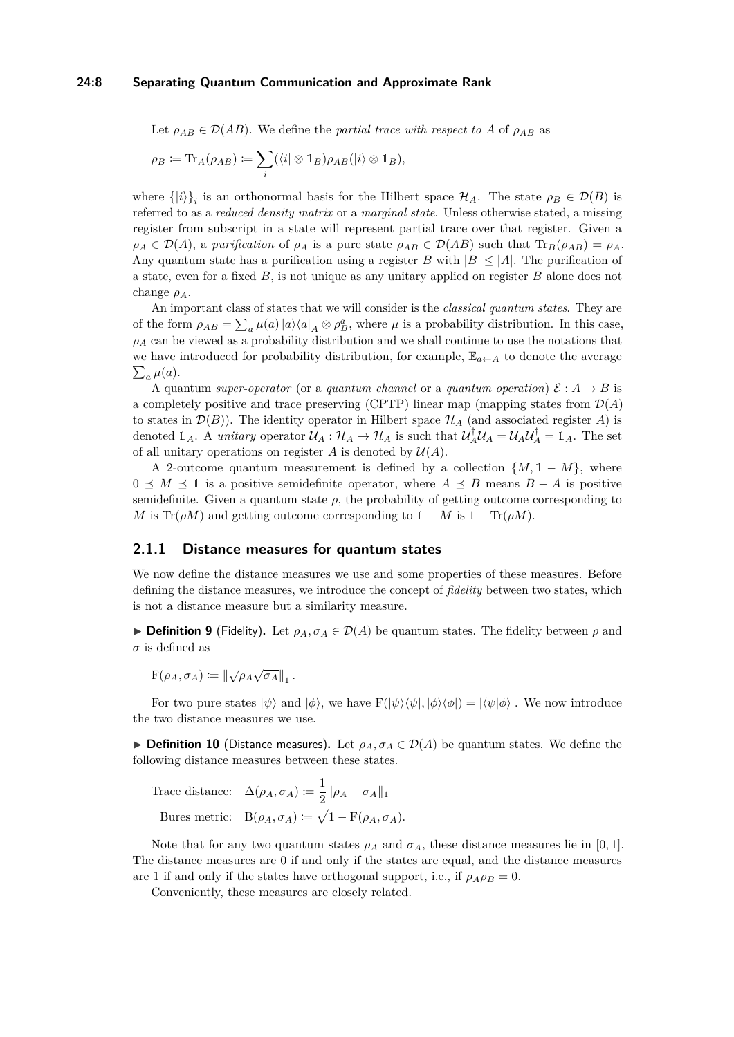Let $\rho_{AB} \in \mathcal{D}(AB)$. We define the *partial trace with respect to* $A$ of $\rho_{AB}$ as

$$\rho_B := \mathrm{Tr}_A(\rho_{AB}) := \sum_i (\langle i| \otimes \mathbb{1}_B)\rho_{AB}(|i\rangle \otimes \mathbb{1}_B),$$

where $\{|i\rangle\}_i$ is an orthonormal basis for the Hilbert space $\mathcal{H}_A$. The state $\rho_B \in \mathcal{D}(B)$ is referred to as a *reduced density matrix* or a *marginal state*. Unless otherwise stated, a missing register from subscript in a state will represent partial trace over that register. Given a $\rho_A \in \mathcal{D}(A)$, a *purification* of $\rho_A$ is a pure state $\rho_{AB} \in \mathcal{D}(AB)$ such that $\mathrm{Tr}_B(\rho_{AB}) = \rho_A$. Any quantum state has a purification using a register $B$ with $|B| \leq |A|$. The purification of a state, even for a fixed $B$, is not unique as any unitary applied on register $B$ alone does not change $\rho_A$.

An important class of states that we will consider is the *classical quantum states*. They are of the form $\rho_{AB} = \sum_a \mu(a) |a\rangle\langle a|_A \otimes \rho^a_B$, where $\mu$ is a probability distribution. In this case, $\rho_A$ can be viewed as a probability distribution and we shall continue to use the notations that we have introduced for probability distribution, for example, $\mathbb{E}_{a \leftarrow A}$ to denote the average $\sum_a \mu(a)$.

A quantum *super-operator* (or a *quantum channel* or a *quantum operation*) $\mathcal{E} : A \to B$ is a completely positive and trace preserving (CPTP) linear map (mapping states from $\mathcal{D}(A)$ to states in $\mathcal{D}(B)$). The identity operator in Hilbert space $\mathcal{H}_A$ (and associated register $A$) is denoted $\mathbb{1}_A$. A *unitary* operator $\mathcal{U}_A : \mathcal{H}_A \to \mathcal{H}_A$ is such that $\mathcal{U}_A^\dagger \mathcal{U}_A = \mathcal{U}_A \mathcal{U}_A^\dagger = \mathbb{1}_A$. The set of all unitary operations on register $A$ is denoted by $\mathcal{U}(A)$.

A 2-outcome quantum measurement is defined by a collection $\{M, \mathbb{1} - M\}$, where $0 \preceq M \preceq \mathbb{1}$ is a positive semidefinite operator, where $A \preceq B$ means $B - A$ is positive semidefinite. Given a quantum state $\rho$, the probability of getting outcome corresponding to $M$ is $\mathrm{Tr}(\rho M)$ and getting outcome corresponding to $\mathbb{1} - M$ is $1 - \mathrm{Tr}(\rho M)$.

### 2.1.1 Distance measures for quantum states

We now define the distance measures we use and some properties of these measures. Before defining the distance measures, we introduce the concept of *fidelity* between two states, which is not a distance measure but a similarity measure.

▶ **Definition 9** (Fidelity). Let $\rho_A, \sigma_A \in \mathcal{D}(A)$ be quantum states. The fidelity between $\rho$ and $\sigma$ is defined as

$$\mathrm{F}(\rho_A, \sigma_A) := \left\| \sqrt{\rho_A}\sqrt{\sigma_A} \right\|_1.$$

For two pure states $|\psi\rangle$ and $|\phi\rangle$, we have $\mathrm{F}(|\psi\rangle\langle\psi|, |\phi\rangle\langle\phi|) = |\langle\psi|\phi\rangle|$. We now introduce the two distance measures we use.

▶ **Definition 10** (Distance measures). Let $\rho_A, \sigma_A \in \mathcal{D}(A)$ be quantum states. We define the following distance measures between these states.

$$\text{Trace distance:} \quad \Delta(\rho_A, \sigma_A) := \frac{1}{2}\|\rho_A - \sigma_A\|_1$$

$$\text{Bures metric:} \quad \mathrm{B}(\rho_A, \sigma_A) := \sqrt{1 - \mathrm{F}(\rho_A, \sigma_A)}.$$

Note that for any two quantum states $\rho_A$ and $\sigma_A$, these distance measures lie in $[0, 1]$. The distance measures are 0 if and only if the states are equal, and the distance measures are 1 if and only if the states have orthogonal support, i.e., if $\rho_A \rho_B = 0$.

Conveniently, these measures are closely related.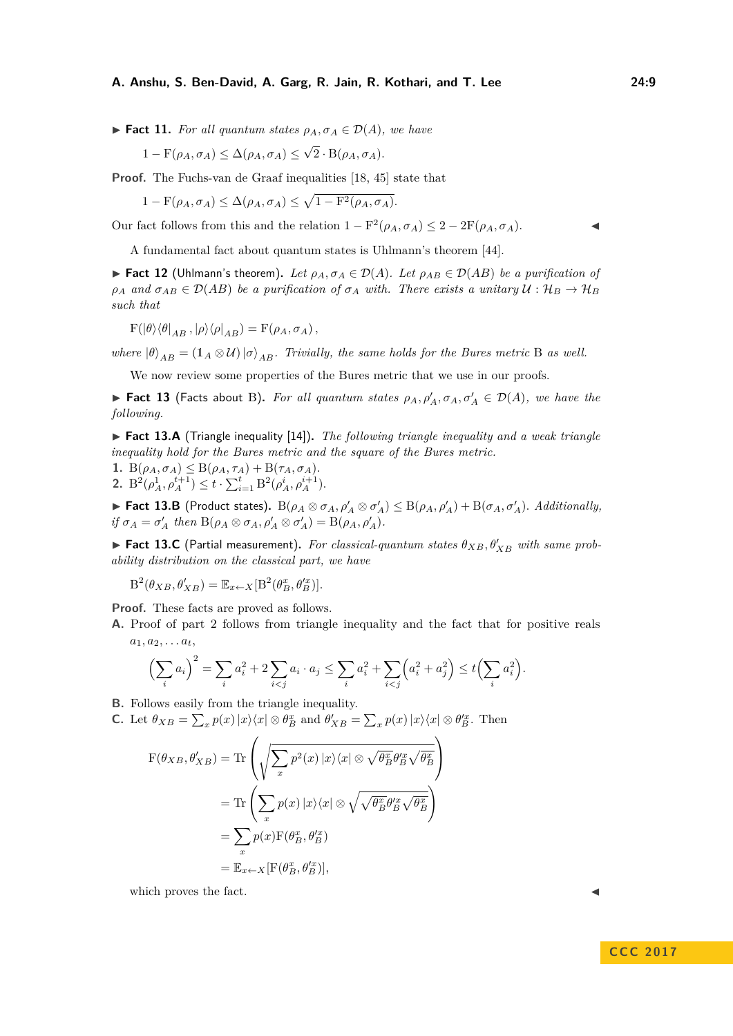▶ **Fact 11.** *For all quantum states $\rho_A, \sigma_A \in \mathcal{D}(A)$, we have*

$$1 - \mathrm{F}(\rho_A, \sigma_A) \le \Delta(\rho_A, \sigma_A) \le \sqrt{2} \cdot \mathrm{B}(\rho_A, \sigma_A).$$

**Proof.** The Fuchs-van de Graaf inequalities [18, 45] state that

$$1 - \mathrm{F}(\rho_A, \sigma_A) \le \Delta(\rho_A, \sigma_A) \le \sqrt{1 - \mathrm{F}^2(\rho_A, \sigma_A)}.$$

Our fact follows from this and the relation $1 - \mathrm{F}^2(\rho_A, \sigma_A) \le 2 - 2\mathrm{F}(\rho_A, \sigma_A)$. ◀

A fundamental fact about quantum states is Uhlmann's theorem [44].

▶ **Fact 12** (Uhlmann's theorem). *Let $\rho_A, \sigma_A \in \mathcal{D}(A)$. Let $\rho_{AB} \in \mathcal{D}(AB)$ be a purification of $\rho_A$ and $\sigma_{AB} \in \mathcal{D}(AB)$ be a purification of $\sigma_A$ with. There exists a unitary $\mathcal{U} : \mathcal{H}_B \to \mathcal{H}_B$ such that*

$$\mathrm{F}(|\theta\rangle\langle\theta|_{AB}, |\rho\rangle\langle\rho|_{AB}) = \mathrm{F}(\rho_A, \sigma_A),$$

*where $|\theta\rangle_{AB} = (\mathbb{1}_A \otimes \mathcal{U}) |\sigma\rangle_{AB}$. Trivially, the same holds for the Bures metric $\mathrm{B}$ as well.*

We now review some properties of the Bures metric that we use in our proofs.

▶ **Fact 13** (Facts about B). *For all quantum states $\rho_A, \rho'_A, \sigma_A, \sigma'_A \in \mathcal{D}(A)$, we have the following.*

▶ **Fact 13.A** (Triangle inequality [14]). *The following triangle inequality and a weak triangle inequality hold for the Bures metric and the square of the Bures metric.*

1. $\mathrm{B}(\rho_A, \sigma_A) \le \mathrm{B}(\rho_A, \tau_A) + \mathrm{B}(\tau_A, \sigma_A)$.
2. $\mathrm{B}^2(\rho^1_A, \rho^{t+1}_A) \le t \cdot \sum_{i=1}^{t} \mathrm{B}^2(\rho^i_A, \rho^{i+1}_A)$.

▶ **Fact 13.B** (Product states). $\mathrm{B}(\rho_A \otimes \sigma_A, \rho'_A \otimes \sigma'_A) \le \mathrm{B}(\rho_A, \rho'_A) + \mathrm{B}(\sigma_A, \sigma'_A)$. *Additionally, if $\sigma_A = \sigma'_A$ then $\mathrm{B}(\rho_A \otimes \sigma_A, \rho'_A \otimes \sigma'_A) = \mathrm{B}(\rho_A, \rho'_A)$.*

▶ **Fact 13.C** (Partial measurement). *For classical-quantum states $\theta_{XB}, \theta'_{XB}$ with same probability distribution on the classical part, we have*

$$\mathrm{B}^2(\theta_{XB}, \theta'_{XB}) = \mathbb{E}_{x \leftarrow X}[\mathrm{B}^2(\theta^x_B, \theta'^x_B)].$$

**Proof.** These facts are proved as follows.

**A.** Proof of part 2 follows from triangle inequality and the fact that for positive reals $a_1, a_2, \ldots a_t$,

$$\Big(\sum_i a_i\Big)^2 = \sum_i a_i^2 + 2\sum_{i<j} a_i \cdot a_j \le \sum_i a_i^2 + \sum_{i<j}\Big(a_i^2 + a_j^2\Big) \le t\Big(\sum_i a_i^2\Big).$$

**B.** Follows easily from the triangle inequality.

**C.** Let $\theta_{XB} = \sum_x p(x) |x\rangle\langle x| \otimes \theta^x_B$ and $\theta'_{XB} = \sum_x p(x) |x\rangle\langle x| \otimes \theta'^x_B$. Then

$$\begin{aligned}
\mathrm{F}(\theta_{XB}, \theta'_{XB}) &= \mathrm{Tr}\left(\sqrt{\sum_x p^2(x) |x\rangle\langle x| \otimes \sqrt{\theta^x_B}\theta'^x_B\sqrt{\theta^x_B}}\right) \\
&= \mathrm{Tr}\left(\sum_x p(x) |x\rangle\langle x| \otimes \sqrt{\sqrt{\theta^x_B}\theta'^x_B\sqrt{\theta^x_B}}\right) \\
&= \sum_x p(x)\mathrm{F}(\theta^x_B, \theta'^x_B) \\
&= \mathbb{E}_{x \leftarrow X}[\mathrm{F}(\theta^x_B, \theta'^x_B)],
\end{aligned}$$

which proves the fact. ◀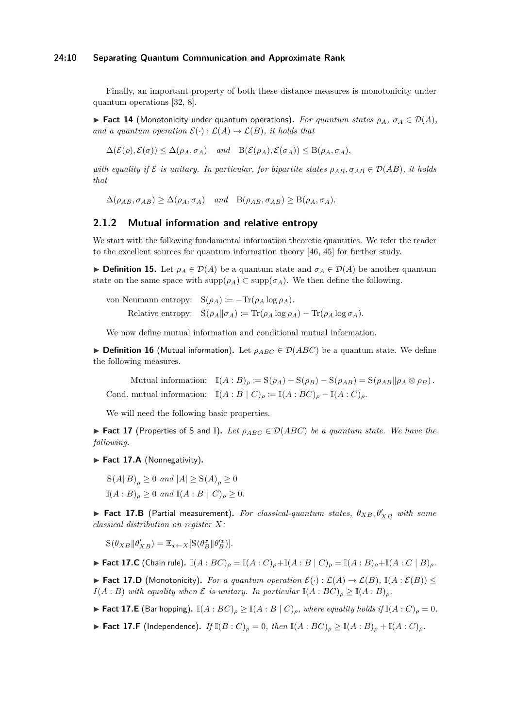Finally, an important property of both these distance measures is monotonicity under quantum operations [32, 8].

▶ **Fact 14** (Monotonicity under quantum operations)**.** *For quantum states $\rho_A$, $\sigma_A \in \mathcal{D}(A)$, and a quantum operation $\mathcal{E}(\cdot) : \mathcal{L}(A) \to \mathcal{L}(B)$, it holds that*

$$\Delta(\mathcal{E}(\rho), \mathcal{E}(\sigma)) \leq \Delta(\rho_A, \sigma_A) \quad \text{and} \quad \mathrm{B}(\mathcal{E}(\rho_A), \mathcal{E}(\sigma_A)) \leq \mathrm{B}(\rho_A, \sigma_A),$$

*with equality if $\mathcal{E}$ is unitary. In particular, for bipartite states $\rho_{AB}, \sigma_{AB} \in \mathcal{D}(AB)$, it holds that*

$$\Delta(\rho_{AB}, \sigma_{AB}) \geq \Delta(\rho_A, \sigma_A) \quad \text{and} \quad \mathrm{B}(\rho_{AB}, \sigma_{AB}) \geq \mathrm{B}(\rho_A, \sigma_A).$$

### 2.1.2 Mutual information and relative entropy

We start with the following fundamental information theoretic quantities. We refer the reader to the excellent sources for quantum information theory [46, 45] for further study.

▶ **Definition 15.** Let $\rho_A \in \mathcal{D}(A)$ be a quantum state and $\sigma_A \in \mathcal{D}(A)$ be another quantum state on the same space with $\mathrm{supp}(\rho_A) \subset \mathrm{supp}(\sigma_A)$. We then define the following.

$$\text{von Neumann entropy:} \quad \mathrm{S}(\rho_A) := -\mathrm{Tr}(\rho_A \log \rho_A).$$

$$\text{Relative entropy:} \quad \mathrm{S}(\rho_A \| \sigma_A) := \mathrm{Tr}(\rho_A \log \rho_A) - \mathrm{Tr}(\rho_A \log \sigma_A).$$

We now define mutual information and conditional mutual information.

▶ **Definition 16** (Mutual information)**.** Let $\rho_{ABC} \in \mathcal{D}(ABC)$ be a quantum state. We define the following measures.

$$\text{Mutual information:} \quad \mathbb{I}(A : B)_\rho := \mathrm{S}(\rho_A) + \mathrm{S}(\rho_B) - \mathrm{S}(\rho_{AB}) = \mathrm{S}(\rho_{AB} \| \rho_A \otimes \rho_B).$$

$$\text{Cond. mutual information:} \quad \mathbb{I}(A : B \mid C)_\rho := \mathbb{I}(A : BC)_\rho - \mathbb{I}(A : C)_\rho.$$

We will need the following basic properties.

▶ **Fact 17** (Properties of S and $\mathbb{I}$)**.** *Let $\rho_{ABC} \in \mathcal{D}(ABC)$ be a quantum state. We have the following.*

▶ **Fact 17.A** (Nonnegativity)**.**

$$\mathrm{S}(A \| B)_\rho \geq 0 \text{ and } |A| \geq \mathrm{S}(A)_\rho \geq 0$$

$$\mathbb{I}(A : B)_\rho \geq 0 \text{ and } \mathbb{I}(A : B \mid C)_\rho \geq 0.$$

▶ **Fact 17.B** (Partial measurement)**.** *For classical-quantum states, $\theta_{XB}, \theta'_{XB}$ with same classical distribution on register $X$:*

$$\mathrm{S}(\theta_{XB} \| \theta'_{XB}) = \mathbb{E}_{x \leftarrow X}[\mathrm{S}(\theta^x_B \| \theta'^x_B)].$$

▶ **Fact 17.C** (Chain rule)**.** $\mathbb{I}(A : BC)_\rho = \mathbb{I}(A : C)_\rho + \mathbb{I}(A : B \mid C)_\rho = \mathbb{I}(A : B)_\rho + \mathbb{I}(A : C \mid B)_\rho$.

▶ **Fact 17.D** (Monotonicity)**.** *For a quantum operation $\mathcal{E}(\cdot) : \mathcal{L}(A) \to \mathcal{L}(B)$, $\mathbb{I}(A : \mathcal{E}(B)) \leq I(A : B)$ with equality when $\mathcal{E}$ is unitary. In particular $\mathbb{I}(A : BC)_\rho \geq \mathbb{I}(A : B)_\rho$.*

▶ **Fact 17.E** (Bar hopping)**.** $\mathbb{I}(A : BC)_\rho \geq \mathbb{I}(A : B \mid C)_\rho$*, where equality holds if* $\mathbb{I}(A : C)_\rho = 0$.

▶ **Fact 17.F** (Independence)**.** *If* $\mathbb{I}(B : C)_\rho = 0$*, then* $\mathbb{I}(A : BC)_\rho \geq \mathbb{I}(A : B)_\rho + \mathbb{I}(A : C)_\rho$.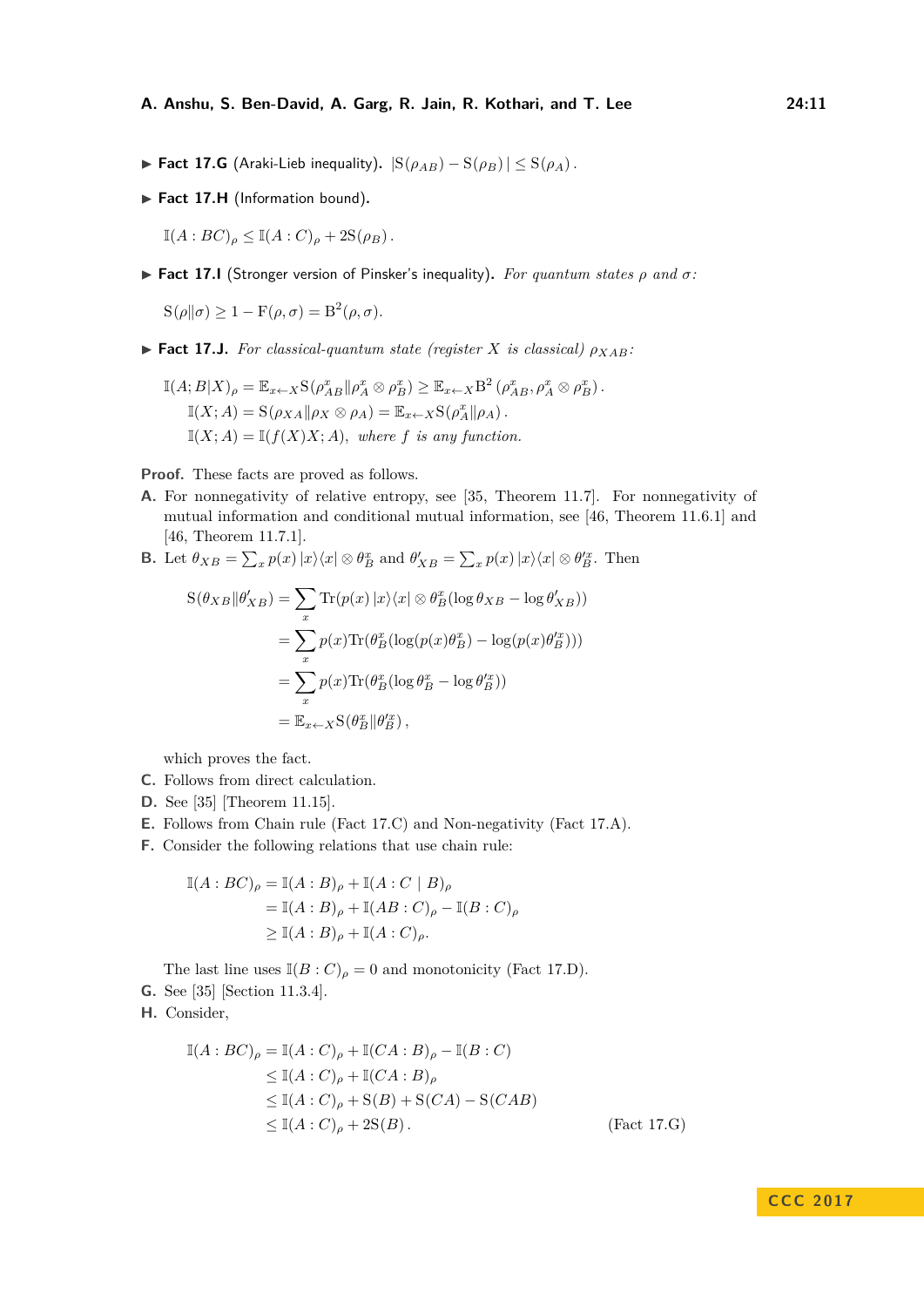▶ **Fact 17.G** (Araki-Lieb inequality). $|\mathrm{S}(\rho_{AB}) - \mathrm{S}(\rho_B)| \leq \mathrm{S}(\rho_A)$.

▶ **Fact 17.H** (Information bound).

$$\mathbb{I}(A:BC)_\rho \leq \mathbb{I}(A:C)_\rho + 2\mathrm{S}(\rho_B).$$

▶ **Fact 17.I** (Stronger version of Pinsker's inequality). *For quantum states $\rho$ and $\sigma$:*

$$\mathrm{S}(\rho\|\sigma) \geq 1 - \mathrm{F}(\rho,\sigma) = \mathrm{B}^2(\rho,\sigma).$$

▶ **Fact 17.J.** *For classical-quantum state (register $X$ is classical) $\rho_{XAB}$:*

$$\mathbb{I}(A;B|X)_\rho = \mathbb{E}_{x\leftarrow X}\mathrm{S}(\rho^x_{AB}\|\rho^x_A\otimes\rho^x_B) \geq \mathbb{E}_{x\leftarrow X}\mathrm{B}^2\left(\rho^x_{AB},\rho^x_A\otimes\rho^x_B\right).$$
$$\mathbb{I}(X;A) = \mathrm{S}(\rho_{XA}\|\rho_X\otimes\rho_A) = \mathbb{E}_{x\leftarrow X}\mathrm{S}(\rho^x_A\|\rho_A).$$
$$\mathbb{I}(X;A) = \mathbb{I}(f(X)X;A),\ \textit{where } f \textit{ is any function.}$$

**Proof.** These facts are proved as follows.

**A.** For nonnegativity of relative entropy, see [35, Theorem 11.7]. For nonnegativity of mutual information and conditional mutual information, see [46, Theorem 11.6.1] and [46, Theorem 11.7.1].

**B.** Let $\theta_{XB} = \sum_x p(x)\,|x\rangle\langle x| \otimes \theta^x_B$ and $\theta'_{XB} = \sum_x p(x)\,|x\rangle\langle x| \otimes \theta'^x_B$. Then

$$\begin{aligned}
\mathrm{S}(\theta_{XB}\|\theta'_{XB}) &= \sum_x \mathrm{Tr}(p(x)\,|x\rangle\langle x| \otimes \theta^x_B(\log\theta_{XB} - \log\theta'_{XB}))\\
&= \sum_x p(x)\mathrm{Tr}(\theta^x_B(\log(p(x)\theta^x_B) - \log(p(x)\theta'^x_B)))\\
&= \sum_x p(x)\mathrm{Tr}(\theta^x_B(\log\theta^x_B - \log\theta'^x_B))\\
&= \mathbb{E}_{x\leftarrow X}\mathrm{S}(\theta^x_B\|\theta'^x_B),
\end{aligned}$$

which proves the fact.

**C.** Follows from direct calculation.

**D.** See [35] [Theorem 11.15].

**E.** Follows from Chain rule (Fact 17.C) and Non-negativity (Fact 17.A).

**F.** Consider the following relations that use chain rule:

$$\begin{aligned}
\mathbb{I}(A:BC)_\rho &= \mathbb{I}(A:B)_\rho + \mathbb{I}(A:C \mid B)_\rho\\
&= \mathbb{I}(A:B)_\rho + \mathbb{I}(AB:C)_\rho - \mathbb{I}(B:C)_\rho\\
&\geq \mathbb{I}(A:B)_\rho + \mathbb{I}(A:C)_\rho.
\end{aligned}$$

The last line uses $\mathbb{I}(B:C)_\rho = 0$ and monotonicity (Fact 17.D).

**G.** See [35] [Section 11.3.4].

**H.** Consider,

$$\begin{aligned}
\mathbb{I}(A:BC)_\rho &= \mathbb{I}(A:C)_\rho + \mathbb{I}(CA:B)_\rho - \mathbb{I}(B:C)\\
&\leq \mathbb{I}(A:C)_\rho + \mathbb{I}(CA:B)_\rho\\
&\leq \mathbb{I}(A:C)_\rho + \mathrm{S}(B) + \mathrm{S}(CA) - \mathrm{S}(CAB)\\
&\leq \mathbb{I}(A:C)_\rho + 2\mathrm{S}(B). \qquad \text{(Fact 17.G)}
\end{aligned}$$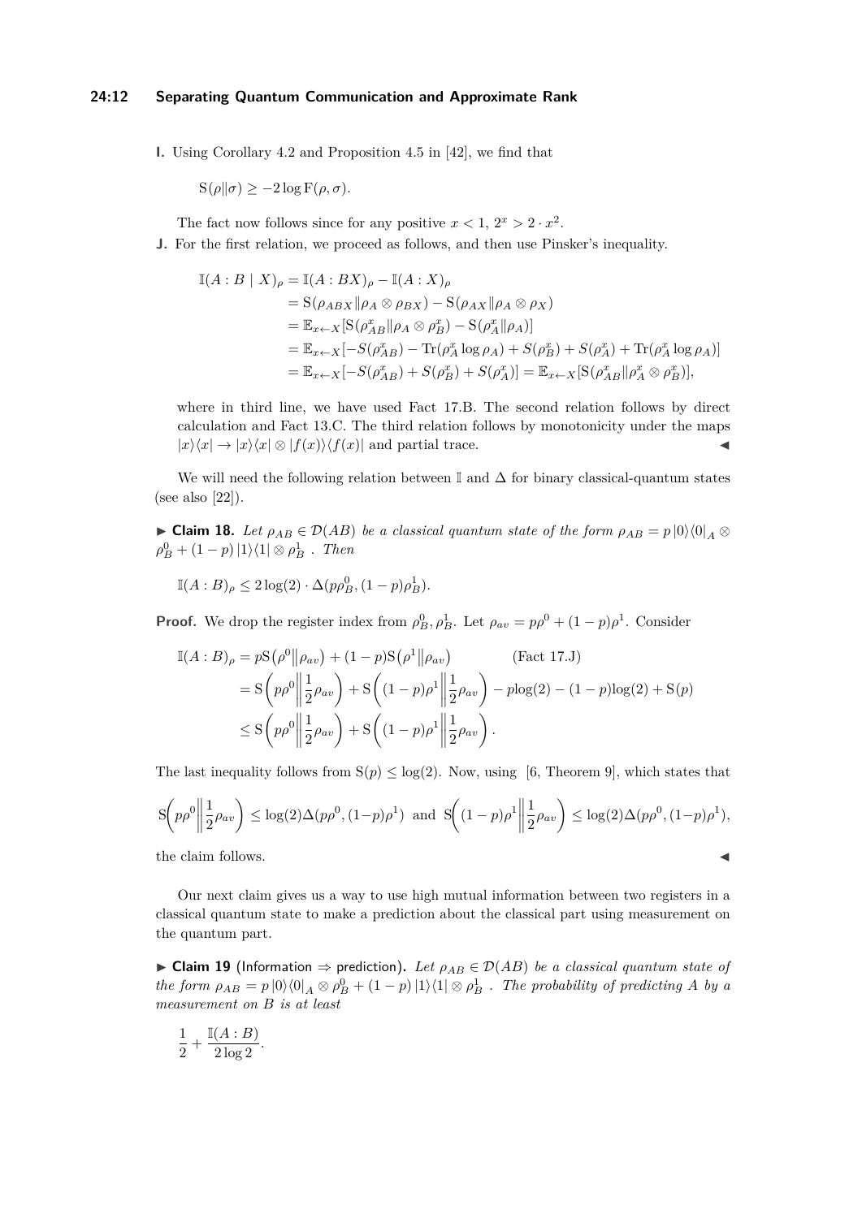**I.** Using Corollary 4.2 and Proposition 4.5 in [42], we find that

$$\mathrm{S}(\rho\|\sigma) \geq -2\log \mathrm{F}(\rho,\sigma).$$

The fact now follows since for any positive $x < 1$, $2^x > 2\cdot x^2$.

**J.** For the first relation, we proceed as follows, and then use Pinsker's inequality.

$$\begin{aligned}
\mathbb{I}(A:B\mid X)_\rho &= \mathbb{I}(A:BX)_\rho - \mathbb{I}(A:X)_\rho \\
&= \mathrm{S}(\rho_{ABX}\|\rho_A\otimes\rho_{BX}) - \mathrm{S}(\rho_{AX}\|\rho_A\otimes\rho_X) \\
&= \mathbb{E}_{x\leftarrow X}[\mathrm{S}(\rho^x_{AB}\|\rho_A\otimes\rho^x_B) - \mathrm{S}(\rho^x_A\|\rho_A)] \\
&= \mathbb{E}_{x\leftarrow X}[-S(\rho^x_{AB}) - \mathrm{Tr}(\rho^x_A\log\rho_A) + S(\rho^x_B) + S(\rho^x_A) + \mathrm{Tr}(\rho^x_A\log\rho_A)] \\
&= \mathbb{E}_{x\leftarrow X}[-S(\rho^x_{AB}) + S(\rho^x_B) + S(\rho^x_A)] = \mathbb{E}_{x\leftarrow X}[\mathrm{S}(\rho^x_{AB}\|\rho^x_A\otimes\rho^x_B)],
\end{aligned}$$

where in third line, we have used Fact 17.B. The second relation follows by direct calculation and Fact 13.C. The third relation follows by monotonicity under the maps $|x\rangle\langle x| \to |x\rangle\langle x|\otimes|f(x)\rangle\langle f(x)|$ and partial trace. ◀

We will need the following relation between $\mathbb{I}$ and $\Delta$ for binary classical-quantum states (see also [22]).

▶ **Claim 18.** *Let $\rho_{AB}\in\mathcal{D}(AB)$ be a classical quantum state of the form $\rho_{AB} = p\,|0\rangle\langle 0|_A\otimes\rho^0_B + (1-p)\,|1\rangle\langle 1|\otimes\rho^1_B$ . Then*

$$\mathbb{I}(A:B)_\rho \leq 2\log(2)\cdot\Delta(p\rho^0_B,(1-p)\rho^1_B).$$

**Proof.** We drop the register index from $\rho^0_B,\rho^1_B$. Let $\rho_{av} = p\rho^0 + (1-p)\rho^1$. Consider

$$\begin{aligned}
\mathbb{I}(A:B)_\rho &= p\mathrm{S}(\rho^0\|\rho_{av}) + (1-p)\mathrm{S}(\rho^1\|\rho_{av}) \qquad \text{(Fact 17.J)} \\
&= \mathrm{S}\left(p\rho^0\middle\|\frac{1}{2}\rho_{av}\right) + \mathrm{S}\left((1-p)\rho^1\middle\|\frac{1}{2}\rho_{av}\right) - p\log(2) - (1-p)\log(2) + \mathrm{S}(p) \\
&\leq \mathrm{S}\left(p\rho^0\middle\|\frac{1}{2}\rho_{av}\right) + \mathrm{S}\left((1-p)\rho^1\middle\|\frac{1}{2}\rho_{av}\right).
\end{aligned}$$

The last inequality follows from $\mathrm{S}(p)\leq\log(2)$. Now, using [6, Theorem 9], which states that

$$\mathrm{S}\left(p\rho^0\middle\|\frac{1}{2}\rho_{av}\right) \leq \log(2)\Delta(p\rho^0,(1-p)\rho^1) \text{ and } \mathrm{S}\left((1-p)\rho^1\middle\|\frac{1}{2}\rho_{av}\right) \leq \log(2)\Delta(p\rho^0,(1-p)\rho^1),$$

the claim follows. ◀

Our next claim gives us a way to use high mutual information between two registers in a classical quantum state to make a prediction about the classical part using measurement on the quantum part.

▶ **Claim 19** (Information ⇒ prediction)**.** *Let $\rho_{AB}\in\mathcal{D}(AB)$ be a classical quantum state of the form $\rho_{AB} = p\,|0\rangle\langle 0|_A\otimes\rho^0_B + (1-p)\,|1\rangle\langle 1|\otimes\rho^1_B$ . The probability of predicting $A$ by a measurement on $B$ is at least*

$$\frac{1}{2} + \frac{\mathbb{I}(A:B)}{2\log 2}.$$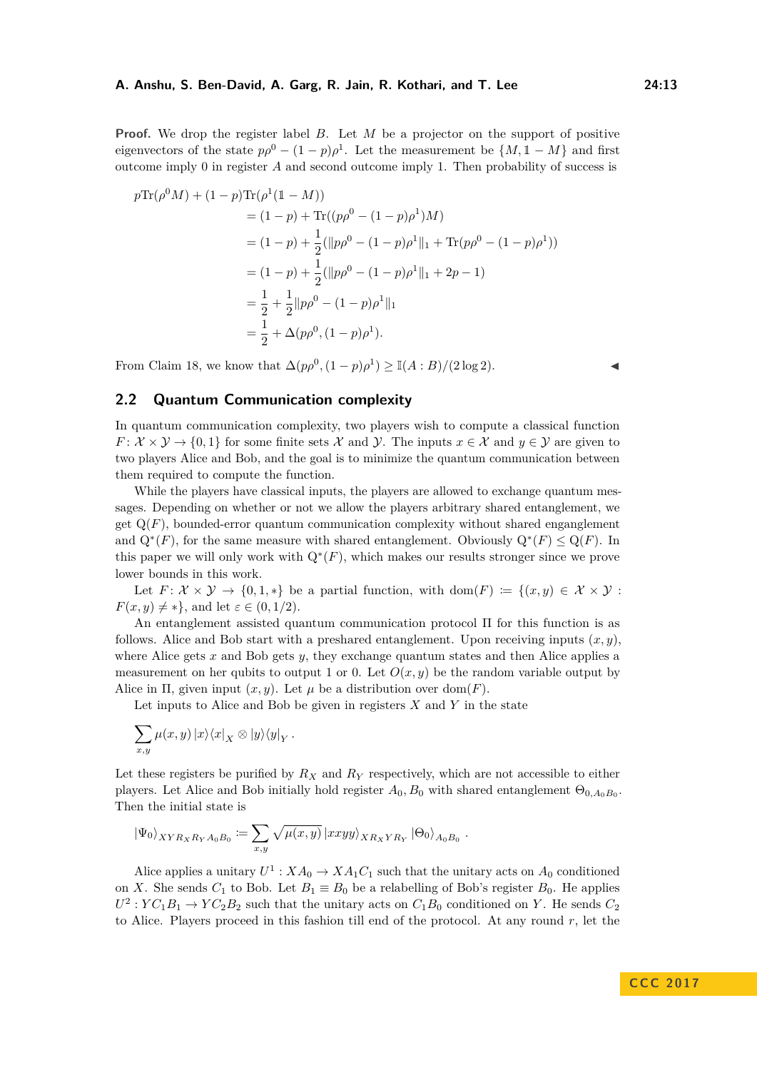**Proof.** We drop the register label $B$. Let $M$ be a projector on the support of positive eigenvectors of the state $p\rho^0 - (1-p)\rho^1$. Let the measurement be $\{M, \mathbb{1} - M\}$ and first outcome imply 0 in register $A$ and second outcome imply 1. Then probability of success is

$$
\begin{aligned}
p\mathrm{Tr}(\rho^0 M) + (1-p)\mathrm{Tr}(\rho^1(\mathbb{1} - M)) \\
&= (1-p) + \mathrm{Tr}((p\rho^0 - (1-p)\rho^1)M) \\
&= (1-p) + \frac{1}{2}(\|p\rho^0 - (1-p)\rho^1\|_1 + \mathrm{Tr}(p\rho^0 - (1-p)\rho^1)) \\
&= (1-p) + \frac{1}{2}(\|p\rho^0 - (1-p)\rho^1\|_1 + 2p - 1) \\
&= \frac{1}{2} + \frac{1}{2}\|p\rho^0 - (1-p)\rho^1\|_1 \\
&= \frac{1}{2} + \Delta(p\rho^0, (1-p)\rho^1).
\end{aligned}
$$

From Claim 18, we know that $\Delta(p\rho^0, (1-p)\rho^1) \geq \mathbb{I}(A : B)/(2\log 2)$. ◀

## 2.2 Quantum Communication complexity

In quantum communication complexity, two players wish to compute a classical function $F : \mathcal{X} \times \mathcal{Y} \to \{0, 1\}$ for some finite sets $\mathcal{X}$ and $\mathcal{Y}$. The inputs $x \in \mathcal{X}$ and $y \in \mathcal{Y}$ are given to two players Alice and Bob, and the goal is to minimize the quantum communication between them required to compute the function.

While the players have classical inputs, the players are allowed to exchange quantum messages. Depending on whether or not we allow the players arbitrary shared entanglement, we get $\mathrm{Q}(F)$, bounded-error quantum communication complexity without shared enganglement and $\mathrm{Q}^*(F)$, for the same measure with shared entanglement. Obviously $\mathrm{Q}^*(F) \leq \mathrm{Q}(F)$. In this paper we will only work with $\mathrm{Q}^*(F)$, which makes our results stronger since we prove lower bounds in this work.

Let $F : \mathcal{X} \times \mathcal{Y} \to \{0, 1, *\}$ be a partial function, with $\mathrm{dom}(F) := \{(x, y) \in \mathcal{X} \times \mathcal{Y} : F(x, y) \neq *\}$, and let $\varepsilon \in (0, 1/2)$.

An entanglement assisted quantum communication protocol $\Pi$ for this function is as follows. Alice and Bob start with a preshared entanglement. Upon receiving inputs $(x, y)$, where Alice gets $x$ and Bob gets $y$, they exchange quantum states and then Alice applies a measurement on her qubits to output 1 or 0. Let $O(x, y)$ be the random variable output by Alice in $\Pi$, given input $(x, y)$. Let $\mu$ be a distribution over $\mathrm{dom}(F)$.

Let inputs to Alice and Bob be given in registers $X$ and $Y$ in the state

$$
\sum_{x,y} \mu(x, y) |x\rangle\langle x|_X \otimes |y\rangle\langle y|_Y .
$$

Let these registers be purified by $R_X$ and $R_Y$ respectively, which are not accessible to either players. Let Alice and Bob initially hold register $A_0, B_0$ with shared entanglement $\Theta_{0,A_0B_0}$. Then the initial state is

$$
|\Psi_0\rangle_{XYR_XR_YA_0B_0} := \sum_{x,y} \sqrt{\mu(x, y)} \, |xxyy\rangle_{XR_XYR_Y} |\Theta_0\rangle_{A_0B_0} .
$$

Alice applies a unitary $U^1 : XA_0 \to XA_1C_1$ such that the unitary acts on $A_0$ conditioned on $X$. She sends $C_1$ to Bob. Let $B_1 \equiv B_0$ be a relabelling of Bob's register $B_0$. He applies $U^2 : YC_1B_1 \to YC_2B_2$ such that the unitary acts on $C_1B_0$ conditioned on $Y$. He sends $C_2$ to Alice. Players proceed in this fashion till end of the protocol. At any round $r$, let the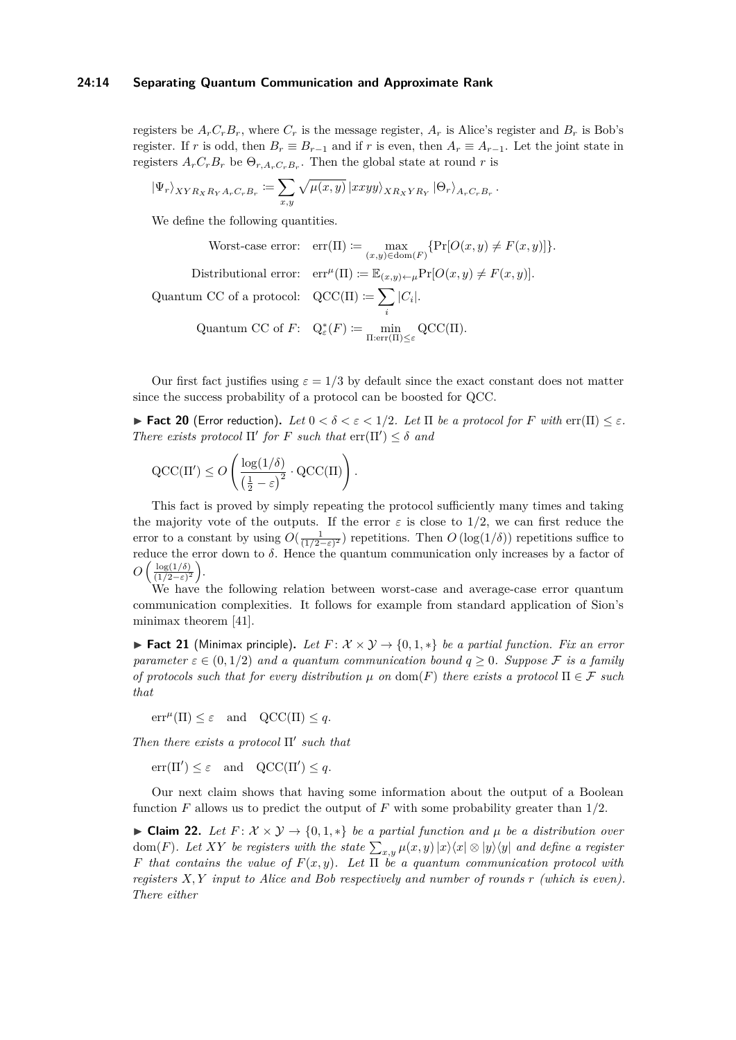registers be $A_rC_rB_r$, where $C_r$ is the message register, $A_r$ is Alice's register and $B_r$ is Bob's register. If $r$ is odd, then $B_r \equiv B_{r-1}$ and if $r$ is even, then $A_r \equiv A_{r-1}$. Let the joint state in registers $A_rC_rB_r$ be $\Theta_{r,A_rC_rB_r}$. Then the global state at round $r$ is

$$|\Psi_r\rangle_{XYR_XR_YA_rC_rB_r} := \sum_{x,y} \sqrt{\mu(x,y)}\, |xxyy\rangle_{XR_XYR_Y} |\Theta_r\rangle_{A_rC_rB_r}.$$

We define the following quantities.

$$\text{Worst-case error:} \quad \mathrm{err}(\Pi) := \max_{(x,y)\in \mathrm{dom}(F)} \{\Pr[O(x,y) \neq F(x,y)]\}.$$

$$\text{Distributional error:} \quad \mathrm{err}^{\mu}(\Pi) := \mathbb{E}_{(x,y)\leftarrow \mu} \Pr[O(x,y) \neq F(x,y)].$$

$$\text{Quantum CC of a protocol:} \quad \mathrm{QCC}(\Pi) := \sum_i |C_i|.$$

$$\text{Quantum CC of } F\text{:} \quad \mathrm{Q}^*_{\varepsilon}(F) := \min_{\Pi : \mathrm{err}(\Pi) \leq \varepsilon} \mathrm{QCC}(\Pi).$$

Our first fact justifies using $\varepsilon = 1/3$ by default since the exact constant does not matter since the success probability of a protocol can be boosted for QCC.

▶ **Fact 20** (Error reduction). *Let $0 < \delta < \varepsilon < 1/2$. Let $\Pi$ be a protocol for $F$ with $\mathrm{err}(\Pi) \leq \varepsilon$. There exists protocol $\Pi'$ for $F$ such that $\mathrm{err}(\Pi') \leq \delta$ and*

$$\mathrm{QCC}(\Pi') \leq O\left(\frac{\log(1/\delta)}{\left(\frac{1}{2} - \varepsilon\right)^2} \cdot \mathrm{QCC}(\Pi)\right).$$

This fact is proved by simply repeating the protocol sufficiently many times and taking the majority vote of the outputs. If the error $\varepsilon$ is close to $1/2$, we can first reduce the error to a constant by using $O(\frac{1}{(1/2-\varepsilon)^2})$ repetitions. Then $O(\log(1/\delta))$ repetitions suffice to reduce the error down to $\delta$. Hence the quantum communication only increases by a factor of $O\left(\frac{\log(1/\delta)}{(1/2-\varepsilon)^2}\right)$.

We have the following relation between worst-case and average-case error quantum communication complexities. It follows for example from standard application of Sion's minimax theorem [41].

▶ **Fact 21** (Minimax principle). *Let $F \colon \mathcal{X} \times \mathcal{Y} \to \{0, 1, *\}$ be a partial function. Fix an error parameter $\varepsilon \in (0, 1/2)$ and a quantum communication bound $q \geq 0$. Suppose $\mathcal{F}$ is a family of protocols such that for every distribution $\mu$ on $\mathrm{dom}(F)$ there exists a protocol $\Pi \in \mathcal{F}$ such that*

$$\mathrm{err}^{\mu}(\Pi) \leq \varepsilon \quad \text{and} \quad \mathrm{QCC}(\Pi) \leq q.$$

*Then there exists a protocol $\Pi'$ such that*

$$\mathrm{err}(\Pi') \leq \varepsilon \quad \text{and} \quad \mathrm{QCC}(\Pi') \leq q.$$

Our next claim shows that having some information about the output of a Boolean function $F$ allows us to predict the output of $F$ with some probability greater than $1/2$.

▶ **Claim 22.** *Let $F \colon \mathcal{X} \times \mathcal{Y} \to \{0, 1, *\}$ be a partial function and $\mu$ be a distribution over $\mathrm{dom}(F)$. Let $XY$ be registers with the state $\sum_{x,y} \mu(x,y) |x\rangle\langle x| \otimes |y\rangle\langle y|$ and define a register $F$ that contains the value of $F(x,y)$. Let $\Pi$ be a quantum communication protocol with registers $X, Y$ input to Alice and Bob respectively and number of rounds $r$ (which is even). There either*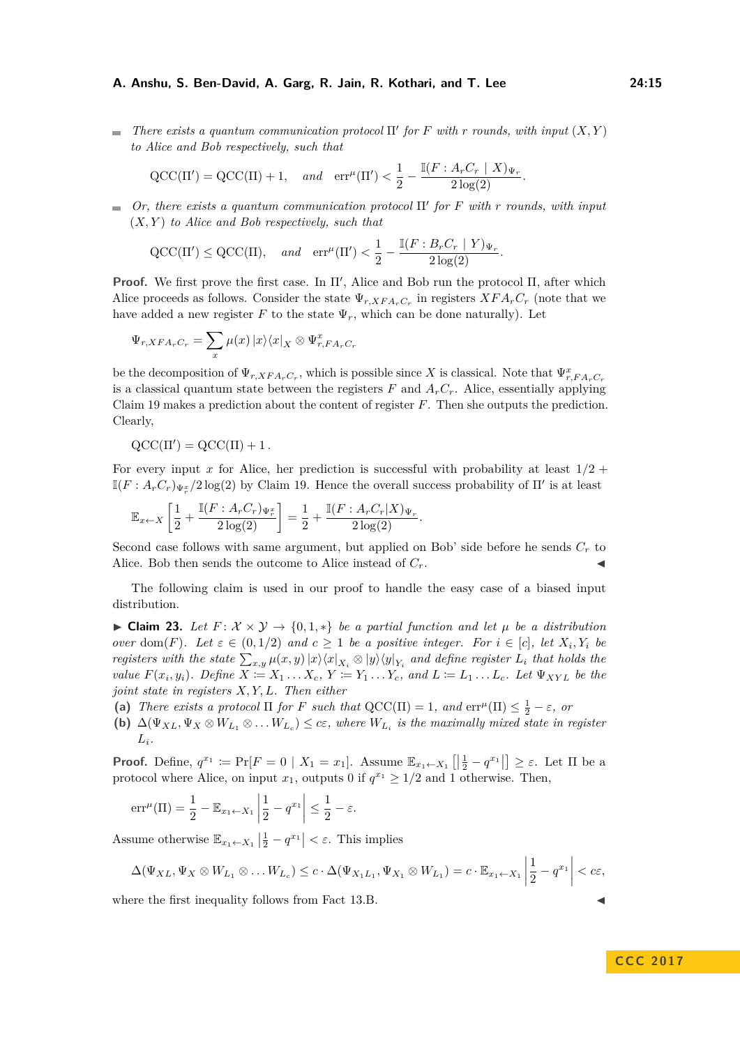- *There exists a quantum communication protocol* $\Pi'$ *for* $F$ *with* $r$ *rounds, with input* $(X, Y)$ *to Alice and Bob respectively, such that*

$$\mathrm{QCC}(\Pi') = \mathrm{QCC}(\Pi) + 1, \quad \textit{and} \quad \mathrm{err}^\mu(\Pi') < \frac{1}{2} - \frac{\mathbb{I}(F : A_r C_r \mid X)_{\Psi_r}}{2\log(2)}.$$

- *Or, there exists a quantum communication protocol* $\Pi'$ *for* $F$ *with* $r$ *rounds, with input* $(X, Y)$ *to Alice and Bob respectively, such that*

$$\mathrm{QCC}(\Pi') \leq \mathrm{QCC}(\Pi), \quad \textit{and} \quad \mathrm{err}^\mu(\Pi') < \frac{1}{2} - \frac{\mathbb{I}(F : B_r C_r \mid Y)_{\Psi_r}}{2\log(2)}.$$

**Proof.** We first prove the first case. In $\Pi'$, Alice and Bob run the protocol $\Pi$, after which Alice proceeds as follows. Consider the state $\Psi_{r,XFA_rC_r}$ in registers $XFA_rC_r$ (note that we have added a new register $F$ to the state $\Psi_r$, which can be done naturally). Let

$$\Psi_{r,XFA_rC_r} = \sum_x \mu(x) \, |x\rangle\langle x|_X \otimes \Psi^x_{r,FA_rC_r}$$

be the decomposition of $\Psi_{r,XFA_rC_r}$, which is possible since $X$ is classical. Note that $\Psi^x_{r,FA_rC_r}$ is a classical quantum state between the registers $F$ and $A_rC_r$. Alice, essentially applying Claim 19 makes a prediction about the content of register $F$. Then she outputs the prediction. Clearly,

$$\mathrm{QCC}(\Pi') = \mathrm{QCC}(\Pi) + 1 \, .$$

For every input $x$ for Alice, her prediction is successful with probability at least $1/2 + \mathbb{I}(F : A_rC_r)_{\Psi^x_r}/2\log(2)$ by Claim 19. Hence the overall success probability of $\Pi'$ is at least

$$\mathbb{E}_{x \leftarrow X}\left[\frac{1}{2} + \frac{\mathbb{I}(F : A_rC_r)_{\Psi^x_r}}{2\log(2)}\right] = \frac{1}{2} + \frac{\mathbb{I}(F : A_rC_r | X)_{\Psi_r}}{2\log(2)}.$$

Second case follows with same argument, but applied on Bob' side before he sends $C_r$ to Alice. Bob then sends the outcome to Alice instead of $C_r$. ◀

The following claim is used in our proof to handle the easy case of a biased input distribution.

▶ **Claim 23.** *Let* $F \colon \mathcal{X} \times \mathcal{Y} \to \{0, 1, *\}$ *be a partial function and let* $\mu$ *be a distribution over* $\mathrm{dom}(F)$*. Let* $\varepsilon \in (0, 1/2)$ *and* $c \geq 1$ *be a positive integer. For* $i \in [c]$*, let* $X_i, Y_i$ *be registers with the state* $\sum_{x,y} \mu(x, y) \, |x\rangle\langle x|_{X_i} \otimes |y\rangle\langle y|_{Y_i}$ *and define register* $L_i$ *that holds the value* $F(x_i, y_i)$*. Define* $X := X_1 \ldots X_c$*,* $Y := Y_1 \ldots Y_c$*, and* $L := L_1 \ldots L_c$*. Let* $\Psi_{XYL}$ *be the joint state in registers* $X, Y, L$*. Then either*

**(a)** *There exists a protocol* $\Pi$ *for* $F$ *such that* $\mathrm{QCC}(\Pi) = 1$*, and* $\mathrm{err}^\mu(\Pi) \leq \frac{1}{2} - \varepsilon$*, or*

**(b)** $\Delta(\Psi_{XL}, \Psi_X \otimes W_{L_1} \otimes \ldots W_{L_c}) \leq c\varepsilon$*, where* $W_{L_i}$ *is the maximally mixed state in register* $L_i$*.*

**Proof.** Define, $q^{x_1} := \Pr[F = 0 \mid X_1 = x_1]$. Assume $\mathbb{E}_{x_1 \leftarrow X_1}\left[\left|\frac{1}{2} - q^{x_1}\right|\right] \geq \varepsilon$. Let $\Pi$ be a protocol where Alice, on input $x_1$, outputs 0 if $q^{x_1} \geq 1/2$ and 1 otherwise. Then,

$$\mathrm{err}^\mu(\Pi) = \frac{1}{2} - \mathbb{E}_{x_1 \leftarrow X_1}\left|\frac{1}{2} - q^{x_1}\right| \leq \frac{1}{2} - \varepsilon.$$

Assume otherwise $\mathbb{E}_{x_1 \leftarrow X_1}\left|\frac{1}{2} - q^{x_1}\right| < \varepsilon$. This implies

$$\Delta(\Psi_{XL}, \Psi_X \otimes W_{L_1} \otimes \ldots W_{L_c}) \leq c \cdot \Delta(\Psi_{X_1L_1}, \Psi_{X_1} \otimes W_{L_1}) = c \cdot \mathbb{E}_{x_1 \leftarrow X_1}\left|\frac{1}{2} - q^{x_1}\right| < c\varepsilon,$$

where the first inequality follows from Fact 13.B. ◀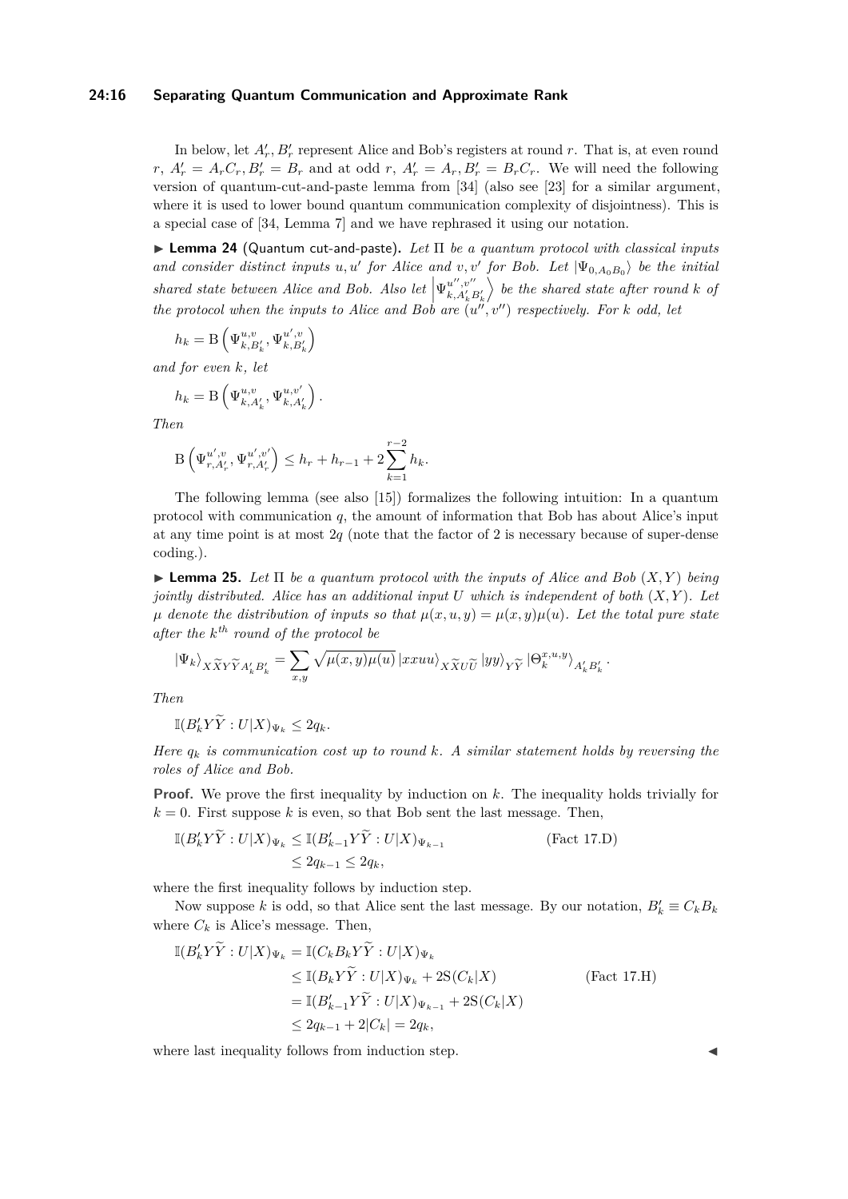In below, let $A'_r, B'_r$ represent Alice and Bob's registers at round $r$. That is, at even round $r$, $A'_r = A_r C_r, B'_r = B_r$ and at odd $r$, $A'_r = A_r, B'_r = B_r C_r$. We will need the following version of quantum-cut-and-paste lemma from [34] (also see [23] for a similar argument, where it is used to lower bound quantum communication complexity of disjointness). This is a special case of [34, Lemma 7] and we have rephrased it using our notation.

▶ **Lemma 24** (Quantum cut-and-paste). *Let $\Pi$ be a quantum protocol with classical inputs and consider distinct inputs $u, u'$ for Alice and $v, v'$ for Bob. Let $|\Psi_{0,A_0B_0}\rangle$ be the initial shared state between Alice and Bob. Also let $\left|\Psi^{u'',v''}_{k,A'_kB'_k}\right\rangle$ be the shared state after round $k$ of the protocol when the inputs to Alice and Bob are $(u'', v'')$ respectively. For $k$ odd, let*

$$h_k = \mathrm{B}\left(\Psi^{u,v}_{k,B'_k}, \Psi^{u',v}_{k,B'_k}\right)$$

*and for even $k$, let*

$$h_k = \mathrm{B}\left(\Psi^{u,v}_{k,A'_k}, \Psi^{u,v'}_{k,A'_k}\right).$$

*Then*

$$\mathrm{B}\left(\Psi^{u',v}_{r,A'_r}, \Psi^{u',v'}_{r,A'_r}\right) \leq h_r + h_{r-1} + 2\sum_{k=1}^{r-2} h_k.$$

The following lemma (see also [15]) formalizes the following intuition: In a quantum protocol with communication $q$, the amount of information that Bob has about Alice's input at any time point is at most $2q$ (note that the factor of 2 is necessary because of super-dense coding.).

▶ **Lemma 25.** *Let $\Pi$ be a quantum protocol with the inputs of Alice and Bob $(X, Y)$ being jointly distributed. Alice has an additional input $U$ which is independent of both $(X, Y)$. Let $\mu$ denote the distribution of inputs so that $\mu(x, u, y) = \mu(x, y)\mu(u)$. Let the total pure state after the $k^{th}$ round of the protocol be*

$$|\Psi_k\rangle_{X\widetilde{X}Y\widetilde{Y}A'_kB'_k} = \sum_{x,y} \sqrt{\mu(x,y)\mu(u)}\, |xxuu\rangle_{X\widetilde{X}U\widetilde{U}}\, |yy\rangle_{Y\widetilde{Y}}\, |\Theta^{x,u,y}_k\rangle_{A'_kB'_k}.$$

*Then*

$$\mathbb{I}(B'_kY\widetilde{Y} : U|X)_{\Psi_k} \leq 2q_k.$$

*Here $q_k$ is communication cost up to round $k$. A similar statement holds by reversing the roles of Alice and Bob.*

**Proof.** We prove the first inequality by induction on $k$. The inequality holds trivially for $k = 0$. First suppose $k$ is even, so that Bob sent the last message. Then,

$$\begin{aligned}
\mathbb{I}(B'_kY\widetilde{Y} : U|X)_{\Psi_k} &\leq \mathbb{I}(B'_{k-1}Y\widetilde{Y} : U|X)_{\Psi_{k-1}} && \text{(Fact 17.D)}\\
&\leq 2q_{k-1} \leq 2q_k,
\end{aligned}$$

where the first inequality follows by induction step.

Now suppose $k$ is odd, so that Alice sent the last message. By our notation, $B'_k \equiv C_kB_k$ where $C_k$ is Alice's message. Then,

$$\begin{aligned}
\mathbb{I}(B'_kY\widetilde{Y} : U|X)_{\Psi_k} &= \mathbb{I}(C_kB_kY\widetilde{Y} : U|X)_{\Psi_k}\\
&\leq \mathbb{I}(B_kY\widetilde{Y} : U|X)_{\Psi_k} + 2\mathrm{S}(C_k|X) && \text{(Fact 17.H)}\\
&= \mathbb{I}(B'_{k-1}Y\widetilde{Y} : U|X)_{\Psi_{k-1}} + 2\mathrm{S}(C_k|X)\\
&\leq 2q_{k-1} + 2|C_k| = 2q_k,
\end{aligned}$$

where last inequality follows from induction step. ◀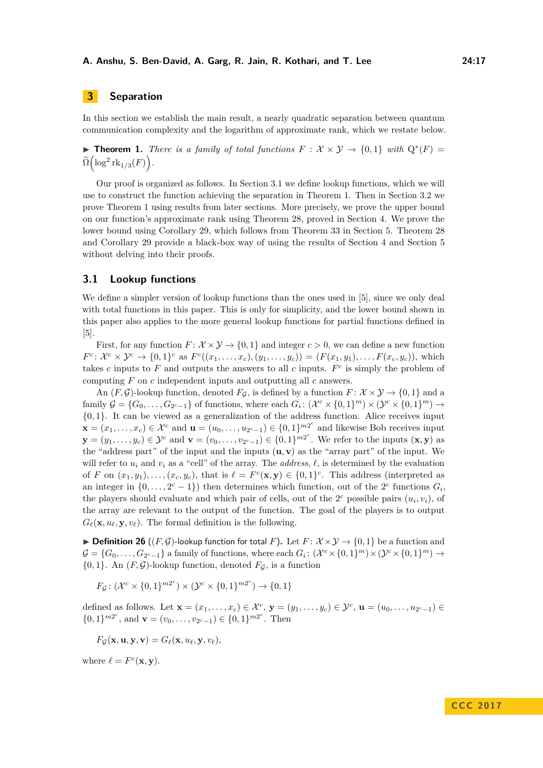## 3 Separation

In this section we establish the main result, a nearly quadratic separation between quantum communication complexity and the logarithm of approximate rank, which we restate below.

▶ **Theorem 1.** *There is a family of total functions* $F : \mathcal{X} \times \mathcal{Y} \to \{0,1\}$ *with* $\mathrm{Q}^*(F) = \widetilde{\Omega}\Big(\log^2 \mathrm{rk}_{1/3}(F)\Big)$.

Our proof is organized as follows. In Section 3.1 we define lookup functions, which we will use to construct the function achieving the separation in Theorem 1. Then in Section 3.2 we prove Theorem 1 using results from later sections. More precisely, we prove the upper bound on our function's approximate rank using Theorem 28, proved in Section 4. We prove the lower bound using Corollary 29, which follows from Theorem 33 in Section 5. Theorem 28 and Corollary 29 provide a black-box way of using the results of Section 4 and Section 5 without delving into their proofs.

### 3.1 Lookup functions

We define a simpler version of lookup functions than the ones used in [5], since we only deal with total functions in this paper. This is only for simplicity, and the lower bound shown in this paper also applies to the more general lookup functions for partial functions defined in [5].

First, for any function $F\colon \mathcal{X} \times \mathcal{Y} \to \{0,1\}$ and integer $c > 0$, we can define a new function $F^c\colon \mathcal{X}^c \times \mathcal{Y}^c \to \{0,1\}^c$ as $F^c((x_1,\ldots,x_c),(y_1,\ldots,y_c)) = (F(x_1,y_1),\ldots,F(x_c,y_c))$, which takes $c$ inputs to $F$ and outputs the answers to all $c$ inputs. $F^c$ is simply the problem of computing $F$ on $c$ independent inputs and outputting all $c$ answers.

An $(F,\mathcal{G})$-lookup function, denoted $F_{\mathcal{G}}$, is defined by a function $F\colon \mathcal{X} \times \mathcal{Y} \to \{0,1\}$ and a family $\mathcal{G} = \{G_0,\ldots,G_{2^c-1}\}$ of functions, where each $G_i\colon (\mathcal{X}^c \times \{0,1\}^m) \times (\mathcal{Y}^c \times \{0,1\}^m) \to \{0,1\}$. It can be viewed as a generalization of the address function. Alice receives input $\mathbf{x} = (x_1,\ldots,x_c) \in \mathcal{X}^c$ and $\mathbf{u} = (u_0,\ldots,u_{2^c-1}) \in \{0,1\}^{m2^c}$ and likewise Bob receives input $\mathbf{y} = (y_1,\ldots,y_c) \in \mathcal{Y}^c$ and $\mathbf{v} = (v_0,\ldots,v_{2^c-1}) \in \{0,1\}^{m2^c}$. We refer to the inputs $(\mathbf{x},\mathbf{y})$ as the "address part" of the input and the inputs $(\mathbf{u},\mathbf{v})$ as the "array part" of the input. We will refer to $u_i$ and $v_i$ as a "cell" of the array. The *address*, $\ell$, is determined by the evaluation of $F$ on $(x_1,y_1),\ldots,(x_c,y_c)$, that is $\ell = F^c(\mathbf{x},\mathbf{y}) \in \{0,1\}^c$. This address (interpreted as an integer in $\{0,\ldots,2^c-1\}$) then determines which function, out of the $2^c$ functions $G_i$, the players should evaluate and which pair of cells, out of the $2^c$ possible pairs $(u_i,v_i)$, of the array are relevant to the output of the function. The goal of the players is to output $G_\ell(\mathbf{x},u_\ell,\mathbf{y},v_\ell)$. The formal definition is the following.

▶ **Definition 26** ($(F,\mathcal{G})$-lookup function for total $F$)**.** Let $F\colon \mathcal{X} \times \mathcal{Y} \to \{0,1\}$ be a function and $\mathcal{G} = \{G_0,\ldots,G_{2^c-1}\}$ a family of functions, where each $G_i\colon (\mathcal{X}^c \times \{0,1\}^m) \times (\mathcal{Y}^c \times \{0,1\}^m) \to \{0,1\}$. An $(F,\mathcal{G})$-lookup function, denoted $F_{\mathcal{G}}$, is a function

$$F_{\mathcal{G}}\colon (\mathcal{X}^c \times \{0,1\}^{m2^c}) \times (\mathcal{Y}^c \times \{0,1\}^{m2^c}) \to \{0,1\}$$

defined as follows. Let $\mathbf{x} = (x_1,\ldots,x_c) \in \mathcal{X}^c$, $\mathbf{y} = (y_1,\ldots,y_c) \in \mathcal{Y}^c$, $\mathbf{u} = (u_0,\ldots,u_{2^c-1}) \in \{0,1\}^{m2^c}$, and $\mathbf{v} = (v_0,\ldots,v_{2^c-1}) \in \{0,1\}^{m2^c}$. Then

$$F_{\mathcal{G}}(\mathbf{x},\mathbf{u},\mathbf{y},\mathbf{v}) = G_\ell(\mathbf{x},u_\ell,\mathbf{y},v_\ell),$$

where $\ell = F^c(\mathbf{x},\mathbf{y})$.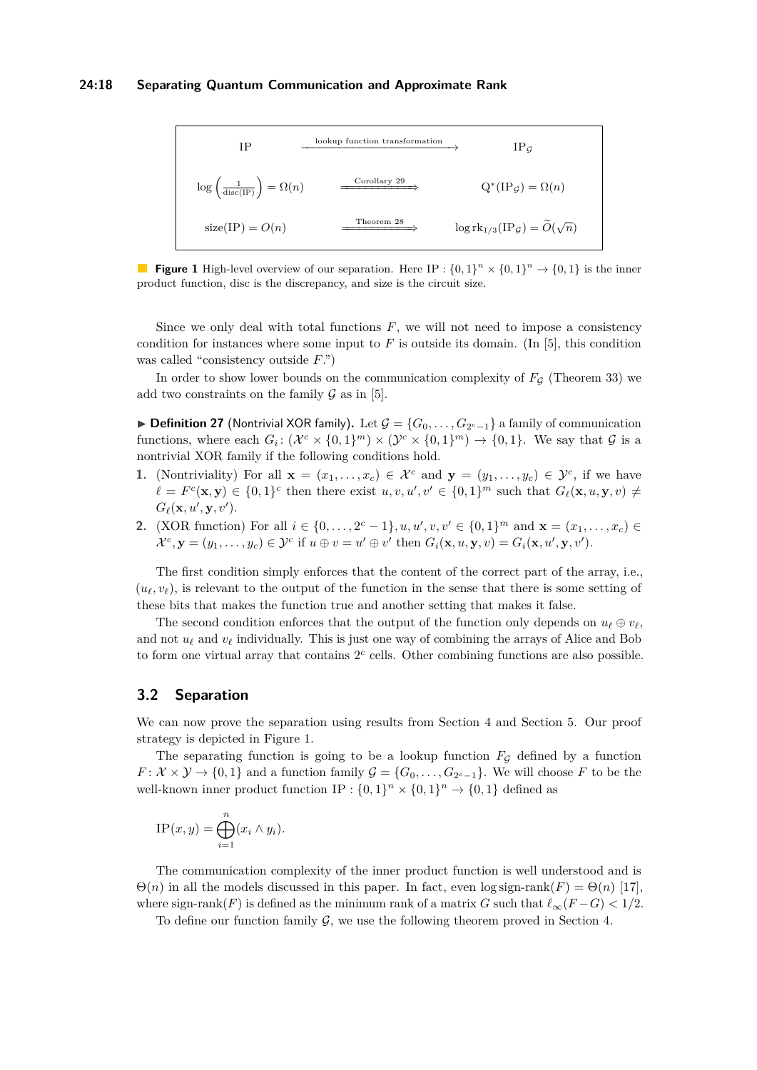| IP | $\xrightarrow{\text{lookup function transformation}}$ | $\text{IP}_\mathcal{G}$ |
|---|---|---|
| $\log\left(\frac{1}{\text{disc(IP)}}\right) = \Omega(n)$ | $\xRightarrow{\text{Corollary 29}}$ | $\text{Q}^*(\text{IP}_\mathcal{G}) = \Omega(n)$ |
| $\text{size(IP)} = O(n)$ | $\xRightarrow{\text{Theorem 28}}$ | $\log \text{rk}_{1/3}(\text{IP}_\mathcal{G}) = \widetilde{O}(\sqrt{n})$ |

**Figure 1** High-level overview of our separation. Here $\text{IP} : \{0,1\}^n \times \{0,1\}^n \to \{0,1\}$ is the inner product function, disc is the discrepancy, and size is the circuit size.

Since we only deal with total functions $F$, we will not need to impose a consistency condition for instances where some input to $F$ is outside its domain. (In [5], this condition was called "consistency outside $F$.")

In order to show lower bounds on the communication complexity of $F_\mathcal{G}$ (Theorem 33) we add two constraints on the family $\mathcal{G}$ as in [5].

▶ **Definition 27** (Nontrivial XOR family). Let $\mathcal{G} = \{G_0, \ldots, G_{2^c-1}\}$ a family of communication functions, where each $G_i \colon (\mathcal{X}^c \times \{0,1\}^m) \times (\mathcal{Y}^c \times \{0,1\}^m) \to \{0,1\}$. We say that $\mathcal{G}$ is a nontrivial XOR family if the following conditions hold.

1. (Nontriviality) For all $\mathbf{x} = (x_1, \ldots, x_c) \in \mathcal{X}^c$ and $\mathbf{y} = (y_1, \ldots, y_c) \in \mathcal{Y}^c$, if we have $\ell = F^c(\mathbf{x}, \mathbf{y}) \in \{0,1\}^c$ then there exist $u, v, u', v' \in \{0,1\}^m$ such that $G_\ell(\mathbf{x}, u, \mathbf{y}, v) \neq G_\ell(\mathbf{x}, u', \mathbf{y}, v')$.
2. (XOR function) For all $i \in \{0, \ldots, 2^c-1\}, u, u', v, v' \in \{0,1\}^m$ and $\mathbf{x} = (x_1, \ldots, x_c) \in \mathcal{X}^c, \mathbf{y} = (y_1, \ldots, y_c) \in \mathcal{Y}^c$ if $u \oplus v = u' \oplus v'$ then $G_i(\mathbf{x}, u, \mathbf{y}, v) = G_i(\mathbf{x}, u', \mathbf{y}, v')$.

The first condition simply enforces that the content of the correct part of the array, i.e., $(u_\ell, v_\ell)$, is relevant to the output of the function in the sense that there is some setting of these bits that makes the function true and another setting that makes it false.

The second condition enforces that the output of the function only depends on $u_\ell \oplus v_\ell$, and not $u_\ell$ and $v_\ell$ individually. This is just one way of combining the arrays of Alice and Bob to form one virtual array that contains $2^c$ cells. Other combining functions are also possible.

## 3.2 Separation

We can now prove the separation using results from Section 4 and Section 5. Our proof strategy is depicted in Figure 1.

The separating function is going to be a lookup function $F_\mathcal{G}$ defined by a function $F \colon \mathcal{X} \times \mathcal{Y} \to \{0,1\}$ and a function family $\mathcal{G} = \{G_0, \ldots, G_{2^c-1}\}$. We will choose $F$ to be the well-known inner product function $\text{IP} : \{0,1\}^n \times \{0,1\}^n \to \{0,1\}$ defined as

$$\text{IP}(x, y) = \bigoplus_{i=1}^{n} (x_i \wedge y_i).$$

The communication complexity of the inner product function is well understood and is $\Theta(n)$ in all the models discussed in this paper. In fact, even $\log \text{sign-rank}(F) = \Theta(n)$ [17], where $\text{sign-rank}(F)$ is defined as the minimum rank of a matrix $G$ such that $\ell_\infty(F - G) < 1/2$.

To define our function family $\mathcal{G}$, we use the following theorem proved in Section 4.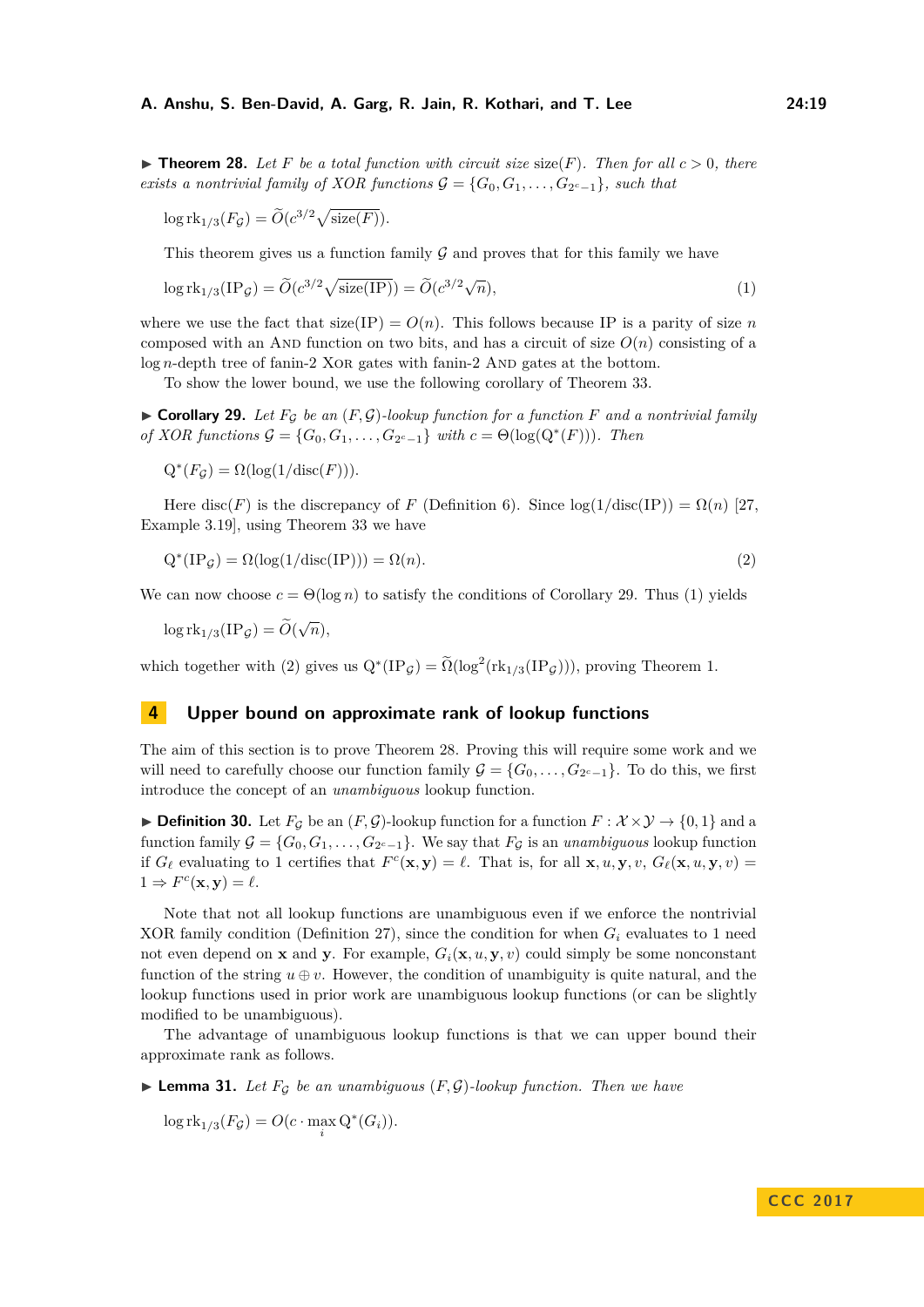▶ **Theorem 28.** *Let $F$ be a total function with circuit size $\text{size}(F)$. Then for all $c > 0$, there exists a nontrivial family of XOR functions $\mathcal{G} = \{G_0, G_1, \ldots, G_{2^c-1}\}$, such that*

$$\log \text{rk}_{1/3}(F_{\mathcal{G}}) = \widetilde{O}(c^{3/2}\sqrt{\text{size}(F)}).$$

This theorem gives us a function family $\mathcal{G}$ and proves that for this family we have

$$\log \text{rk}_{1/3}(\text{IP}_{\mathcal{G}}) = \widetilde{O}(c^{3/2}\sqrt{\text{size}(\text{IP})}) = \widetilde{O}(c^{3/2}\sqrt{n}), \tag{1}$$

where we use the fact that $\text{size}(\text{IP}) = O(n)$. This follows because IP is a parity of size $n$ composed with an AND function on two bits, and has a circuit of size $O(n)$ consisting of a $\log n$-depth tree of fanin-2 XOR gates with fanin-2 AND gates at the bottom.

To show the lower bound, we use the following corollary of Theorem 33.

▶ **Corollary 29.** *Let $F_{\mathcal{G}}$ be an $(F, \mathcal{G})$-lookup function for a function $F$ and a nontrivial family of XOR functions $\mathcal{G} = \{G_0, G_1, \ldots, G_{2^c-1}\}$ with $c = \Theta(\log(\text{Q}^*(F)))$. Then*

$$\text{Q}^*(F_{\mathcal{G}}) = \Omega(\log(1/\text{disc}(F))).$$

Here $\text{disc}(F)$ is the discrepancy of $F$ (Definition 6). Since $\log(1/\text{disc}(\text{IP})) = \Omega(n)$ [27, Example 3.19], using Theorem 33 we have

$$\text{Q}^*(\text{IP}_{\mathcal{G}}) = \Omega(\log(1/\text{disc}(\text{IP}))) = \Omega(n). \tag{2}$$

We can now choose $c = \Theta(\log n)$ to satisfy the conditions of Corollary 29. Thus (1) yields

$$\log \text{rk}_{1/3}(\text{IP}_{\mathcal{G}}) = \widetilde{O}(\sqrt{n}),$$

which together with (2) gives us $\text{Q}^*(\text{IP}_{\mathcal{G}}) = \widetilde{\Omega}(\log^2(\text{rk}_{1/3}(\text{IP}_{\mathcal{G}})))$, proving Theorem 1.

## 4 Upper bound on approximate rank of lookup functions

The aim of this section is to prove Theorem 28. Proving this will require some work and we will need to carefully choose our function family $\mathcal{G} = \{G_0, \ldots, G_{2^c-1}\}$. To do this, we first introduce the concept of an *unambiguous* lookup function.

▶ **Definition 30.** Let $F_{\mathcal{G}}$ be an $(F, \mathcal{G})$-lookup function for a function $F : \mathcal{X} \times \mathcal{Y} \to \{0, 1\}$ and a function family $\mathcal{G} = \{G_0, G_1, \ldots, G_{2^c-1}\}$. We say that $F_{\mathcal{G}}$ is an *unambiguous* lookup function if $G_\ell$ evaluating to 1 certifies that $F^c(\mathbf{x}, \mathbf{y}) = \ell$. That is, for all $\mathbf{x}, u, \mathbf{y}, v$, $G_\ell(\mathbf{x}, u, \mathbf{y}, v) = 1 \Rightarrow F^c(\mathbf{x}, \mathbf{y}) = \ell$.

Note that not all lookup functions are unambiguous even if we enforce the nontrivial XOR family condition (Definition 27), since the condition for when $G_i$ evaluates to 1 need not even depend on $\mathbf{x}$ and $\mathbf{y}$. For example, $G_i(\mathbf{x}, u, \mathbf{y}, v)$ could simply be some nonconstant function of the string $u \oplus v$. However, the condition of unambiguity is quite natural, and the lookup functions used in prior work are unambiguous lookup functions (or can be slightly modified to be unambiguous).

The advantage of unambiguous lookup functions is that we can upper bound their approximate rank as follows.

▶ **Lemma 31.** *Let $F_{\mathcal{G}}$ be an unambiguous $(F, \mathcal{G})$-lookup function. Then we have*

$$\log \text{rk}_{1/3}(F_{\mathcal{G}}) = O(c \cdot \max_i \text{Q}^*(G_i)).$$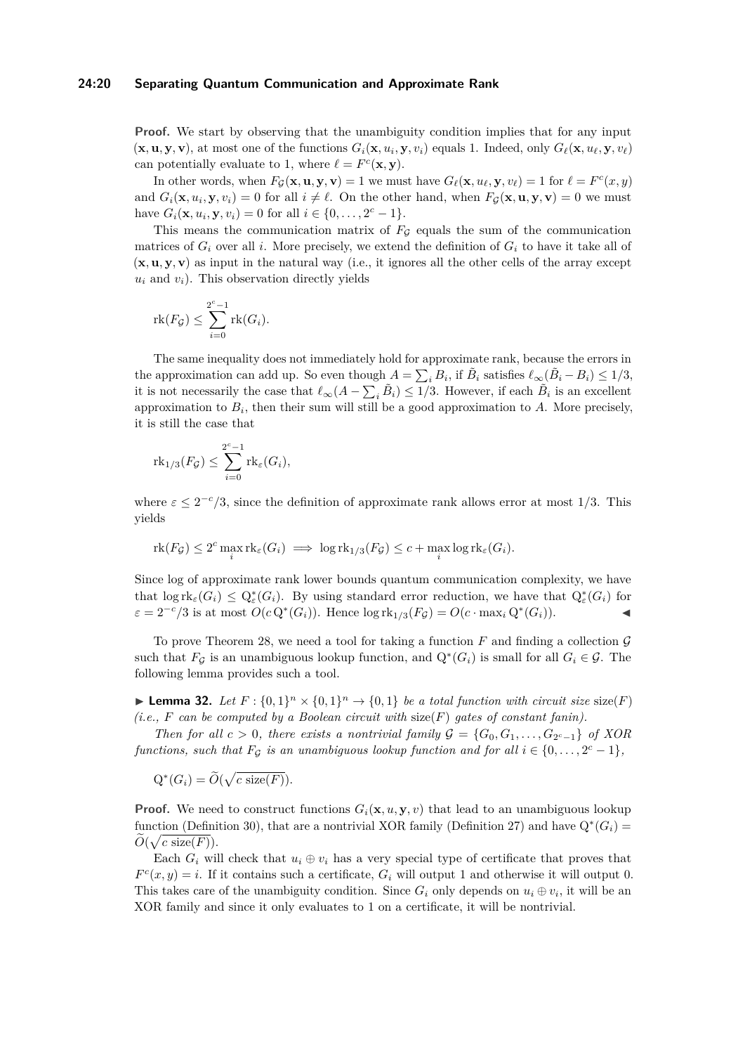**Proof.** We start by observing that the unambiguity condition implies that for any input $(\mathbf{x}, \mathbf{u}, \mathbf{y}, \mathbf{v})$, at most one of the functions $G_i(\mathbf{x}, u_i, \mathbf{y}, v_i)$ equals 1. Indeed, only $G_\ell(\mathbf{x}, u_\ell, \mathbf{y}, v_\ell)$ can potentially evaluate to 1, where $\ell = F^c(\mathbf{x}, \mathbf{y})$.

In other words, when $F_\mathcal{G}(\mathbf{x}, \mathbf{u}, \mathbf{y}, \mathbf{v}) = 1$ we must have $G_\ell(\mathbf{x}, u_\ell, \mathbf{y}, v_\ell) = 1$ for $\ell = F^c(x, y)$ and $G_i(\mathbf{x}, u_i, \mathbf{y}, v_i) = 0$ for all $i \neq \ell$. On the other hand, when $F_\mathcal{G}(\mathbf{x}, \mathbf{u}, \mathbf{y}, \mathbf{v}) = 0$ we must have $G_i(\mathbf{x}, u_i, \mathbf{y}, v_i) = 0$ for all $i \in \{0, \ldots, 2^c - 1\}$.

This means the communication matrix of $F_\mathcal{G}$ equals the sum of the communication matrices of $G_i$ over all $i$. More precisely, we extend the definition of $G_i$ to have it take all of $(\mathbf{x}, \mathbf{u}, \mathbf{y}, \mathbf{v})$ as input in the natural way (i.e., it ignores all the other cells of the array except $u_i$ and $v_i$). This observation directly yields

$$\mathrm{rk}(F_\mathcal{G}) \leq \sum_{i=0}^{2^c-1} \mathrm{rk}(G_i).$$

The same inequality does not immediately hold for approximate rank, because the errors in the approximation can add up. So even though $A = \sum_i B_i$, if $\tilde{B}_i$ satisfies $\ell_\infty(\tilde{B}_i - B_i) \leq 1/3$, it is not necessarily the case that $\ell_\infty(A - \sum_i \tilde{B}_i) \leq 1/3$. However, if each $\tilde{B}_i$ is an excellent approximation to $B_i$, then their sum will still be a good approximation to $A$. More precisely, it is still the case that

$$\mathrm{rk}_{1/3}(F_\mathcal{G}) \leq \sum_{i=0}^{2^c-1} \mathrm{rk}_\varepsilon(G_i),$$

where $\varepsilon \leq 2^{-c}/3$, since the definition of approximate rank allows error at most $1/3$. This yields

$$\mathrm{rk}(F_\mathcal{G}) \leq 2^c \max_i \mathrm{rk}_\varepsilon(G_i) \implies \log \mathrm{rk}_{1/3}(F_\mathcal{G}) \leq c + \max_i \log \mathrm{rk}_\varepsilon(G_i).$$

Since log of approximate rank lower bounds quantum communication complexity, we have that $\log \mathrm{rk}_\varepsilon(G_i) \leq \mathrm{Q}^*_\varepsilon(G_i)$. By using standard error reduction, we have that $\mathrm{Q}^*_\varepsilon(G_i)$ for $\varepsilon = 2^{-c}/3$ is at most $O(c\,\mathrm{Q}^*(G_i))$. Hence $\log \mathrm{rk}_{1/3}(F_\mathcal{G}) = O(c \cdot \max_i \mathrm{Q}^*(G_i))$. ◀

To prove Theorem 28, we need a tool for taking a function $F$ and finding a collection $\mathcal{G}$ such that $F_\mathcal{G}$ is an unambiguous lookup function, and $\mathrm{Q}^*(G_i)$ is small for all $G_i \in \mathcal{G}$. The following lemma provides such a tool.

▶ **Lemma 32.** *Let $F : \{0,1\}^n \times \{0,1\}^n \to \{0,1\}$ be a total function with circuit size $\mathrm{size}(F)$ (i.e., $F$ can be computed by a Boolean circuit with $\mathrm{size}(F)$ gates of constant fanin).*

*Then for all $c > 0$, there exists a nontrivial family $\mathcal{G} = \{G_0, G_1, \ldots, G_{2^c-1}\}$ of XOR functions, such that $F_\mathcal{G}$ is an unambiguous lookup function and for all $i \in \{0, \ldots, 2^c - 1\}$,*

$$\mathrm{Q}^*(G_i) = \widetilde{O}(\sqrt{c\ \mathrm{size}(F)}).$$

**Proof.** We need to construct functions $G_i(\mathbf{x}, u, \mathbf{y}, v)$ that lead to an unambiguous lookup function (Definition 30), that are a nontrivial XOR family (Definition 27) and have $\mathrm{Q}^*(G_i) = \widetilde{O}(\sqrt{c\ \mathrm{size}(F)})$.

Each $G_i$ will check that $u_i \oplus v_i$ has a very special type of certificate that proves that $F^c(x, y) = i$. If it contains such a certificate, $G_i$ will output 1 and otherwise it will output 0. This takes care of the unambiguity condition. Since $G_i$ only depends on $u_i \oplus v_i$, it will be an XOR family and since it only evaluates to 1 on a certificate, it will be nontrivial.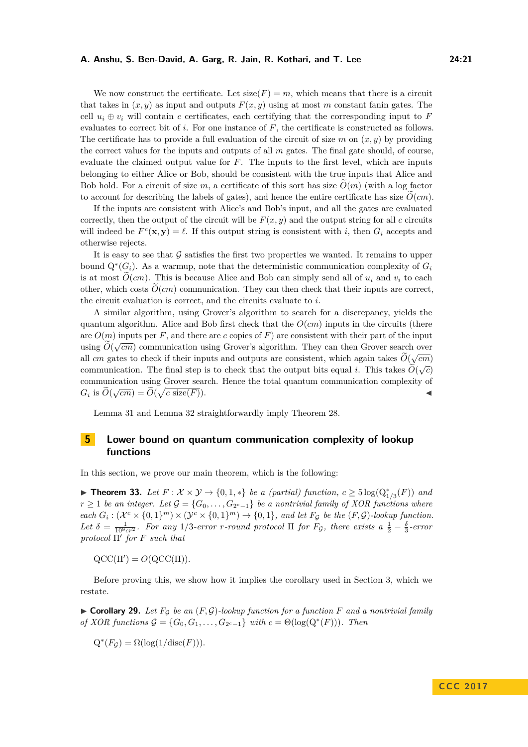We now construct the certificate. Let $\text{size}(F) = m$, which means that there is a circuit that takes in $(x, y)$ as input and outputs $F(x, y)$ using at most $m$ constant fanin gates. The cell $u_i \oplus v_i$ will contain $c$ certificates, each certifying that the corresponding input to $F$ evaluates to correct bit of $i$. For one instance of $F$, the certificate is constructed as follows. The certificate has to provide a full evaluation of the circuit of size $m$ on $(x, y)$ by providing the correct values for the inputs and outputs of all $m$ gates. The final gate should, of course, evaluate the claimed output value for $F$. The inputs to the first level, which are inputs belonging to either Alice or Bob, should be consistent with the true inputs that Alice and Bob hold. For a circuit of size $m$, a certificate of this sort has size $\widetilde{O}(m)$ (with a log factor to account for describing the labels of gates), and hence the entire certificate has size $\widetilde{O}(cm)$.

If the inputs are consistent with Alice's and Bob's input, and all the gates are evaluated correctly, then the output of the circuit will be $F(x, y)$ and the output string for all $c$ circuits will indeed be $F^c(\mathbf{x}, \mathbf{y}) = \ell$. If this output string is consistent with $i$, then $G_i$ accepts and otherwise rejects.

It is easy to see that $\mathcal{G}$ satisfies the first two properties we wanted. It remains to upper bound $\mathrm{Q}^*(G_i)$. As a warmup, note that the deterministic communication complexity of $G_i$ is at most $\widetilde{O}(cm)$. This is because Alice and Bob can simply send all of $u_i$ and $v_i$ to each other, which costs $\widetilde{O}(cm)$ communication. They can then check that their inputs are correct, the circuit evaluation is correct, and the circuits evaluate to $i$.

A similar algorithm, using Grover's algorithm to search for a discrepancy, yields the quantum algorithm. Alice and Bob first check that the $O(cm)$ inputs in the circuits (there are $O(m)$ inputs per $F$, and there are $c$ copies of $F$) are consistent with their part of the input using $\widetilde{O}(\sqrt{cm})$ communication using Grover's algorithm. They can then Grover search over all $cm$ gates to check if their inputs and outputs are consistent, which again takes $\widetilde{O}(\sqrt{cm})$ communication. The final step is to check that the output bits equal $i$. This takes $\widetilde{O}(\sqrt{c})$ communication using Grover search. Hence the total quantum communication complexity of $G_i$ is $\widetilde{O}(\sqrt{cm}) = \widetilde{O}(\sqrt{c\,\text{size}(F)})$. ◀

Lemma 31 and Lemma 32 straightforwardly imply Theorem 28.

## 5 Lower bound on quantum communication complexity of lookup functions

In this section, we prove our main theorem, which is the following:

▶ **Theorem 33.** *Let $F : \mathcal{X} \times \mathcal{Y} \to \{0, 1, *\}$ be a (partial) function, $c \geq 5 \log(\mathrm{Q}^*_{1/3}(F))$ and $r \geq 1$ be an integer. Let $\mathcal{G} = \{G_0, \ldots, G_{2^c-1}\}$ be a nontrivial family of XOR functions where each $G_i : (\mathcal{X}^c \times \{0, 1\}^m) \times (\mathcal{Y}^c \times \{0, 1\}^m) \to \{0, 1\}$, and let $F_\mathcal{G}$ be the $(F, \mathcal{G})$-lookup function. Let $\delta = \frac{1}{10^9 cr^2}$. For any $1/3$-error $r$-round protocol $\Pi$ for $F_\mathcal{G}$, there exists a $\frac{1}{2} - \frac{\delta}{3}$-error protocol $\Pi'$ for $F$ such that*

$$\mathrm{QCC}(\Pi') = O(\mathrm{QCC}(\Pi)).$$

Before proving this, we show how it implies the corollary used in Section 3, which we restate.

▶ **Corollary 29.** *Let $F_\mathcal{G}$ be an $(F, \mathcal{G})$-lookup function for a function $F$ and a nontrivial family of XOR functions $\mathcal{G} = \{G_0, G_1, \ldots, G_{2^c-1}\}$ with $c = \Theta(\log(\mathrm{Q}^*(F)))$. Then*

$$\mathrm{Q}^*(F_\mathcal{G}) = \Omega(\log(1/\mathrm{disc}(F))).$$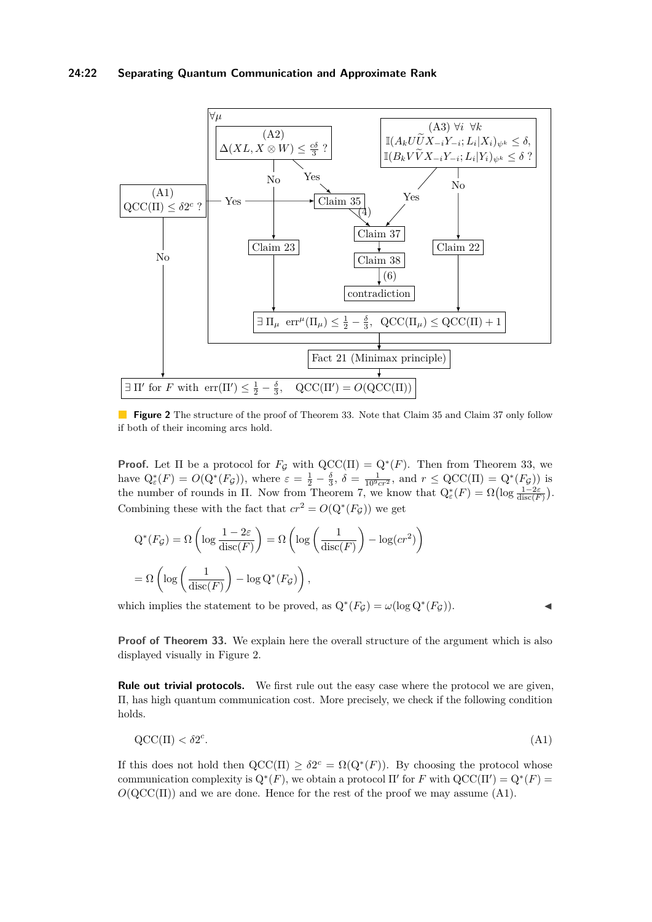**Figure 2** The structure of the proof of Theorem 33. Note that Claim 35 and Claim 37 only follow if both of their incoming arcs hold.

**Proof.** Let $\Pi$ be a protocol for $F_{\mathcal{G}}$ with $\mathrm{QCC}(\Pi) = \mathrm{Q}^*(F)$. Then from Theorem 33, we have $\mathrm{Q}^*_\varepsilon(F) = O(\mathrm{Q}^*(F_{\mathcal{G}}))$, where $\varepsilon = \frac{1}{2} - \frac{\delta}{3}$, $\delta = \frac{1}{10^9 cr^2}$, and $r \leq \mathrm{QCC}(\Pi) = \mathrm{Q}^*(F_{\mathcal{G}})$ is the number of rounds in $\Pi$. Now from Theorem 7, we know that $\mathrm{Q}^*_\varepsilon(F) = \Omega\big(\log \frac{1-2\varepsilon}{\mathrm{disc}(F)}\big)$. Combining these with the fact that $cr^2 = O(\mathrm{Q}^*(F_{\mathcal{G}}))$ we get

$$\mathrm{Q}^*(F_{\mathcal{G}}) = \Omega\left(\log \frac{1-2\varepsilon}{\mathrm{disc}(F)}\right) = \Omega\left(\log\left(\frac{1}{\mathrm{disc}(F)}\right) - \log(cr^2)\right)$$

$$= \Omega\left(\log\left(\frac{1}{\mathrm{disc}(F)}\right) - \log \mathrm{Q}^*(F_{\mathcal{G}})\right),$$

which implies the statement to be proved, as $\mathrm{Q}^*(F_{\mathcal{G}}) = \omega(\log \mathrm{Q}^*(F_{\mathcal{G}}))$. ◀

**Proof of Theorem 33.** We explain here the overall structure of the argument which is also displayed visually in Figure 2.

**Rule out trivial protocols.** We first rule out the easy case where the protocol we are given, $\Pi$, has high quantum communication cost. More precisely, we check if the following condition holds.

$$\mathrm{QCC}(\Pi) < \delta 2^c. \tag{A1}$$

If this does not hold then $\mathrm{QCC}(\Pi) \geq \delta 2^c = \Omega(\mathrm{Q}^*(F))$. By choosing the protocol whose communication complexity is $\mathrm{Q}^*(F)$, we obtain a protocol $\Pi'$ for $F$ with $\mathrm{QCC}(\Pi') = \mathrm{Q}^*(F) = O(\mathrm{QCC}(\Pi))$ and we are done. Hence for the rest of the proof we may assume (A1).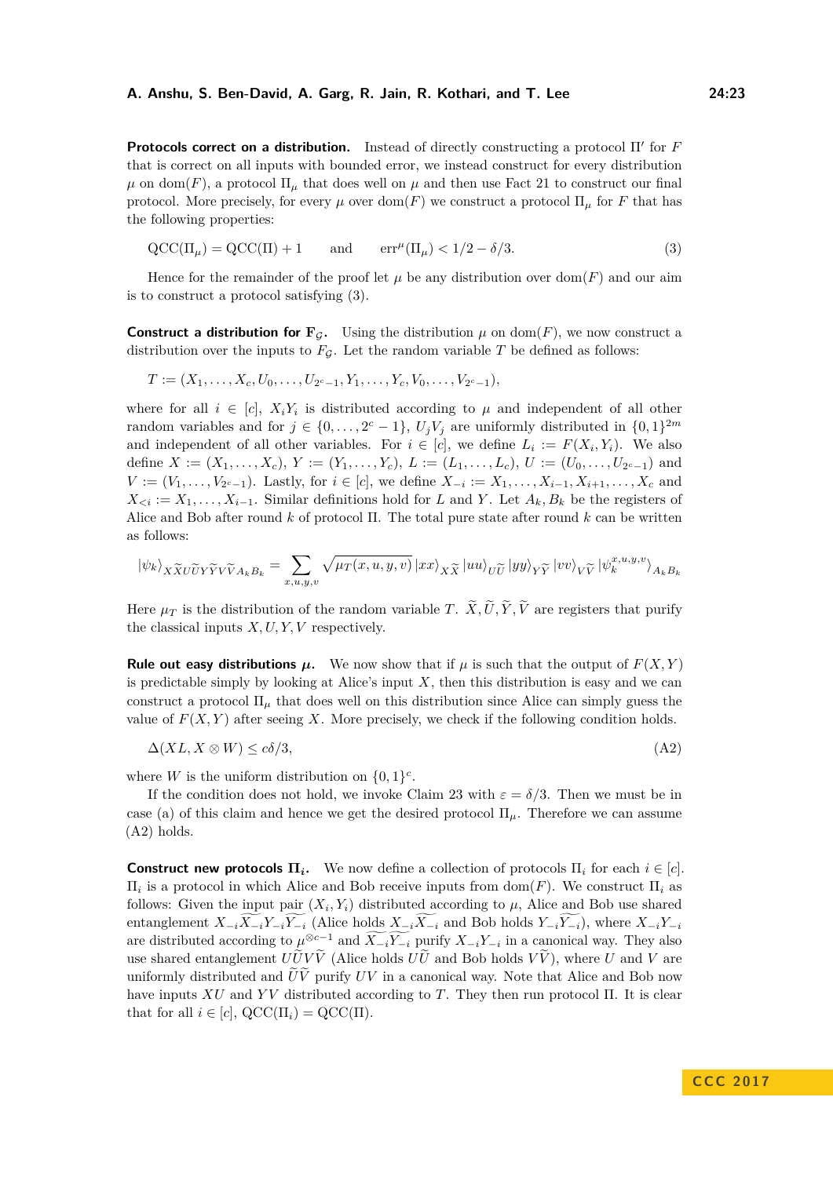**Protocols correct on a distribution.** Instead of directly constructing a protocol $\Pi'$ for $F$ that is correct on all inputs with bounded error, we instead construct for every distribution $\mu$ on $\mathrm{dom}(F)$, a protocol $\Pi_\mu$ that does well on $\mu$ and then use Fact 21 to construct our final protocol. More precisely, for every $\mu$ over $\mathrm{dom}(F)$ we construct a protocol $\Pi_\mu$ for $F$ that has the following properties:

$$\mathrm{QCC}(\Pi_\mu) = \mathrm{QCC}(\Pi) + 1 \qquad \text{and} \qquad \mathrm{err}^\mu(\Pi_\mu) < 1/2 - \delta/3. \tag{3}$$

Hence for the remainder of the proof let $\mu$ be any distribution over $\mathrm{dom}(F)$ and our aim is to construct a protocol satisfying (3).

**Construct a distribution for $\mathbf{F}_\mathcal{G}$.** Using the distribution $\mu$ on $\mathrm{dom}(F)$, we now construct a distribution over the inputs to $F_\mathcal{G}$. Let the random variable $T$ be defined as follows:

$$T := (X_1, \ldots, X_c, U_0, \ldots, U_{2^c-1}, Y_1, \ldots, Y_c, V_0, \ldots, V_{2^c-1}),$$

where for all $i \in [c]$, $X_iY_i$ is distributed according to $\mu$ and independent of all other random variables and for $j \in \{0, \ldots, 2^c - 1\}$, $U_jV_j$ are uniformly distributed in $\{0,1\}^{2m}$ and independent of all other variables. For $i \in [c]$, we define $L_i := F(X_i, Y_i)$. We also define $X := (X_1, \ldots, X_c)$, $Y := (Y_1, \ldots, Y_c)$, $L := (L_1, \ldots, L_c)$, $U := (U_0, \ldots, U_{2^c-1})$ and $V := (V_1, \ldots, V_{2^c-1})$. Lastly, for $i \in [c]$, we define $X_{-i} := X_1, \ldots, X_{i-1}, X_{i+1}, \ldots, X_c$ and $X_{<i} := X_1, \ldots, X_{i-1}$. Similar definitions hold for $L$ and $Y$. Let $A_k, B_k$ be the registers of Alice and Bob after round $k$ of protocol $\Pi$. The total pure state after round $k$ can be written as follows:

$$|\psi_k\rangle_{X\widetilde{X}U\widetilde{U}Y\widetilde{Y}V\widetilde{V}A_kB_k} = \sum_{x,u,y,v} \sqrt{\mu_T(x,u,y,v)}\, |xx\rangle_{X\widetilde{X}} |uu\rangle_{U\widetilde{U}} |yy\rangle_{Y\widetilde{Y}} |vv\rangle_{V\widetilde{V}} |\psi_k^{x,u,y,v}\rangle_{A_kB_k}$$

Here $\mu_T$ is the distribution of the random variable $T$. $\widetilde{X}, \widetilde{U}, \widetilde{Y}, \widetilde{V}$ are registers that purify the classical inputs $X, U, Y, V$ respectively.

**Rule out easy distributions $\boldsymbol{\mu}$.** We now show that if $\mu$ is such that the output of $F(X,Y)$ is predictable simply by looking at Alice's input $X$, then this distribution is easy and we can construct a protocol $\Pi_\mu$ that does well on this distribution since Alice can simply guess the value of $F(X,Y)$ after seeing $X$. More precisely, we check if the following condition holds.

$$\Delta(XL, X \otimes W) \leq c\delta/3, \tag{A2}$$

where $W$ is the uniform distribution on $\{0,1\}^c$.

If the condition does not hold, we invoke Claim 23 with $\varepsilon = \delta/3$. Then we must be in case (a) of this claim and hence we get the desired protocol $\Pi_\mu$. Therefore we can assume (A2) holds.

**Construct new protocols $\boldsymbol{\Pi_i}$.** We now define a collection of protocols $\Pi_i$ for each $i \in [c]$. $\Pi_i$ is a protocol in which Alice and Bob receive inputs from $\mathrm{dom}(F)$. We construct $\Pi_i$ as follows: Given the input pair $(X_i, Y_i)$ distributed according to $\mu$, Alice and Bob use shared entanglement $X_{-i}\widetilde{X_{-i}}Y_{-i}\widetilde{Y_{-i}}$ (Alice holds $X_{-i}\widetilde{X_{-i}}$ and Bob holds $Y_{-i}\widetilde{Y_{-i}}$), where $X_{-i}Y_{-i}$ are distributed according to $\mu^{\otimes c-1}$ and $\widetilde{X_{-i}Y_{-i}}$ purify $X_{-i}Y_{-i}$ in a canonical way. They also use shared entanglement $U\widetilde{U}V\widetilde{V}$ (Alice holds $U\widetilde{U}$ and Bob holds $V\widetilde{V}$), where $U$ and $V$ are uniformly distributed and $\widetilde{U}\widetilde{V}$ purify $UV$ in a canonical way. Note that Alice and Bob now have inputs $XU$ and $YV$ distributed according to $T$. They then run protocol $\Pi$. It is clear that for all $i \in [c]$, $\mathrm{QCC}(\Pi_i) = \mathrm{QCC}(\Pi)$.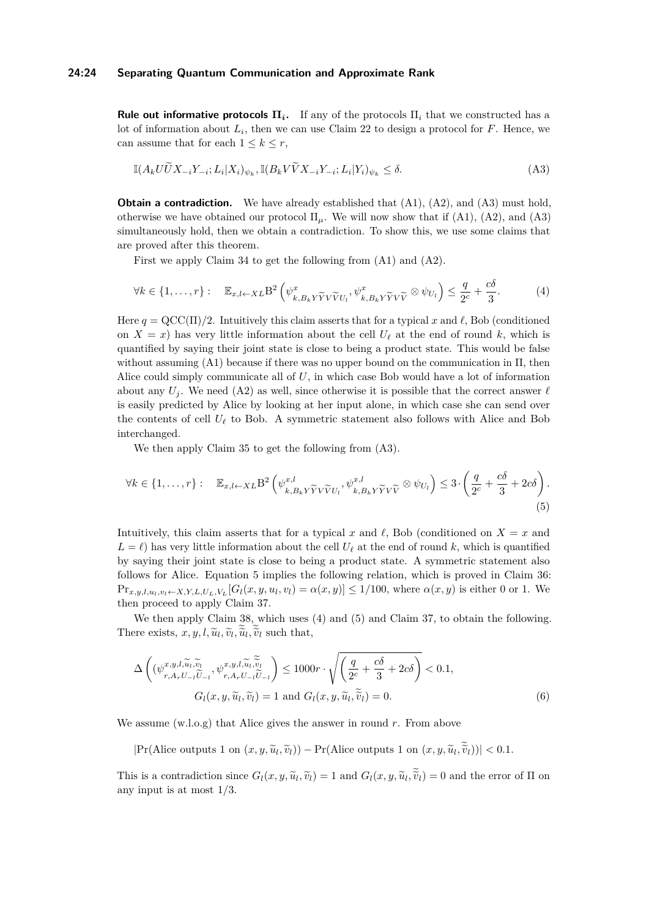**Rule out informative protocols $\Pi_i$.** If any of the protocols $\Pi_i$ that we constructed has a lot of information about $L_i$, then we can use Claim 22 to design a protocol for $F$. Hence, we can assume that for each $1 \leq k \leq r$,

$$\mathbb{I}(A_k U \widetilde{U} X_{-i} Y_{-i}; L_i | X_i)_{\psi_k}, \mathbb{I}(B_k V \widetilde{V} X_{-i} Y_{-i}; L_i | Y_i)_{\psi_k} \leq \delta. \tag{A3}$$

**Obtain a contradiction.** We have already established that (A1), (A2), and (A3) must hold, otherwise we have obtained our protocol $\Pi_\mu$. We will now show that if (A1), (A2), and (A3) simultaneously hold, then we obtain a contradiction. To show this, we use some claims that are proved after this theorem.

First we apply Claim 34 to get the following from (A1) and (A2).

$$\forall k \in \{1, \ldots, r\}: \quad \mathbb{E}_{x,l \leftarrow XL} \mathrm{B}^2 \left( \psi^x_{k, B_k Y \widetilde{Y} V \widetilde{V} U_l}, \psi^x_{k, B_k Y \widetilde{Y} V \widetilde{V}} \otimes \psi_{U_l} \right) \leq \frac{q}{2^c} + \frac{c\delta}{3}. \tag{4}$$

Here $q = \mathrm{QCC}(\Pi)/2$. Intuitively this claim asserts that for a typical $x$ and $\ell$, Bob (conditioned on $X = x$) has very little information about the cell $U_\ell$ at the end of round $k$, which is quantified by saying their joint state is close to being a product state. This would be false without assuming (A1) because if there was no upper bound on the communication in $\Pi$, then Alice could simply communicate all of $U$, in which case Bob would have a lot of information about any $U_j$. We need (A2) as well, since otherwise it is possible that the correct answer $\ell$ is easily predicted by Alice by looking at her input alone, in which case she can send over the contents of cell $U_\ell$ to Bob. A symmetric statement also follows with Alice and Bob interchanged.

We then apply Claim 35 to get the following from (A3).

$$\forall k \in \{1, \ldots, r\}: \quad \mathbb{E}_{x,l \leftarrow XL} \mathrm{B}^2 \left( \psi^{x,l}_{k, B_k Y \widetilde{Y} V \widetilde{V} U_l}, \psi^{x,l}_{k, B_k Y \widetilde{Y} V \widetilde{V}} \otimes \psi_{U_l} \right) \leq 3 \cdot \left( \frac{q}{2^c} + \frac{c\delta}{3} + 2c\delta \right). \tag{5}$$

Intuitively, this claim asserts that for a typical $x$ and $\ell$, Bob (conditioned on $X = x$ and $L = \ell$) has very little information about the cell $U_\ell$ at the end of round $k$, which is quantified by saying their joint state is close to being a product state. A symmetric statement also follows for Alice. Equation 5 implies the following relation, which is proved in Claim 36: $\Pr_{x,y,l,u_l,v_l \leftarrow X,Y,L,U_L,V_L}[G_l(x,y,u_l,v_l) = \alpha(x,y)] \leq 1/100$, where $\alpha(x,y)$ is either 0 or 1. We then proceed to apply Claim 37.

We then apply Claim 38, which uses (4) and (5) and Claim 37, to obtain the following. There exists, $x, y, l, \widetilde{u}_l, \widetilde{v}_l, \widetilde{\widetilde{u}}_l, \widetilde{\widetilde{v}}_l$ such that,

$$\Delta \left( (\psi^{x,y,l,\widetilde{u}_l,\widetilde{v}_l}_{r,A_r U_{-l} \widetilde{U}_{-l}}, \psi^{x,y,l,\widetilde{u}_l,\widetilde{\widetilde{v}}_l}_{r,A_r U_{-l} \widetilde{U}_{-l}} \right) \leq 1000r \cdot \sqrt{\left( \frac{q}{2^c} + \frac{c\delta}{3} + 2c\delta \right)} < 0.1,$$
$$G_l(x, y, \widetilde{u}_l, \widetilde{v}_l) = 1 \text{ and } G_l(x, y, \widetilde{u}_l, \widetilde{\widetilde{v}}_l) = 0. \tag{6}$$

We assume (w.l.o.g) that Alice gives the answer in round $r$. From above

$$|\Pr(\text{Alice outputs 1 on } (x, y, \widetilde{u}_l, \widetilde{v}_l)) - \Pr(\text{Alice outputs 1 on } (x, y, \widetilde{u}_l, \widetilde{\widetilde{v}}_l))| < 0.1.$$

This is a contradiction since $G_l(x, y, \widetilde{u}_l, \widetilde{v}_l) = 1$ and $G_l(x, y, \widetilde{u}_l, \widetilde{\widetilde{v}}_l) = 0$ and the error of $\Pi$ on any input is at most $1/3$.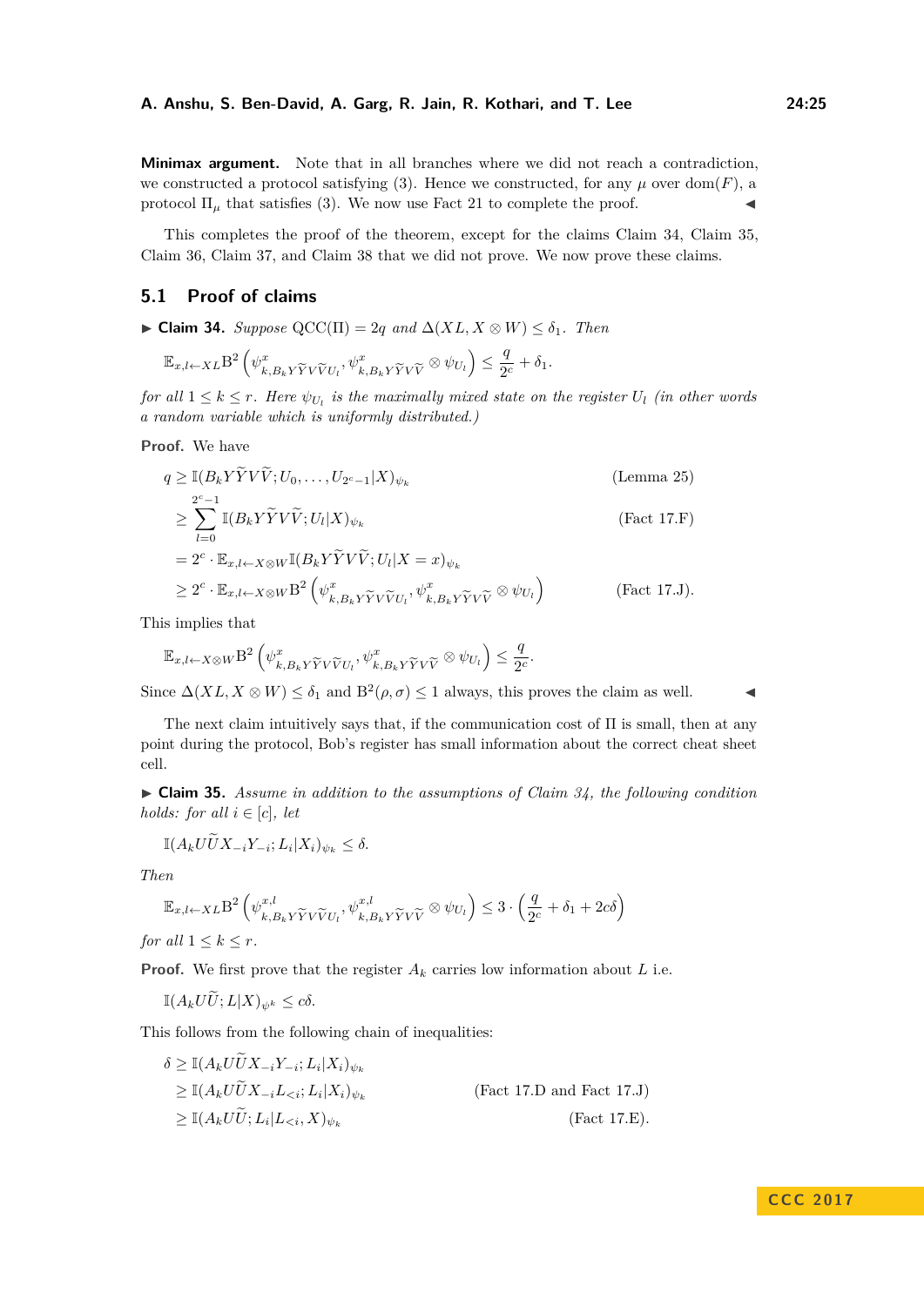**Minimax argument.** Note that in all branches where we did not reach a contradiction, we constructed a protocol satisfying (3). Hence we constructed, for any $\mu$ over $\mathrm{dom}(F)$, a protocol $\Pi_\mu$ that satisfies (3). We now use Fact 21 to complete the proof. ◀

This completes the proof of the theorem, except for the claims Claim 34, Claim 35, Claim 36, Claim 37, and Claim 38 that we did not prove. We now prove these claims.

## 5.1 Proof of claims

▶ **Claim 34.** *Suppose* $\mathrm{QCC}(\Pi) = 2q$ *and* $\Delta(XL, X \otimes W) \le \delta_1$. *Then*

$$\mathbb{E}_{x,l \leftarrow XL} \mathrm{B}^2 \left( \psi^x_{k,B_k Y\widetilde{Y} V \widetilde{V} U_l}, \psi^x_{k,B_k Y \widetilde{Y} V \widetilde{V}} \otimes \psi_{U_l} \right) \le \frac{q}{2^c} + \delta_1.$$

*for all* $1 \le k \le r$. *Here* $\psi_{U_l}$ *is the maximally mixed state on the register* $U_l$ *(in other words a random variable which is uniformly distributed.)*

**Proof.** We have

$$\begin{aligned}
q &\ge \mathbb{I}(B_k Y \widetilde{Y} V \widetilde{V}; U_0, \ldots, U_{2^c-1} | X)_{\psi_k} && \text{(Lemma 25)}\\
&\ge \sum_{l=0}^{2^c-1} \mathbb{I}(B_k Y \widetilde{Y} V \widetilde{V}; U_l | X)_{\psi_k} && \text{(Fact 17.F)}\\
&= 2^c \cdot \mathbb{E}_{x,l \leftarrow X \otimes W} \mathbb{I}(B_k Y \widetilde{Y} V \widetilde{V}; U_l | X = x)_{\psi_k} \\
&\ge 2^c \cdot \mathbb{E}_{x,l \leftarrow X \otimes W} \mathrm{B}^2 \left( \psi^x_{k,B_k Y \widetilde{Y} V \widetilde{V} U_l}, \psi^x_{k,B_k Y \widetilde{Y} V \widetilde{V}} \otimes \psi_{U_l} \right) && \text{(Fact 17.J)}.
\end{aligned}$$

This implies that

$$\mathbb{E}_{x,l \leftarrow X \otimes W} \mathrm{B}^2 \left( \psi^x_{k,B_k Y \widetilde{Y} V \widetilde{V} U_l}, \psi^x_{k,B_k Y \widetilde{Y} V \widetilde{V}} \otimes \psi_{U_l} \right) \le \frac{q}{2^c}.$$

Since $\Delta(XL, X \otimes W) \le \delta_1$ and $\mathrm{B}^2(\rho, \sigma) \le 1$ always, this proves the claim as well. ◀

The next claim intuitively says that, if the communication cost of $\Pi$ is small, then at any point during the protocol, Bob's register has small information about the correct cheat sheet cell.

▶ **Claim 35.** *Assume in addition to the assumptions of Claim 34, the following condition holds: for all* $i \in [c]$, *let*

$$\mathbb{I}(A_k U \widetilde{U} X_{-i} Y_{-i}; L_i | X_i)_{\psi_k} \le \delta.$$

*Then*

$$\mathbb{E}_{x,l \leftarrow XL} \mathrm{B}^2 \left( \psi^{x,l}_{k,B_k Y \widetilde{Y} V \widetilde{V} U_l}, \psi^{x,l}_{k,B_k Y \widetilde{Y} V \widetilde{V}} \otimes \psi_{U_l} \right) \le 3 \cdot \left( \frac{q}{2^c} + \delta_1 + 2c\delta \right)$$

*for all* $1 \le k \le r$.

**Proof.** We first prove that the register $A_k$ carries low information about $L$ i.e.

$$\mathbb{I}(A_k U \widetilde{U}; L | X)_{\psi^k} \le c\delta.$$

This follows from the following chain of inequalities:

$$\begin{aligned}
\delta &\ge \mathbb{I}(A_k U \widetilde{U} X_{-i} Y_{-i}; L_i | X_i)_{\psi_k} \\
&\ge \mathbb{I}(A_k U \widetilde{U} X_{-i} L_{<i}; L_i | X_i)_{\psi_k} && \text{(Fact 17.D and Fact 17.J)}\\
&\ge \mathbb{I}(A_k U \widetilde{U}; L_i | L_{<i}, X)_{\psi_k} && \text{(Fact 17.E)}.
\end{aligned}$$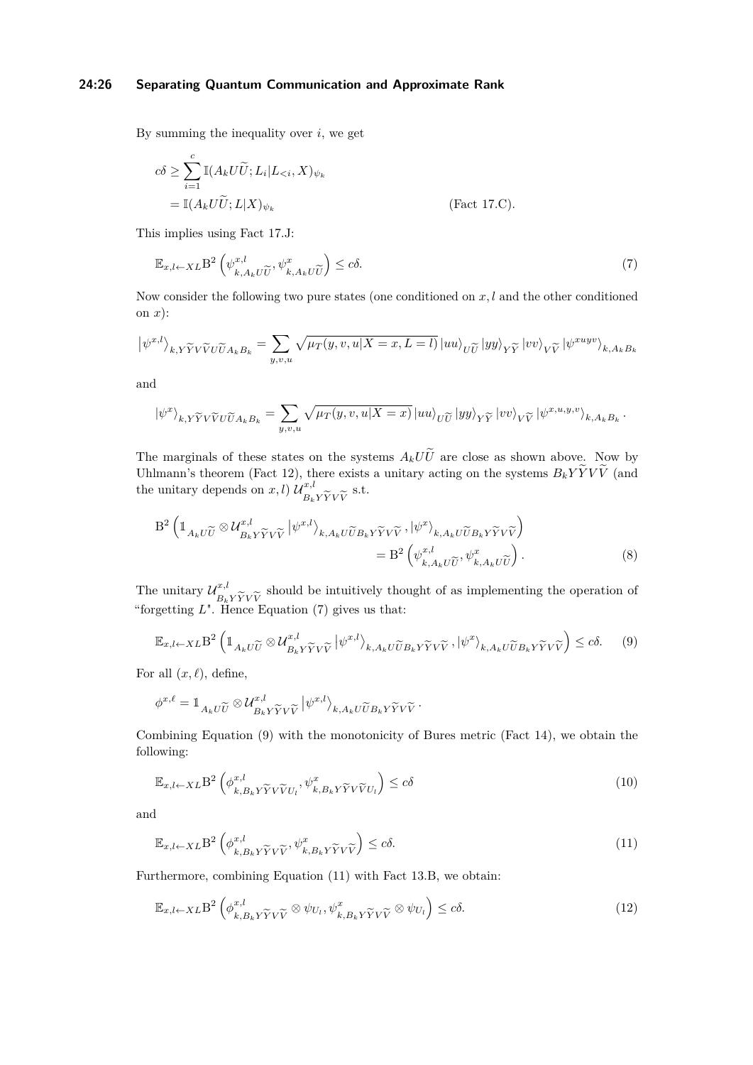By summing the inequality over $i$, we get

$$
\begin{aligned}
c\delta &\geq \sum_{i=1}^{c} \mathbb{I}(A_k U\widetilde{U}; L_i | L_{<i}, X)_{\psi_k} \\
&= \mathbb{I}(A_k U\widetilde{U}; L | X)_{\psi_k} \qquad\qquad \text{(Fact 17.C).}
\end{aligned}
$$

This implies using Fact 17.J:

$$
\mathbb{E}_{x,l \leftarrow XL} \mathrm{B}^2 \left( \psi^{x,l}_{k,A_k U\widetilde{U}}, \psi^{x}_{k,A_k U\widetilde{U}} \right) \leq c\delta. \tag{7}
$$

Now consider the following two pure states (one conditioned on $x, l$ and the other conditioned on $x$):

$$
\left|\psi^{x,l}\right\rangle_{k,Y\widetilde{Y}V\widetilde{V}U\widetilde{U}A_k B_k} = \sum_{y,v,u} \sqrt{\mu_T(y,v,u|X=x, L=l)} \left|uu\right\rangle_{U\widetilde{U}} \left|yy\right\rangle_{Y\widetilde{Y}} \left|vv\right\rangle_{V\widetilde{V}} \left|\psi^{xuyv}\right\rangle_{k,A_k B_k}
$$

and

$$
\left|\psi^{x}\right\rangle_{k,Y\widetilde{Y}V\widetilde{V}U\widetilde{U}A_k B_k} = \sum_{y,v,u} \sqrt{\mu_T(y,v,u|X=x)} \left|uu\right\rangle_{U\widetilde{U}} \left|yy\right\rangle_{Y\widetilde{Y}} \left|vv\right\rangle_{V\widetilde{V}} \left|\psi^{x,u,y,v}\right\rangle_{k,A_k B_k}.
$$

The marginals of these states on the systems $A_k U\widetilde{U}$ are close as shown above. Now by Uhlmann's theorem (Fact 12), there exists a unitary acting on the systems $B_k Y\widetilde{Y}V\widetilde{V}$ (and the unitary depends on $x, l$) $\mathcal{U}^{x,l}_{B_k Y\widetilde{Y}V\widetilde{V}}$ s.t.

$$
\begin{aligned}
\mathrm{B}^2 \left( \mathbb{1}_{A_k U\widetilde{U}} \otimes \mathcal{U}^{x,l}_{B_k Y\widetilde{Y}V\widetilde{V}} \left|\psi^{x,l}\right\rangle_{k,A_k U\widetilde{U}B_k Y\widetilde{Y}V\widetilde{V}}, \left|\psi^{x}\right\rangle_{k,A_k U\widetilde{U}B_k Y\widetilde{Y}V\widetilde{V}} \right) \\
= \mathrm{B}^2 \left( \psi^{x,l}_{k,A_k U\widetilde{U}}, \psi^{x}_{k,A_k U\widetilde{U}} \right).
\end{aligned} \tag{8}
$$

The unitary $\mathcal{U}^{x,l}_{B_k Y\widetilde{Y}V\widetilde{V}}$ should be intuitively thought of as implementing the operation of "forgetting $L$". Hence Equation (7) gives us that:

$$
\mathbb{E}_{x,l \leftarrow XL} \mathrm{B}^2 \left( \mathbb{1}_{A_k U\widetilde{U}} \otimes \mathcal{U}^{x,l}_{B_k Y\widetilde{Y}V\widetilde{V}} \left|\psi^{x,l}\right\rangle_{k,A_k U\widetilde{U}B_k Y\widetilde{Y}V\widetilde{V}}, \left|\psi^{x}\right\rangle_{k,A_k U\widetilde{U}B_k Y\widetilde{Y}V\widetilde{V}} \right) \leq c\delta. \tag{9}
$$

For all $(x, \ell)$, define,

$$
\phi^{x,\ell} = \mathbb{1}_{A_k U\widetilde{U}} \otimes \mathcal{U}^{x,l}_{B_k Y\widetilde{Y}V\widetilde{V}} \left|\psi^{x,l}\right\rangle_{k,A_k U\widetilde{U}B_k Y\widetilde{Y}V\widetilde{V}}.
$$

Combining Equation (9) with the monotonicity of Bures metric (Fact 14), we obtain the following:

$$
\mathbb{E}_{x,l \leftarrow XL} \mathrm{B}^2 \left( \phi^{x,l}_{k,B_k Y\widetilde{Y}V\widetilde{V}U_l}, \psi^{x}_{k,B_k Y\widetilde{Y}V\widetilde{V}U_l} \right) \leq c\delta \tag{10}
$$

and

$$
\mathbb{E}_{x,l \leftarrow XL} \mathrm{B}^2 \left( \phi^{x,l}_{k,B_k Y\widetilde{Y}V\widetilde{V}}, \psi^{x}_{k,B_k Y\widetilde{Y}V\widetilde{V}} \right) \leq c\delta. \tag{11}
$$

Furthermore, combining Equation (11) with Fact 13.B, we obtain:

$$
\mathbb{E}_{x,l \leftarrow XL} \mathrm{B}^2 \left( \phi^{x,l}_{k,B_k Y\widetilde{Y}V\widetilde{V}} \otimes \psi_{U_l}, \psi^{x}_{k,B_k Y\widetilde{Y}V\widetilde{V}} \otimes \psi_{U_l} \right) \leq c\delta. \tag{12}
$$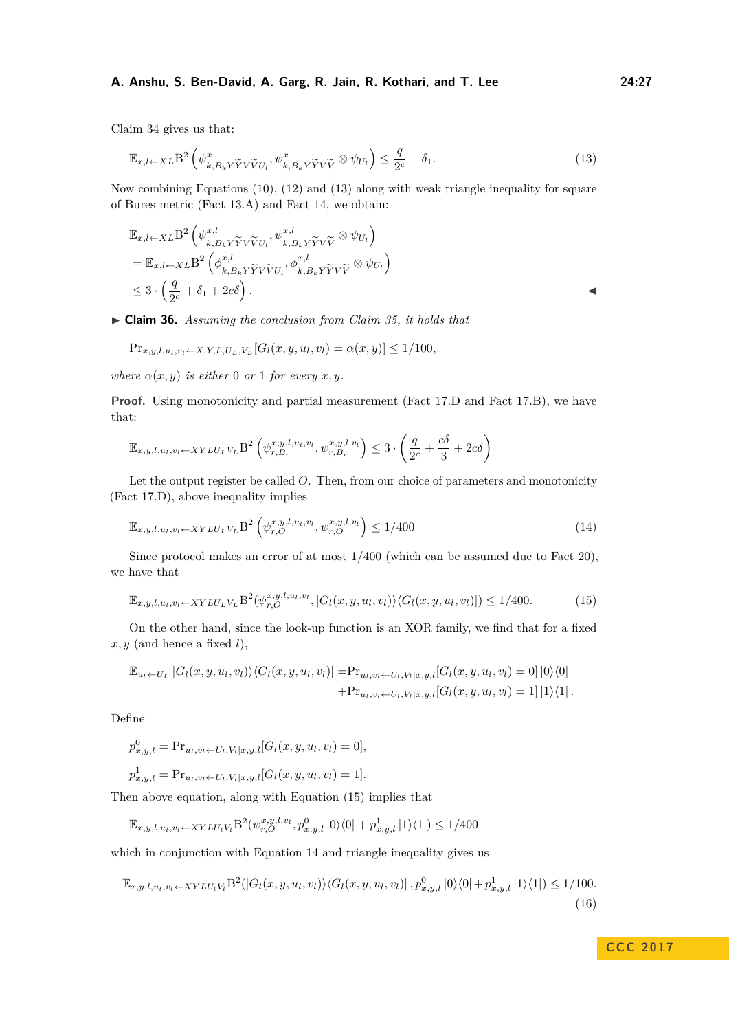Claim 34 gives us that:

$$\mathbb{E}_{x,l \leftarrow XL} \mathrm{B}^2 \left( \psi^{x}_{k,B_k Y \widetilde{Y} V \widetilde{V} U_l}, \psi^{x}_{k,B_k Y \widetilde{Y} V \widetilde{V}} \otimes \psi_{U_l} \right) \leq \frac{q}{2^c} + \delta_1. \tag{13}$$

Now combining Equations (10), (12) and (13) along with weak triangle inequality for square of Bures metric (Fact 13.A) and Fact 14, we obtain:

$$\begin{aligned}
&\mathbb{E}_{x,l \leftarrow XL} \mathrm{B}^2 \left( \psi^{x,l}_{k,B_k Y \widetilde{Y} V \widetilde{V} U_l}, \psi^{x,l}_{k,B_k Y \widetilde{Y} V \widetilde{V}} \otimes \psi_{U_l} \right) \\
&= \mathbb{E}_{x,l \leftarrow XL} \mathrm{B}^2 \left( \phi^{x,l}_{k,B_k Y \widetilde{Y} V \widetilde{V} U_l}, \phi^{x,l}_{k,B_k Y \widetilde{Y} V \widetilde{V}} \otimes \psi_{U_l} \right) \\
&\leq 3 \cdot \left( \frac{q}{2^c} + \delta_1 + 2c\delta \right).
\end{aligned}$$

◀

▶ **Claim 36.** *Assuming the conclusion from Claim 35, it holds that*

$$\mathrm{Pr}_{x,y,l,u_l,v_l \leftarrow X,Y,L,U_L,V_L} [G_l(x,y,u_l,v_l) = \alpha(x,y)] \leq 1/100,$$

*where $\alpha(x,y)$ is either 0 or 1 for every $x, y$.*

**Proof.** Using monotonicity and partial measurement (Fact 17.D and Fact 17.B), we have that:

$$\mathbb{E}_{x,y,l,u_l,v_l \leftarrow XYLU_LV_L} \mathrm{B}^2 \left( \psi^{x,y,l,u_l,v_l}_{r,B_r}, \psi^{x,y,l,v_l}_{r,B_r} \right) \leq 3 \cdot \left( \frac{q}{2^c} + \frac{c\delta}{3} + 2c\delta \right)$$

Let the output register be called $O$. Then, from our choice of parameters and monotonicity (Fact 17.D), above inequality implies

$$\mathbb{E}_{x,y,l,u_l,v_l \leftarrow XYLU_LV_L} \mathrm{B}^2 \left( \psi^{x,y,l,u_l,v_l}_{r,O}, \psi^{x,y,l,v_l}_{r,O} \right) \leq 1/400 \tag{14}$$

Since protocol makes an error of at most 1/400 (which can be assumed due to Fact 20), we have that

$$\mathbb{E}_{x,y,l,u_l,v_l \leftarrow XYLU_LV_L} \mathrm{B}^2 (\psi^{x,y,l,u_l,v_l}_{r,O}, |G_l(x,y,u_l,v_l)\rangle\langle G_l(x,y,u_l,v_l)|) \leq 1/400. \tag{15}$$

On the other hand, since the look-up function is an XOR family, we find that for a fixed $x, y$ (and hence a fixed $l$),

$$\begin{aligned}
\mathbb{E}_{u_l \leftarrow U_L} |G_l(x,y,u_l,v_l)\rangle\langle G_l(x,y,u_l,v_l)| =& \mathrm{Pr}_{u_l,v_l \leftarrow U_l,V_l|x,y,l}[G_l(x,y,u_l,v_l) = 0] \, |0\rangle\langle 0| \\
&+ \mathrm{Pr}_{u_l,v_l \leftarrow U_l,V_l|x,y,l}[G_l(x,y,u_l,v_l) = 1] \, |1\rangle\langle 1| \, .
\end{aligned}$$

Define

$$p^0_{x,y,l} = \mathrm{Pr}_{u_l,v_l \leftarrow U_l,V_l|x,y,l}[G_l(x,y,u_l,v_l) = 0],$$

$$p^1_{x,y,l} = \mathrm{Pr}_{u_l,v_l \leftarrow U_l,V_l|x,y,l}[G_l(x,y,u_l,v_l) = 1].$$

Then above equation, along with Equation (15) implies that

$$\mathbb{E}_{x,y,l,u_l,v_l \leftarrow XYLU_lV_l} \mathrm{B}^2 (\psi^{x,y,l,v_l}_{r,O}, p^0_{x,y,l} \, |0\rangle\langle 0| + p^1_{x,y,l} \, |1\rangle\langle 1|) \leq 1/400$$

which in conjunction with Equation 14 and triangle inequality gives us

$$\mathbb{E}_{x,y,l,u_l,v_l \leftarrow XYLU_lV_l} \mathrm{B}^2 (|G_l(x,y,u_l,v_l)\rangle\langle G_l(x,y,u_l,v_l)| \, , p^0_{x,y,l} \, |0\rangle\langle 0| + p^1_{x,y,l} \, |1\rangle\langle 1|) \leq 1/100. \tag{16}$$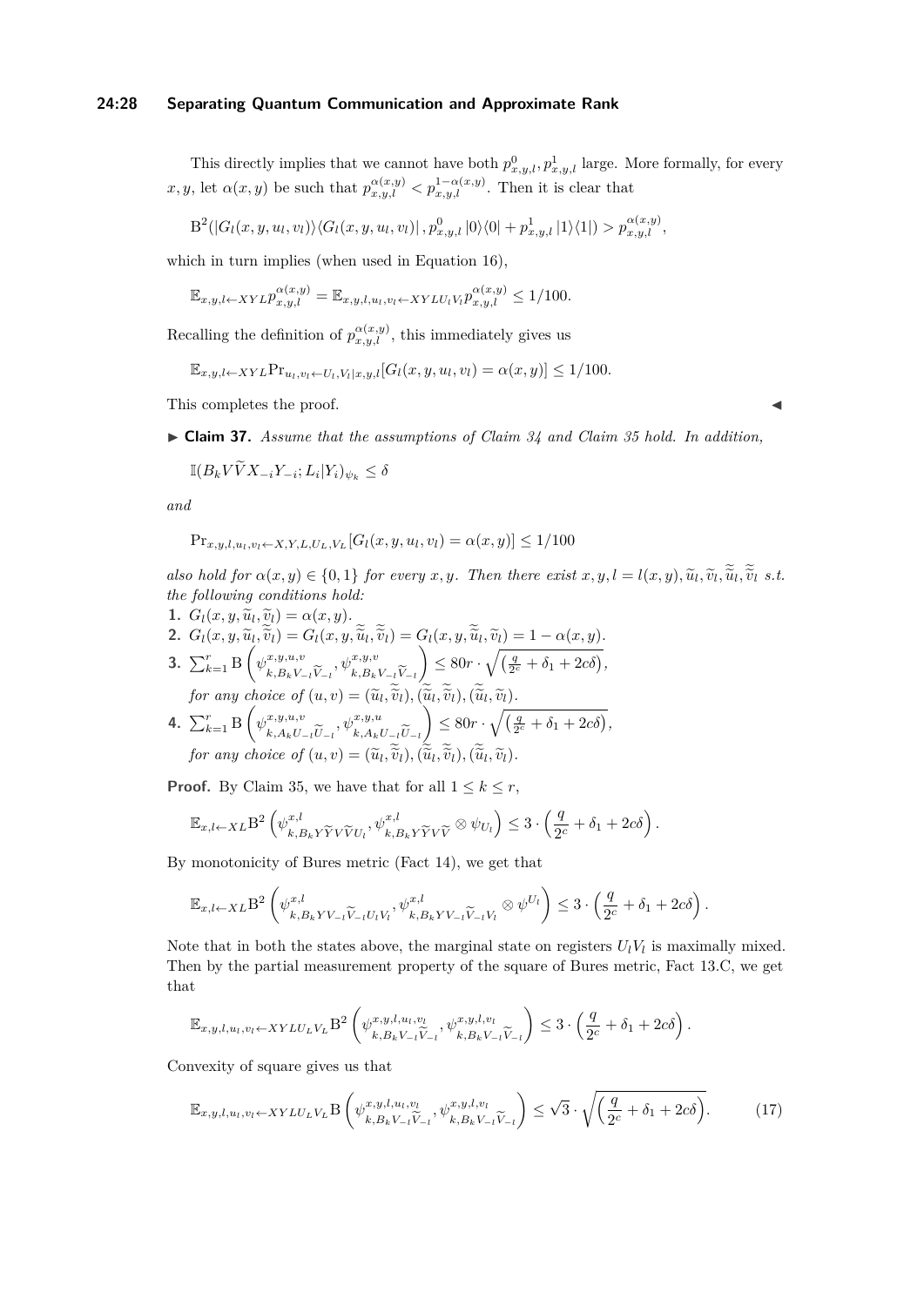This directly implies that we cannot have both $p^0_{x,y,l}, p^1_{x,y,l}$ large. More formally, for every $x, y$, let $\alpha(x,y)$ be such that $p^{\alpha(x,y)}_{x,y,l} < p^{1-\alpha(x,y)}_{x,y,l}$. Then it is clear that

$$\mathrm{B}^2(|G_l(x,y,u_l,v_l)\rangle\langle G_l(x,y,u_l,v_l)|\,, p^0_{x,y,l}\,|0\rangle\langle 0| + p^1_{x,y,l}\,|1\rangle\langle 1|) > p^{\alpha(x,y)}_{x,y,l},$$

which in turn implies (when used in Equation 16),

$$\mathbb{E}_{x,y,l\leftarrow XYL} p^{\alpha(x,y)}_{x,y,l} = \mathbb{E}_{x,y,l,u_l,v_l\leftarrow XYLU_lV_l} p^{\alpha(x,y)}_{x,y,l} \leq 1/100.$$

Recalling the definition of $p^{\alpha(x,y)}_{x,y,l}$, this immediately gives us

$$\mathbb{E}_{x,y,l\leftarrow XYL} \Pr_{u_l,v_l\leftarrow U_l,V_l|x,y,l}[G_l(x,y,u_l,v_l) = \alpha(x,y)] \leq 1/100.$$

This completes the proof. ◀

▶ **Claim 37.** *Assume that the assumptions of Claim 34 and Claim 35 hold. In addition,*

$$\mathbb{I}(B_k V \widetilde{V} X_{-i} Y_{-i}; L_i | Y_i)_{\psi_k} \leq \delta$$

*and*

$$\Pr_{x,y,l,u_l,v_l\leftarrow X,Y,L,U_L,V_L}[G_l(x,y,u_l,v_l) = \alpha(x,y)] \leq 1/100$$

*also hold for $\alpha(x,y) \in \{0,1\}$ for every $x,y$. Then there exist $x, y, l = l(x,y), \widetilde{u}_l, \widetilde{v}_l, \widetilde{\widetilde{u}}_l, \widetilde{\widetilde{v}}_l$ s.t. the following conditions hold:*

1. $G_l(x,y,\widetilde{u}_l,\widetilde{v}_l) = \alpha(x,y)$.
2. $G_l(x,y,\widetilde{u}_l,\widetilde{\widetilde{v}}_l) = G_l(x,y,\widetilde{\widetilde{u}}_l,\widetilde{\widetilde{v}}_l) = G_l(x,y,\widetilde{\widetilde{u}}_l,\widetilde{v}_l) = 1-\alpha(x,y)$.
3. $\sum_{k=1}^r \mathrm{B}\left(\psi^{x,y,u,v}_{k,B_kV_{-l}\widetilde{V}_{-l}}, \psi^{x,y,v}_{k,B_kV_{-l}\widetilde{V}_{-l}}\right) \leq 80r \cdot \sqrt{\left(\frac{q}{2^c} + \delta_1 + 2c\delta\right)}$,
   *for any choice of $(u,v) = (\widetilde{u}_l,\widetilde{v}_l), (\widetilde{\widetilde{u}}_l,\widetilde{\widetilde{v}}_l), (\widetilde{\widetilde{u}}_l,\widetilde{v}_l)$.*
4. $\sum_{k=1}^r \mathrm{B}\left(\psi^{x,y,u,v}_{k,A_kU_{-l}\widetilde{U}_{-l}}, \psi^{x,y,u}_{k,A_kU_{-l}\widetilde{U}_{-l}}\right) \leq 80r \cdot \sqrt{\left(\frac{q}{2^c} + \delta_1 + 2c\delta\right)}$,
   *for any choice of $(u,v) = (\widetilde{u}_l,\widetilde{\widetilde{v}}_l), (\widetilde{\widetilde{u}}_l,\widetilde{\widetilde{v}}_l), (\widetilde{\widetilde{u}}_l,\widetilde{v}_l)$.*

**Proof.** By Claim 35, we have that for all $1 \leq k \leq r$,

$$\mathbb{E}_{x,l\leftarrow XL} \mathrm{B}^2\left(\psi^{x,l}_{k,B_kY\widetilde{Y}V\widetilde{V}U_l}, \psi^{x,l}_{k,B_kY\widetilde{Y}V\widetilde{V}} \otimes \psi_{U_l}\right) \leq 3 \cdot \left(\frac{q}{2^c} + \delta_1 + 2c\delta\right).$$

By monotonicity of Bures metric (Fact 14), we get that

$$\mathbb{E}_{x,l\leftarrow XL} \mathrm{B}^2\left(\psi^{x,l}_{k,B_kYV_{-l}\widetilde{V}_{-l}U_lV_l}, \psi^{x,l}_{k,B_kYV_{-l}\widetilde{V}_{-l}V_l} \otimes \psi^{U_l}\right) \leq 3 \cdot \left(\frac{q}{2^c} + \delta_1 + 2c\delta\right).$$

Note that in both the states above, the marginal state on registers $U_lV_l$ is maximally mixed. Then by the partial measurement property of the square of Bures metric, Fact 13.C, we get that

$$\mathbb{E}_{x,y,l,u_l,v_l\leftarrow XYLU_LV_L} \mathrm{B}^2\left(\psi^{x,y,l,u_l,v_l}_{k,B_kV_{-l}\widetilde{V}_{-l}}, \psi^{x,y,l,v_l}_{k,B_kV_{-l}\widetilde{V}_{-l}}\right) \leq 3 \cdot \left(\frac{q}{2^c} + \delta_1 + 2c\delta\right).$$

Convexity of square gives us that

$$\mathbb{E}_{x,y,l,u_l,v_l\leftarrow XYLU_LV_L} \mathrm{B}\left(\psi^{x,y,l,u_l,v_l}_{k,B_kV_{-l}\widetilde{V}_{-l}}, \psi^{x,y,l,v_l}_{k,B_kV_{-l}\widetilde{V}_{-l}}\right) \leq \sqrt{3} \cdot \sqrt{\left(\frac{q}{2^c} + \delta_1 + 2c\delta\right)}. \tag{17}$$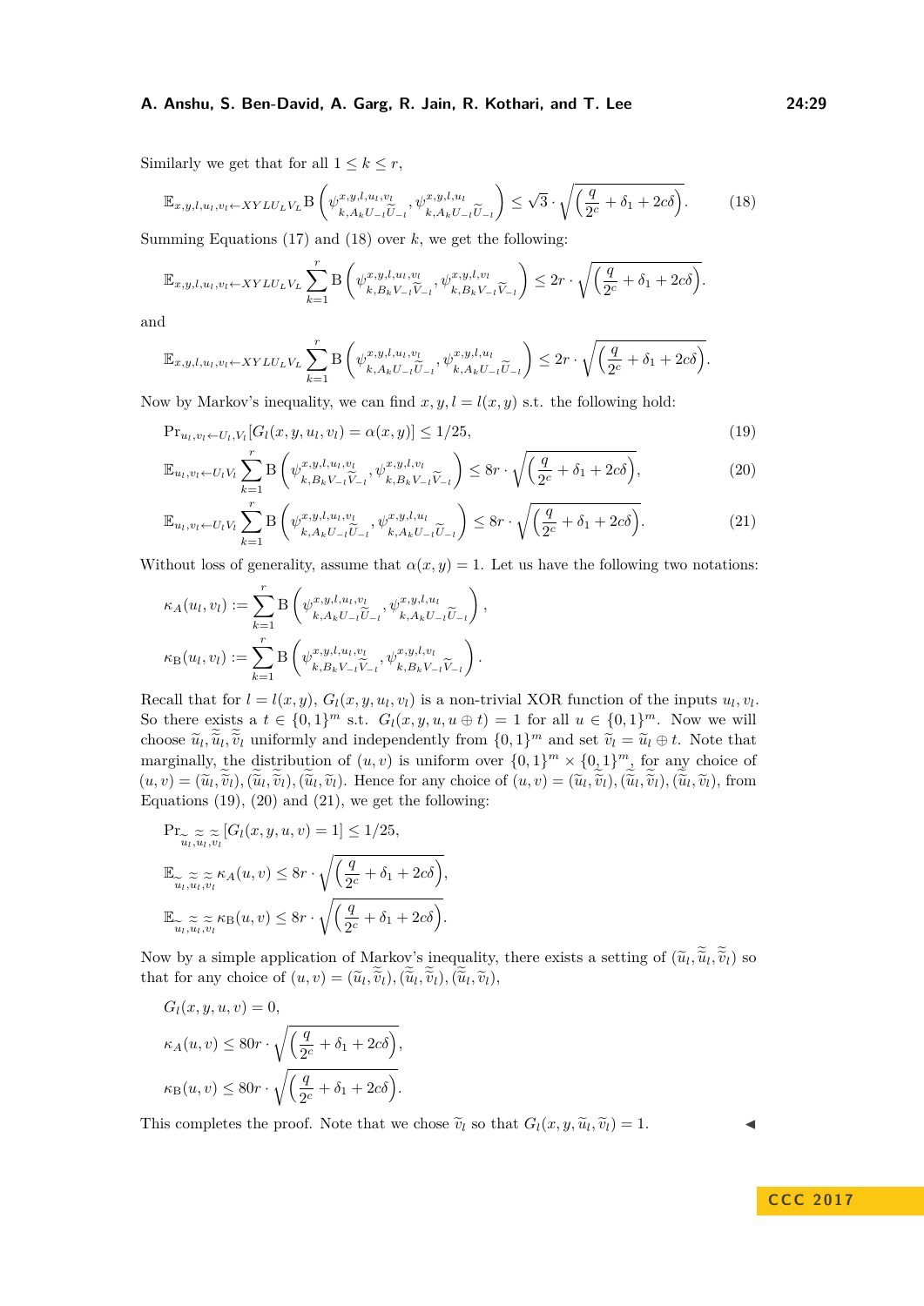Similarly we get that for all $1 \leq k \leq r$,

$$\mathbb{E}_{x,y,l,u_l,v_l \leftarrow XYLU_LV_L} \mathrm{B}\left(\psi^{x,y,l,u_l,v_l}_{k,A_kU_{-l}\widetilde{U}_{-l}}, \psi^{x,y,l,u_l}_{k,A_kU_{-l}\widetilde{U}_{-l}}\right) \leq \sqrt{3} \cdot \sqrt{\left(\frac{q}{2^c} + \delta_1 + 2c\delta\right)}. \tag{18}$$

Summing Equations (17) and (18) over $k$, we get the following:

$$\mathbb{E}_{x,y,l,u_l,v_l \leftarrow XYLU_LV_L} \sum_{k=1}^{r} \mathrm{B}\left(\psi^{x,y,l,u_l,v_l}_{k,B_kV_{-l}\widetilde{V}_{-l}}, \psi^{x,y,l,v_l}_{k,B_kV_{-l}\widetilde{V}_{-l}}\right) \leq 2r \cdot \sqrt{\left(\frac{q}{2^c} + \delta_1 + 2c\delta\right)}.$$

and

$$\mathbb{E}_{x,y,l,u_l,v_l \leftarrow XYLU_LV_L} \sum_{k=1}^{r} \mathrm{B}\left(\psi^{x,y,l,u_l,v_l}_{k,A_kU_{-l}\widetilde{U}_{-l}}, \psi^{x,y,l,u_l}_{k,A_kU_{-l}\widetilde{U}_{-l}}\right) \leq 2r \cdot \sqrt{\left(\frac{q}{2^c} + \delta_1 + 2c\delta\right)}.$$

Now by Markov's inequality, we can find $x, y, l = l(x, y)$ s.t. the following hold:

$$\Pr_{u_l,v_l \leftarrow U_l,V_l}[G_l(x, y, u_l, v_l) = \alpha(x, y)] \leq 1/25, \tag{19}$$

$$\mathbb{E}_{u_l,v_l \leftarrow U_lV_l} \sum_{k=1}^{r} \mathrm{B}\left(\psi^{x,y,l,u_l,v_l}_{k,B_kV_{-l}\widetilde{V}_{-l}}, \psi^{x,y,l,v_l}_{k,B_kV_{-l}\widetilde{V}_{-l}}\right) \leq 8r \cdot \sqrt{\left(\frac{q}{2^c} + \delta_1 + 2c\delta\right)}, \tag{20}$$

$$\mathbb{E}_{u_l,v_l \leftarrow U_lV_l} \sum_{k=1}^{r} \mathrm{B}\left(\psi^{x,y,l,u_l,v_l}_{k,A_kU_{-l}\widetilde{U}_{-l}}, \psi^{x,y,l,u_l}_{k,A_kU_{-l}\widetilde{U}_{-l}}\right) \leq 8r \cdot \sqrt{\left(\frac{q}{2^c} + \delta_1 + 2c\delta\right)}. \tag{21}$$

Without loss of generality, assume that $\alpha(x, y) = 1$. Let us have the following two notations:

$$\kappa_A(u_l, v_l) := \sum_{k=1}^{r} \mathrm{B}\left(\psi^{x,y,l,u_l,v_l}_{k,A_kU_{-l}\widetilde{U}_{-l}}, \psi^{x,y,l,u_l}_{k,A_kU_{-l}\widetilde{U}_{-l}}\right),$$

$$\kappa_\mathrm{B}(u_l, v_l) := \sum_{k=1}^{r} \mathrm{B}\left(\psi^{x,y,l,u_l,v_l}_{k,B_kV_{-l}\widetilde{V}_{-l}}, \psi^{x,y,l,v_l}_{k,B_kV_{-l}\widetilde{V}_{-l}}\right).$$

Recall that for $l = l(x, y)$, $G_l(x, y, u_l, v_l)$ is a non-trivial XOR function of the inputs $u_l, v_l$. So there exists a $t \in \{0, 1\}^m$ s.t. $G_l(x, y, u, u \oplus t) = 1$ for all $u \in \{0, 1\}^m$. Now we will choose $\widetilde{u}_l, \widetilde{\widetilde{u}}_l, \widetilde{\widetilde{v}}_l$ uniformly and independently from $\{0, 1\}^m$ and set $\widetilde{v}_l = \widetilde{u}_l \oplus t$. Note that marginally, the distribution of $(u, v)$ is uniform over $\{0, 1\}^m \times \{0, 1\}^m$, for any choice of $(u, v) = (\widetilde{u}_l, \widetilde{\widetilde{v}}_l), (\widetilde{\widetilde{u}}_l, \widetilde{\widetilde{v}}_l), (\widetilde{\widetilde{u}}_l, \widetilde{v}_l)$. Hence for any choice of $(u, v) = (\widetilde{u}_l, \widetilde{\widetilde{v}}_l), (\widetilde{\widetilde{u}}_l, \widetilde{\widetilde{v}}_l), (\widetilde{\widetilde{u}}_l, \widetilde{v}_l)$, from Equations (19), (20) and (21), we get the following:

$$\Pr_{\widetilde{u}_l,\widetilde{\widetilde{u}}_l,\widetilde{\widetilde{v}}_l}[G_l(x, y, u, v) = 1] \leq 1/25,$$

$$\mathbb{E}_{\widetilde{u}_l,\widetilde{\widetilde{u}}_l,\widetilde{\widetilde{v}}_l} \kappa_A(u, v) \leq 8r \cdot \sqrt{\left(\frac{q}{2^c} + \delta_1 + 2c\delta\right)},$$

$$\mathbb{E}_{\widetilde{u}_l,\widetilde{\widetilde{u}}_l,\widetilde{\widetilde{v}}_l} \kappa_\mathrm{B}(u, v) \leq 8r \cdot \sqrt{\left(\frac{q}{2^c} + \delta_1 + 2c\delta\right)}.$$

Now by a simple application of Markov's inequality, there exists a setting of $(\widetilde{u}_l, \widetilde{\widetilde{u}}_l, \widetilde{\widetilde{v}}_l)$ so that for any choice of $(u, v) = (\widetilde{u}_l, \widetilde{\widetilde{v}}_l), (\widetilde{\widetilde{u}}_l, \widetilde{\widetilde{v}}_l), (\widetilde{\widetilde{u}}_l, \widetilde{v}_l)$,

$$G_l(x, y, u, v) = 0,$$

$$\kappa_A(u, v) \leq 80r \cdot \sqrt{\left(\frac{q}{2^c} + \delta_1 + 2c\delta\right)},$$

$$\kappa_\mathrm{B}(u, v) \leq 80r \cdot \sqrt{\left(\frac{q}{2^c} + \delta_1 + 2c\delta\right)}.$$

This completes the proof. Note that we chose $\widetilde{v}_l$ so that $G_l(x, y, \widetilde{u}_l, \widetilde{v}_l) = 1$. ◀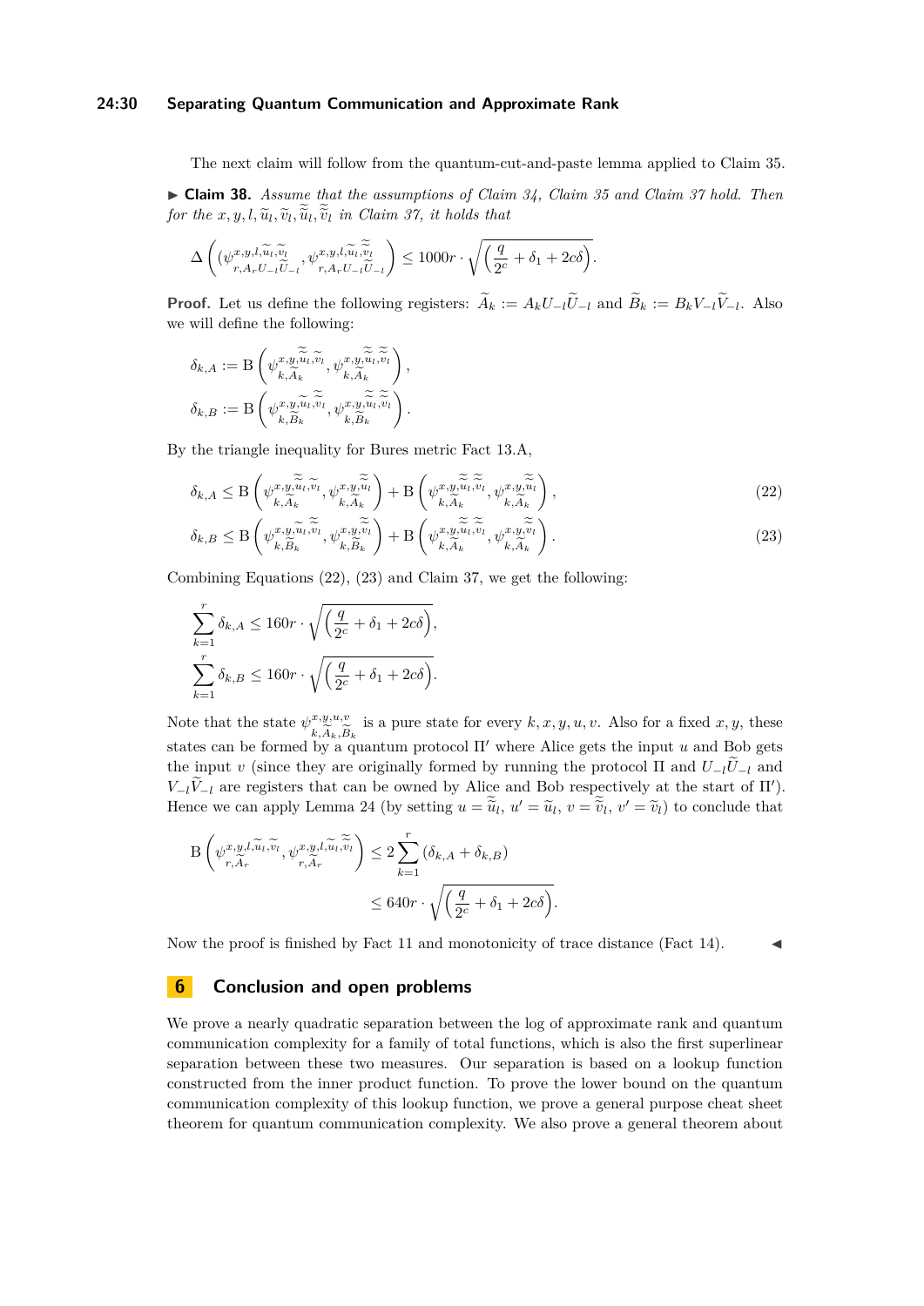The next claim will follow from the quantum-cut-and-paste lemma applied to Claim 35.

▶ **Claim 38.** *Assume that the assumptions of Claim 34, Claim 35 and Claim 37 hold. Then for the $x, y, l, \widetilde{u}_l, \widetilde{v}_l, \widetilde{\widetilde{u}}_l, \widetilde{\widetilde{v}}_l$ in Claim 37, it holds that*

$$\Delta\left(\psi^{x,y,l,\widetilde{u}_l,\widetilde{v}_l}_{r,A_rU_{-l}\widetilde{U}_{-l}}, \psi^{x,y,l,\widetilde{u}_l,\widetilde{\widetilde{v}}_l}_{r,A_rU_{-l}\widetilde{U}_{-l}}\right) \leq 1000r\cdot\sqrt{\left(\frac{q}{2^c}+\delta_1+2c\delta\right)}.$$

**Proof.** Let us define the following registers: $\widetilde{A}_k := A_kU_{-l}\widetilde{U}_{-l}$ and $\widetilde{B}_k := B_kV_{-l}\widetilde{V}_{-l}$. Also we will define the following:

$$\delta_{k,A} := \mathrm{B}\left(\psi^{x,y,\widetilde{\widetilde{u}}_l,\widetilde{v}_l}_{k,\widetilde{A}_k}, \psi^{x,y,\widetilde{\widetilde{u}}_l,\widetilde{\widetilde{v}}_l}_{k,\widetilde{A}_k}\right),$$

$$\delta_{k,B} := \mathrm{B}\left(\psi^{x,y,\widetilde{u}_l,\widetilde{\widetilde{v}}_l}_{k,\widetilde{B}_k}, \psi^{x,y,\widetilde{\widetilde{u}}_l,\widetilde{\widetilde{v}}_l}_{k,\widetilde{B}_k}\right).$$

By the triangle inequality for Bures metric Fact 13.A,

$$\delta_{k,A} \leq \mathrm{B}\left(\psi^{x,y,\widetilde{\widetilde{u}}_l,\widetilde{v}_l}_{k,\widetilde{A}_k}, \psi^{x,y,\widetilde{\widetilde{u}}_l}_{k,\widetilde{A}_k}\right) + \mathrm{B}\left(\psi^{x,y,\widetilde{\widetilde{u}}_l,\widetilde{\widetilde{v}}_l}_{k,\widetilde{A}_k}, \psi^{x,y,\widetilde{\widetilde{u}}_l}_{k,\widetilde{A}_k}\right), \tag{22}$$

$$\delta_{k,B} \leq \mathrm{B}\left(\psi^{x,y,\widetilde{u}_l,\widetilde{\widetilde{v}}_l}_{k,\widetilde{B}_k}, \psi^{x,y,\widetilde{\widetilde{v}}_l}_{k,\widetilde{B}_k}\right) + \mathrm{B}\left(\psi^{x,y,\widetilde{u}_l,\widetilde{v}_l}_{k,\widetilde{A}_k}, \psi^{x,y,\widetilde{v}_l}_{k,\widetilde{A}_k}\right). \tag{23}$$

Combining Equations (22), (23) and Claim 37, we get the following:

$$\sum_{k=1}^{r}\delta_{k,A} \leq 160r\cdot\sqrt{\left(\frac{q}{2^c}+\delta_1+2c\delta\right)},$$

$$\sum_{k=1}^{r}\delta_{k,B} \leq 160r\cdot\sqrt{\left(\frac{q}{2^c}+\delta_1+2c\delta\right)}.$$

Note that the state $\psi^{x,y,u,v}_{k,\widetilde{A}_k,\widetilde{B}_k}$ is a pure state for every $k, x, y, u, v$. Also for a fixed $x, y$, these states can be formed by a quantum protocol $\Pi'$ where Alice gets the input $u$ and Bob gets the input $v$ (since they are originally formed by running the protocol $\Pi$ and $U_{-l}\widetilde{U}_{-l}$ and $V_{-l}\widetilde{V}_{-l}$ are registers that can be owned by Alice and Bob respectively at the start of $\Pi'$). Hence we can apply Lemma 24 (by setting $u = \widetilde{\widetilde{u}}_l$, $u' = \widetilde{u}_l$, $v = \widetilde{\widetilde{v}}_l$, $v' = \widetilde{v}_l$) to conclude that

$$\begin{aligned}\mathrm{B}\left(\psi^{x,y,l,\widetilde{u}_l,\widetilde{v}_l}_{r,\widetilde{A}_r}, \psi^{x,y,l,\widetilde{u}_l,\widetilde{\widetilde{v}}_l}_{r,\widetilde{A}_r}\right) &\leq 2\sum_{k=1}^{r}(\delta_{k,A}+\delta_{k,B})\\ &\leq 640r\cdot\sqrt{\left(\frac{q}{2^c}+\delta_1+2c\delta\right)}.\end{aligned}$$

Now the proof is finished by Fact 11 and monotonicity of trace distance (Fact 14). ◀

## 6 Conclusion and open problems

We prove a nearly quadratic separation between the log of approximate rank and quantum communication complexity for a family of total functions, which is also the first superlinear separation between these two measures. Our separation is based on a lookup function constructed from the inner product function. To prove the lower bound on the quantum communication complexity of this lookup function, we prove a general purpose cheat sheet theorem for quantum communication complexity. We also prove a general theorem about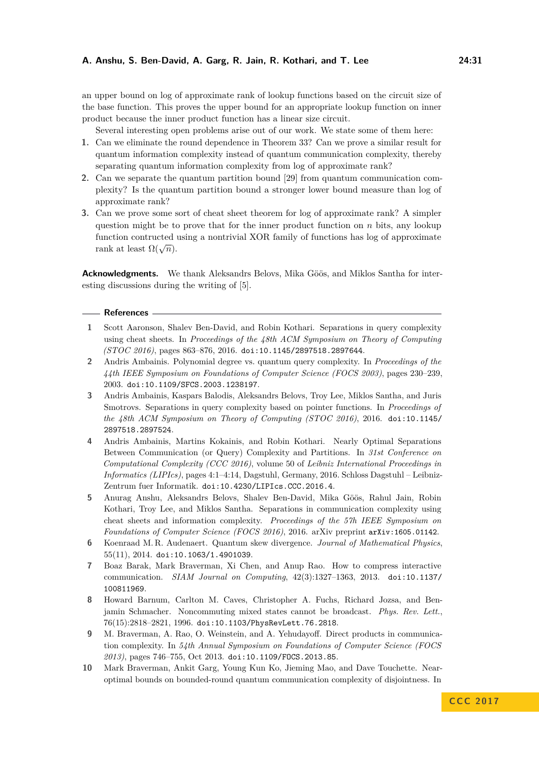an upper bound on log of approximate rank of lookup functions based on the circuit size of the base function. This proves the upper bound for an appropriate lookup function on inner product because the inner product function has a linear size circuit.

Several interesting open problems arise out of our work. We state some of them here:

1. Can we eliminate the round dependence in Theorem 33? Can we prove a similar result for quantum information complexity instead of quantum communication complexity, thereby separating quantum information complexity from log of approximate rank?
2. Can we separate the quantum partition bound [29] from quantum communication complexity? Is the quantum partition bound a stronger lower bound measure than log of approximate rank?
3. Can we prove some sort of cheat sheet theorem for log of approximate rank? A simpler question might be to prove that for the inner product function on $n$ bits, any lookup function contructed using a nontrivial XOR family of functions has log of approximate rank at least $\Omega(\sqrt{n})$.

**Acknowledgments.** We thank Aleksandrs Belovs, Mika Göös, and Miklos Santha for interesting discussions during the writing of [5].

## References

1. Scott Aaronson, Shalev Ben-David, and Robin Kothari. Separations in query complexity using cheat sheets. In *Proceedings of the 48th ACM Symposium on Theory of Computing (STOC 2016)*, pages 863–876, 2016. doi:10.1145/2897518.2897644.
2. Andris Ambainis. Polynomial degree vs. quantum query complexity. In *Proceedings of the 44th IEEE Symposium on Foundations of Computer Science (FOCS 2003)*, pages 230–239, 2003. doi:10.1109/SFCS.2003.1238197.
3. Andris Ambainis, Kaspars Balodis, Aleksandrs Belovs, Troy Lee, Miklos Santha, and Juris Smotrovs. Separations in query complexity based on pointer functions. In *Proceedings of the 48th ACM Symposium on Theory of Computing (STOC 2016)*, 2016. doi:10.1145/2897518.2897524.
4. Andris Ambainis, Martins Kokainis, and Robin Kothari. Nearly Optimal Separations Between Communication (or Query) Complexity and Partitions. In *31st Conference on Computational Complexity (CCC 2016)*, volume 50 of *Leibniz International Proceedings in Informatics (LIPIcs)*, pages 4:1–4:14, Dagstuhl, Germany, 2016. Schloss Dagstuhl – Leibniz-Zentrum fuer Informatik. doi:10.4230/LIPIcs.CCC.2016.4.
5. Anurag Anshu, Aleksandrs Belovs, Shalev Ben-David, Mika Göös, Rahul Jain, Robin Kothari, Troy Lee, and Miklos Santha. Separations in communication complexity using cheat sheets and information complexity. *Proceedings of the 57h IEEE Symposium on Foundations of Computer Science (FOCS 2016)*, 2016. arXiv preprint arXiv:1605.01142.
6. Koenraad M. R. Audenaert. Quantum skew divergence. *Journal of Mathematical Physics*, 55(11), 2014. doi:10.1063/1.4901039.
7. Boaz Barak, Mark Braverman, Xi Chen, and Anup Rao. How to compress interactive communication. *SIAM Journal on Computing*, 42(3):1327–1363, 2013. doi:10.1137/100811969.
8. Howard Barnum, Carlton M. Caves, Christopher A. Fuchs, Richard Jozsa, and Benjamin Schmacher. Noncommuting mixed states cannot be broadcast. *Phys. Rev. Lett.*, 76(15):2818–2821, 1996. doi:10.1103/PhysRevLett.76.2818.
9. M. Braverman, A. Rao, O. Weinstein, and A. Yehudayoff. Direct products in communication complexity. In *54th Annual Symposium on Foundations of Computer Science (FOCS 2013)*, pages 746–755, Oct 2013. doi:10.1109/FOCS.2013.85.
10. Mark Braverman, Ankit Garg, Young Kun Ko, Jieming Mao, and Dave Touchette. Near-optimal bounds on bounded-round quantum communication complexity of disjointness. In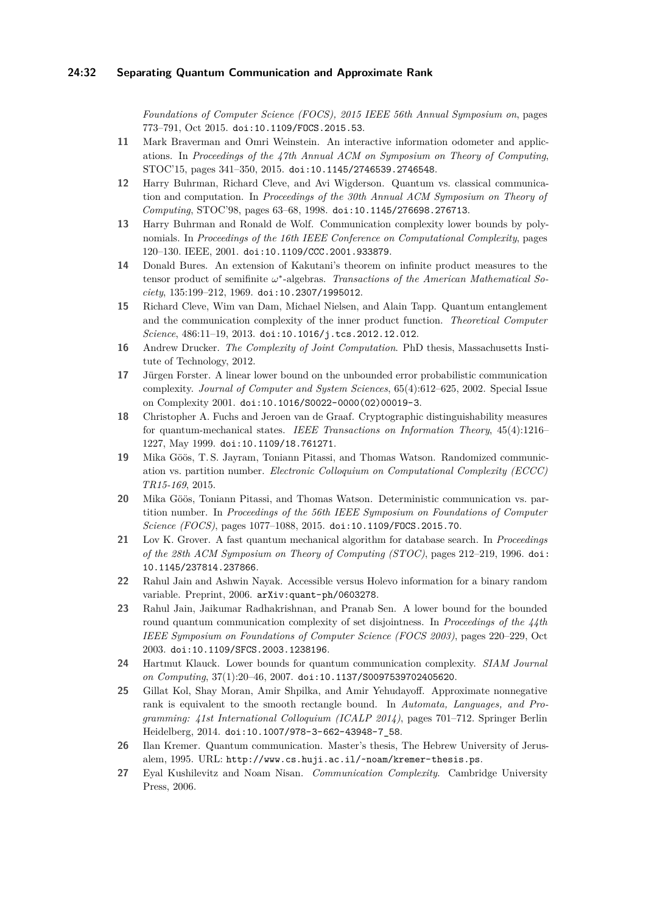*Foundations of Computer Science (FOCS), 2015 IEEE 56th Annual Symposium on*, pages 773–791, Oct 2015. doi:10.1109/FOCS.2015.53.

**11** Mark Braverman and Omri Weinstein. An interactive information odometer and applications. In *Proceedings of the 47th Annual ACM on Symposium on Theory of Computing*, STOC'15, pages 341–350, 2015. doi:10.1145/2746539.2746548.

**12** Harry Buhrman, Richard Cleve, and Avi Wigderson. Quantum vs. classical communication and computation. In *Proceedings of the 30th Annual ACM Symposium on Theory of Computing*, STOC'98, pages 63–68, 1998. doi:10.1145/276698.276713.

**13** Harry Buhrman and Ronald de Wolf. Communication complexity lower bounds by polynomials. In *Proceedings of the 16th IEEE Conference on Computational Complexity*, pages 120–130. IEEE, 2001. doi:10.1109/CCC.2001.933879.

**14** Donald Bures. An extension of Kakutani's theorem on infinite product measures to the tensor product of semifinite $\omega^*$-algebras. *Transactions of the American Mathematical Society*, 135:199–212, 1969. doi:10.2307/1995012.

**15** Richard Cleve, Wim van Dam, Michael Nielsen, and Alain Tapp. Quantum entanglement and the communication complexity of the inner product function. *Theoretical Computer Science*, 486:11–19, 2013. doi:10.1016/j.tcs.2012.12.012.

**16** Andrew Drucker. *The Complexity of Joint Computation*. PhD thesis, Massachusetts Institute of Technology, 2012.

**17** Jürgen Forster. A linear lower bound on the unbounded error probabilistic communication complexity. *Journal of Computer and System Sciences*, 65(4):612–625, 2002. Special Issue on Complexity 2001. doi:10.1016/S0022-0000(02)00019-3.

**18** Christopher A. Fuchs and Jeroen van de Graaf. Cryptographic distinguishability measures for quantum-mechanical states. *IEEE Transactions on Information Theory*, 45(4):1216–1227, May 1999. doi:10.1109/18.761271.

**19** Mika Göös, T. S. Jayram, Toniann Pitassi, and Thomas Watson. Randomized communication vs. partition number. *Electronic Colloquium on Computational Complexity (ECCC) TR15-169*, 2015.

**20** Mika Göös, Toniann Pitassi, and Thomas Watson. Deterministic communication vs. partition number. In *Proceedings of the 56th IEEE Symposium on Foundations of Computer Science (FOCS)*, pages 1077–1088, 2015. doi:10.1109/FOCS.2015.70.

**21** Lov K. Grover. A fast quantum mechanical algorithm for database search. In *Proceedings of the 28th ACM Symposium on Theory of Computing (STOC)*, pages 212–219, 1996. doi:10.1145/237814.237866.

**22** Rahul Jain and Ashwin Nayak. Accessible versus Holevo information for a binary random variable. Preprint, 2006. arXiv:quant-ph/0603278.

**23** Rahul Jain, Jaikumar Radhakrishnan, and Pranab Sen. A lower bound for the bounded round quantum communication complexity of set disjointness. In *Proceedings of the 44th IEEE Symposium on Foundations of Computer Science (FOCS 2003)*, pages 220–229, Oct 2003. doi:10.1109/SFCS.2003.1238196.

**24** Hartmut Klauck. Lower bounds for quantum communication complexity. *SIAM Journal on Computing*, 37(1):20–46, 2007. doi:10.1137/S0097539702405620.

**25** Gillat Kol, Shay Moran, Amir Shpilka, and Amir Yehudayoff. Approximate nonnegative rank is equivalent to the smooth rectangle bound. In *Automata, Languages, and Programming: 41st International Colloquium (ICALP 2014)*, pages 701–712. Springer Berlin Heidelberg, 2014. doi:10.1007/978-3-662-43948-7_58.

**26** Ilan Kremer. Quantum communication. Master's thesis, The Hebrew University of Jerusalem, 1995. URL: http://www.cs.huji.ac.il/~noam/kremer-thesis.ps.

**27** Eyal Kushilevitz and Noam Nisan. *Communication Complexity*. Cambridge University Press, 2006.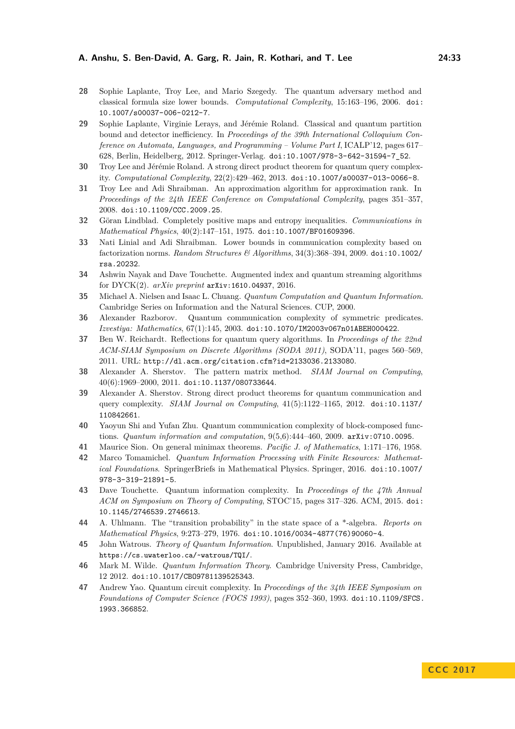28 Sophie Laplante, Troy Lee, and Mario Szegedy. The quantum adversary method and classical formula size lower bounds. *Computational Complexity*, 15:163–196, 2006. doi:10.1007/s00037-006-0212-7.

29 Sophie Laplante, Virginie Lerays, and Jérémie Roland. Classical and quantum partition bound and detector inefficiency. In *Proceedings of the 39th International Colloquium Conference on Automata, Languages, and Programming – Volume Part I*, ICALP'12, pages 617–628, Berlin, Heidelberg, 2012. Springer-Verlag. doi:10.1007/978-3-642-31594-7_52.

30 Troy Lee and Jérémie Roland. A strong direct product theorem for quantum query complexity. *Computational Complexity*, 22(2):429–462, 2013. doi:10.1007/s00037-013-0066-8.

31 Troy Lee and Adi Shraibman. An approximation algorithm for approximation rank. In *Proceedings of the 24th IEEE Conference on Computational Complexity*, pages 351–357, 2008. doi:10.1109/CCC.2009.25.

32 Göran Lindblad. Completely positive maps and entropy inequalities. *Communications in Mathematical Physics*, 40(2):147–151, 1975. doi:10.1007/BF01609396.

33 Nati Linial and Adi Shraibman. Lower bounds in communication complexity based on factorization norms. *Random Structures & Algorithms*, 34(3):368–394, 2009. doi:10.1002/rsa.20232.

34 Ashwin Nayak and Dave Touchette. Augmented index and quantum streaming algorithms for DYCK(2). *arXiv preprint* arXiv:1610.04937, 2016.

35 Michael A. Nielsen and Isaac L. Chuang. *Quantum Computation and Quantum Information*. Cambridge Series on Information and the Natural Sciences. CUP, 2000.

36 Alexander Razborov. Quantum communication complexity of symmetric predicates. *Izvestiya: Mathematics*, 67(1):145, 2003. doi:10.1070/IM2003v067n01ABEH000422.

37 Ben W. Reichardt. Reflections for quantum query algorithms. In *Proceedings of the 22nd ACM-SIAM Symposium on Discrete Algorithms (SODA 2011)*, SODA'11, pages 560–569, 2011. URL: http://dl.acm.org/citation.cfm?id=2133036.2133080.

38 Alexander A. Sherstov. The pattern matrix method. *SIAM Journal on Computing*, 40(6):1969–2000, 2011. doi:10.1137/080733644.

39 Alexander A. Sherstov. Strong direct product theorems for quantum communication and query complexity. *SIAM Journal on Computing*, 41(5):1122–1165, 2012. doi:10.1137/110842661.

40 Yaoyun Shi and Yufan Zhu. Quantum communication complexity of block-composed functions. *Quantum information and computation*, 9(5,6):444–460, 2009. arXiv:0710.0095.

41 Maurice Sion. On general minimax theorems. *Pacific J. of Mathematics*, 1:171–176, 1958.

42 Marco Tomamichel. *Quantum Information Processing with Finite Resources: Mathematical Foundations*. SpringerBriefs in Mathematical Physics. Springer, 2016. doi:10.1007/978-3-319-21891-5.

43 Dave Touchette. Quantum information complexity. In *Proceedings of the 47th Annual ACM on Symposium on Theory of Computing*, STOC'15, pages 317–326. ACM, 2015. doi:10.1145/2746539.2746613.

44 A. Uhlmann. The "transition probability" in the state space of a *-algebra. *Reports on Mathematical Physics*, 9:273–279, 1976. doi:10.1016/0034-4877(76)90060-4.

45 John Watrous. *Theory of Quantum Information*. Unpublished, January 2016. Available at https://cs.uwaterloo.ca/~watrous/TQI/.

46 Mark M. Wilde. *Quantum Information Theory*. Cambridge University Press, Cambridge, 12 2012. doi:10.1017/CBO9781139525343.

47 Andrew Yao. Quantum circuit complexity. In *Proceedings of the 34th IEEE Symposium on Foundations of Computer Science (FOCS 1993)*, pages 352–360, 1993. doi:10.1109/SFCS.1993.366852.